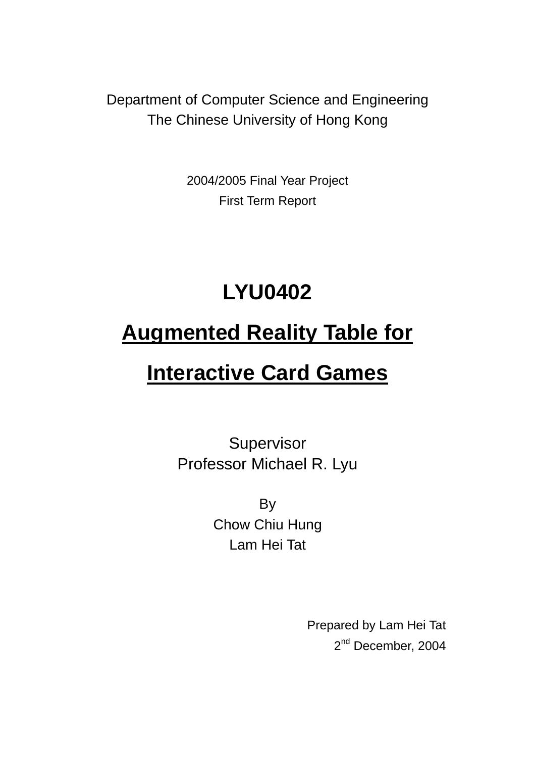Department of Computer Science and Engineering
The Chinese University of Hong Kong

2004/2005 Final Year Project
First Term Report

# LYU0402

# Augmented Reality Table for Interactive Card Games

Supervisor
Professor Michael R. Lyu

By
Chow Chiu Hung
Lam Hei Tat

Prepared by Lam Hei Tat
2nd December, 2004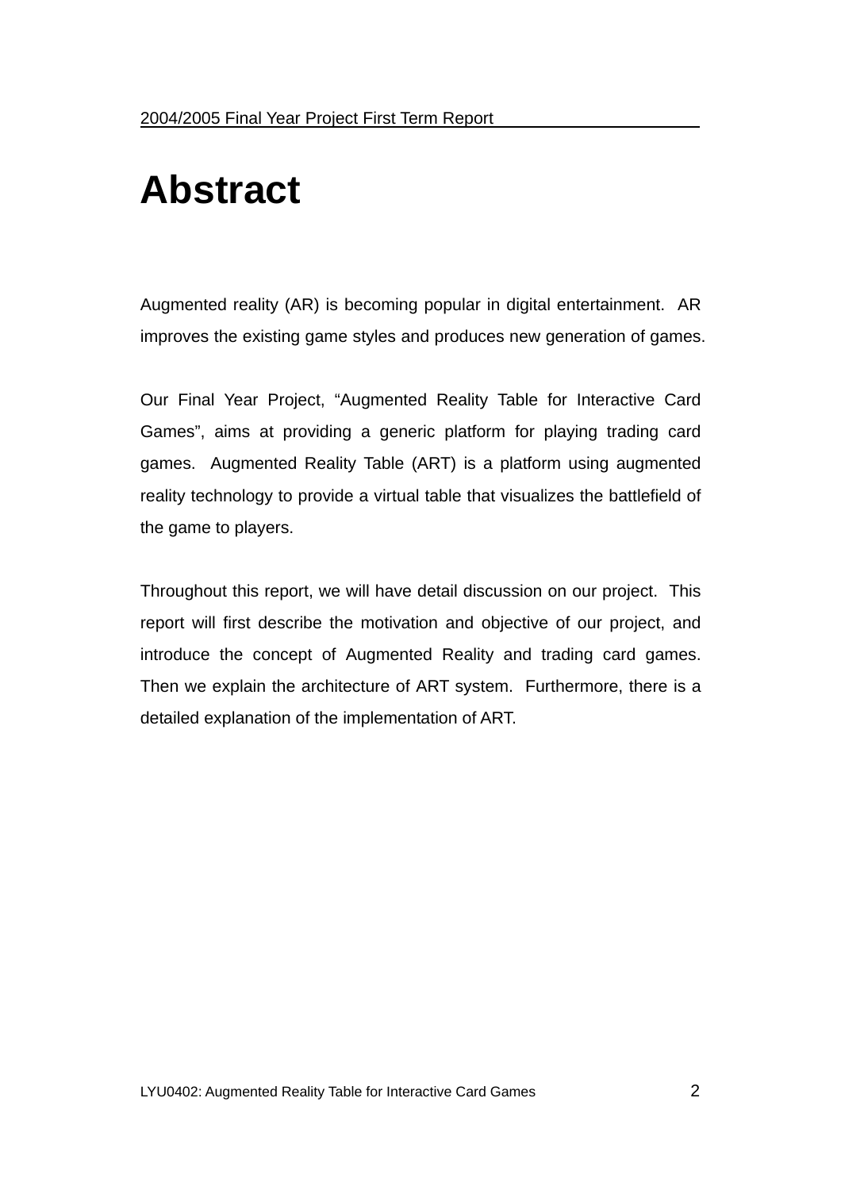# Abstract

Augmented reality (AR) is becoming popular in digital entertainment. AR improves the existing game styles and produces new generation of games.

Our Final Year Project, "Augmented Reality Table for Interactive Card Games", aims at providing a generic platform for playing trading card games. Augmented Reality Table (ART) is a platform using augmented reality technology to provide a virtual table that visualizes the battlefield of the game to players.

Throughout this report, we will have detail discussion on our project. This report will first describe the motivation and objective of our project, and introduce the concept of Augmented Reality and trading card games. Then we explain the architecture of ART system. Furthermore, there is a detailed explanation of the implementation of ART.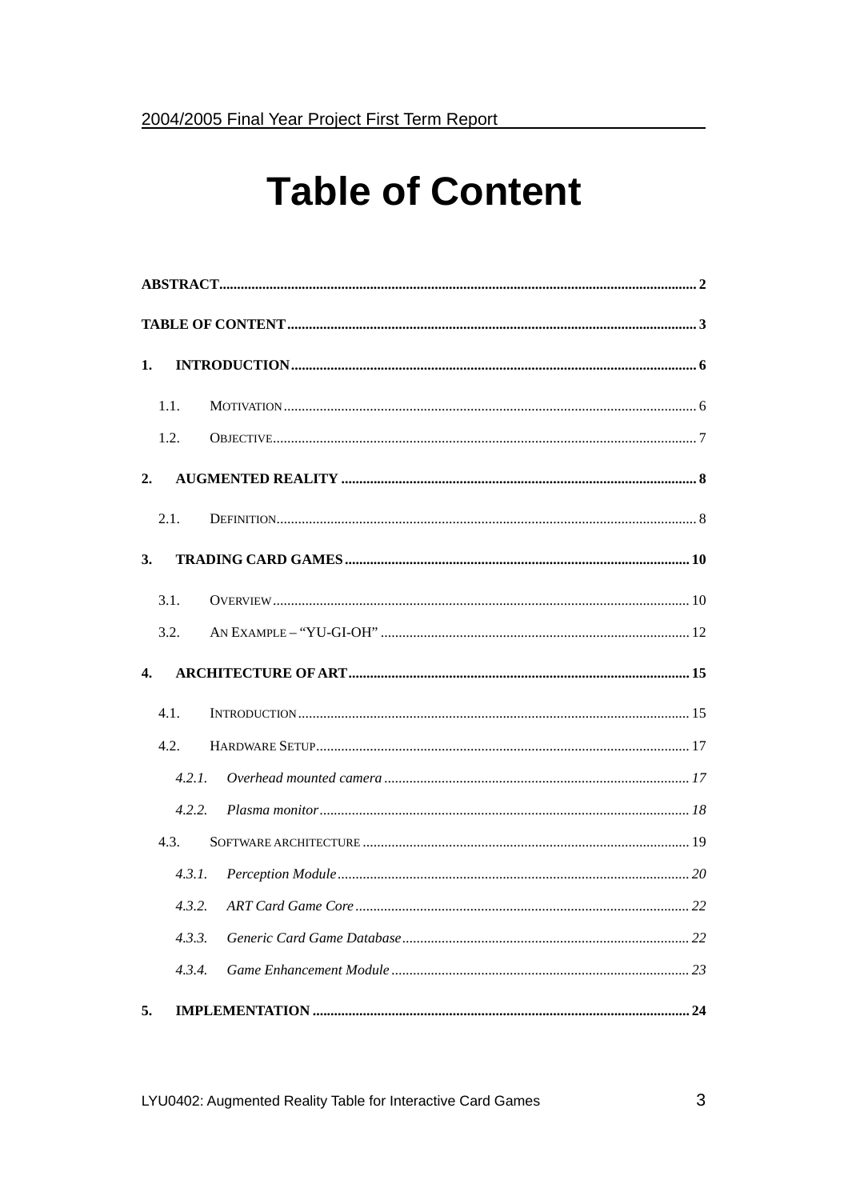# Table of Content

ABSTRACT .......... 2

TABLE OF CONTENT .......... 3

1. INTRODUCTION .......... 6
   - 1.1. MOTIVATION .......... 6
   - 1.2. OBJECTIVE .......... 7
2. AUGMENTED REALITY .......... 8
   - 2.1. DEFINITION .......... 8
3. TRADING CARD GAMES .......... 10
   - 3.1. OVERVIEW .......... 10
   - 3.2. AN EXAMPLE – "YU-GI-OH" .......... 12
4. ARCHITECTURE OF ART .......... 15
   - 4.1. INTRODUCTION .......... 15
   - 4.2. HARDWARE SETUP .......... 17
     - *4.2.1. Overhead mounted camera .......... 17*
     - *4.2.2. Plasma monitor .......... 18*
   - 4.3. SOFTWARE ARCHITECTURE .......... 19
     - *4.3.1. Perception Module .......... 20*
     - *4.3.2. ART Card Game Core .......... 22*
     - *4.3.3. Generic Card Game Database .......... 22*
     - *4.3.4. Game Enhancement Module .......... 23*
5. IMPLEMENTATION .......... 24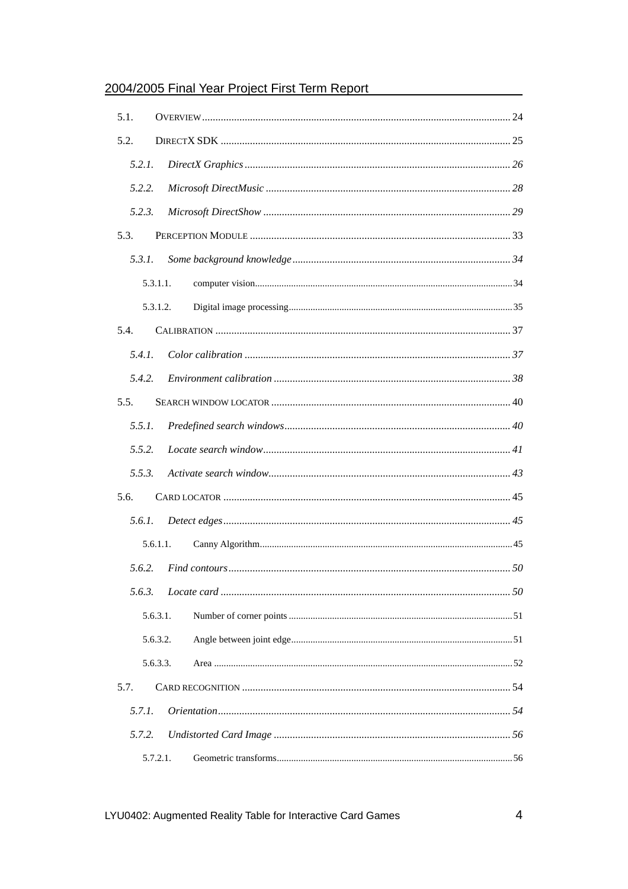5.1. OVERVIEW ... 24

5.2. DIRECTX SDK ... 25

*5.2.1. DirectX Graphics* ... 26

*5.2.2. Microsoft DirectMusic* ... 28

*5.2.3. Microsoft DirectShow* ... 29

5.3. PERCEPTION MODULE ... 33

*5.3.1. Some background knowledge* ... 34

5.3.1.1. computer vision ... 34

5.3.1.2. Digital image processing ... 35

5.4. CALIBRATION ... 37

*5.4.1. Color calibration* ... 37

*5.4.2. Environment calibration* ... 38

5.5. SEARCH WINDOW LOCATOR ... 40

*5.5.1. Predefined search windows* ... 40

*5.5.2. Locate search window* ... 41

*5.5.3. Activate search window* ... 43

5.6. CARD LOCATOR ... 45

*5.6.1. Detect edges* ... 45

5.6.1.1. Canny Algorithm ... 45

*5.6.2. Find contours* ... 50

*5.6.3. Locate card* ... 50

5.6.3.1. Number of corner points ... 51

5.6.3.2. Angle between joint edge ... 51

5.6.3.3. Area ... 52

5.7. CARD RECOGNITION ... 54

*5.7.1. Orientation* ... 54

*5.7.2. Undistorted Card Image* ... 56

5.7.2.1. Geometric transforms ... 56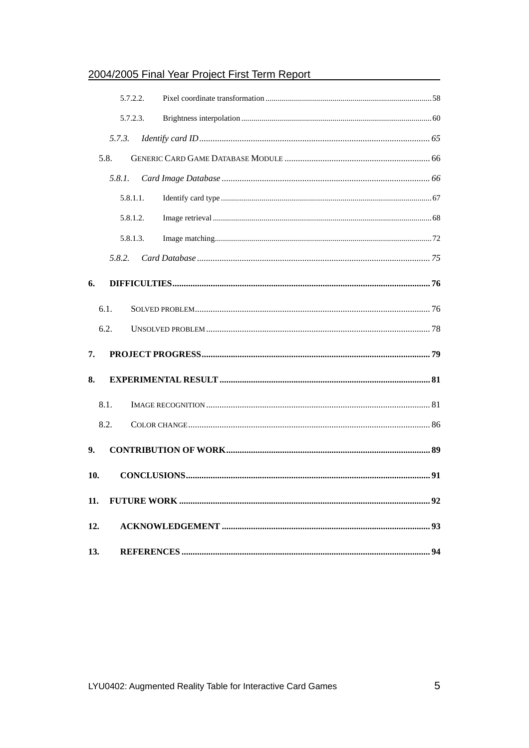5.7.2.2. Pixel coordinate transformation ........ 58

5.7.2.3. Brightness interpolation ........ 60

*5.7.3. Identify card ID ........ 65*

5.8. GENERIC CARD GAME DATABASE MODULE ........ 66

*5.8.1. Card Image Database ........ 66*

5.8.1.1. Identify card type ........ 67

5.8.1.2. Image retrieval ........ 68

5.8.1.3. Image matching ........ 72

*5.8.2. Card Database ........ 75*

**6. DIFFICULTIES ........ 76**

6.1. SOLVED PROBLEM ........ 76

6.2. UNSOLVED PROBLEM ........ 78

**7. PROJECT PROGRESS ........ 79**

**8. EXPERIMENTAL RESULT ........ 81**

8.1. IMAGE RECOGNITION ........ 81

8.2. COLOR CHANGE ........ 86

**9. CONTRIBUTION OF WORK ........ 89**

**10. CONCLUSIONS ........ 91**

**11. FUTURE WORK ........ 92**

**12. ACKNOWLEDGEMENT ........ 93**

**13. REFERENCES ........ 94**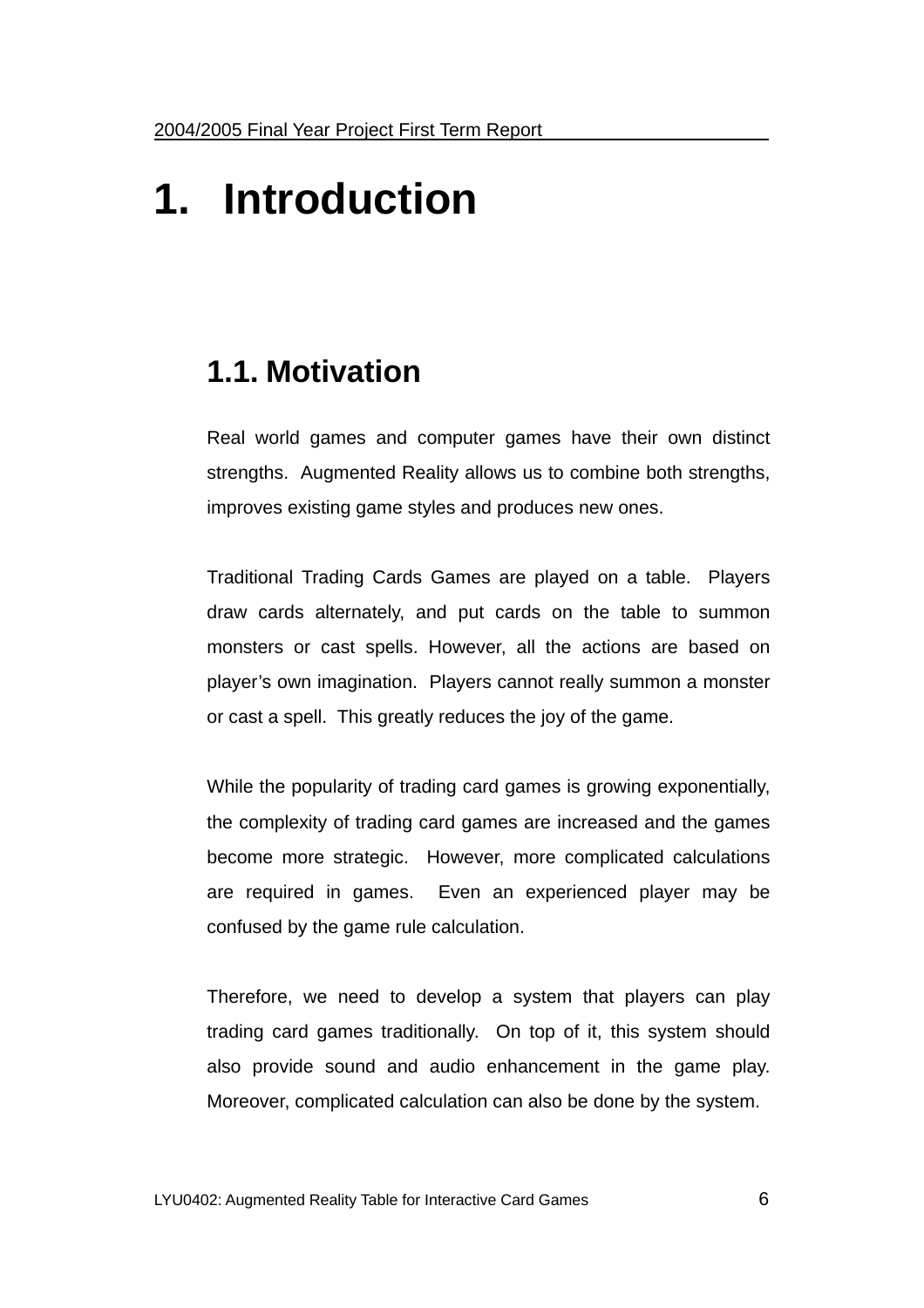# 1. Introduction

## 1.1. Motivation

Real world games and computer games have their own distinct strengths. Augmented Reality allows us to combine both strengths, improves existing game styles and produces new ones.

Traditional Trading Cards Games are played on a table. Players draw cards alternately, and put cards on the table to summon monsters or cast spells. However, all the actions are based on player's own imagination. Players cannot really summon a monster or cast a spell. This greatly reduces the joy of the game.

While the popularity of trading card games is growing exponentially, the complexity of trading card games are increased and the games become more strategic. However, more complicated calculations are required in games. Even an experienced player may be confused by the game rule calculation.

Therefore, we need to develop a system that players can play trading card games traditionally. On top of it, this system should also provide sound and audio enhancement in the game play. Moreover, complicated calculation can also be done by the system.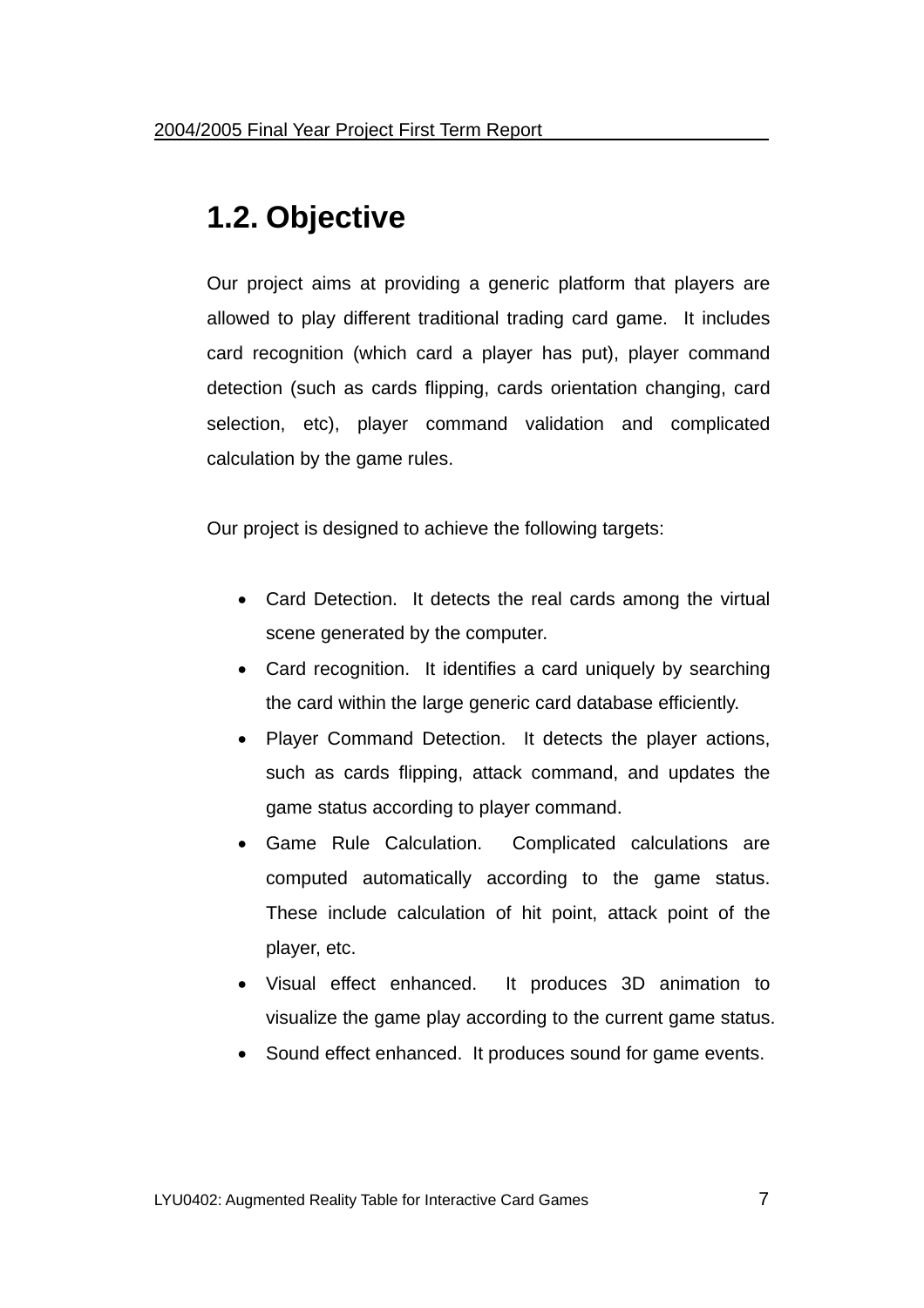## 1.2. Objective

Our project aims at providing a generic platform that players are allowed to play different traditional trading card game. It includes card recognition (which card a player has put), player command detection (such as cards flipping, cards orientation changing, card selection, etc), player command validation and complicated calculation by the game rules.

Our project is designed to achieve the following targets:

- Card Detection. It detects the real cards among the virtual scene generated by the computer.
- Card recognition. It identifies a card uniquely by searching the card within the large generic card database efficiently.
- Player Command Detection. It detects the player actions, such as cards flipping, attack command, and updates the game status according to player command.
- Game Rule Calculation. Complicated calculations are computed automatically according to the game status. These include calculation of hit point, attack point of the player, etc.
- Visual effect enhanced. It produces 3D animation to visualize the game play according to the current game status.
- Sound effect enhanced. It produces sound for game events.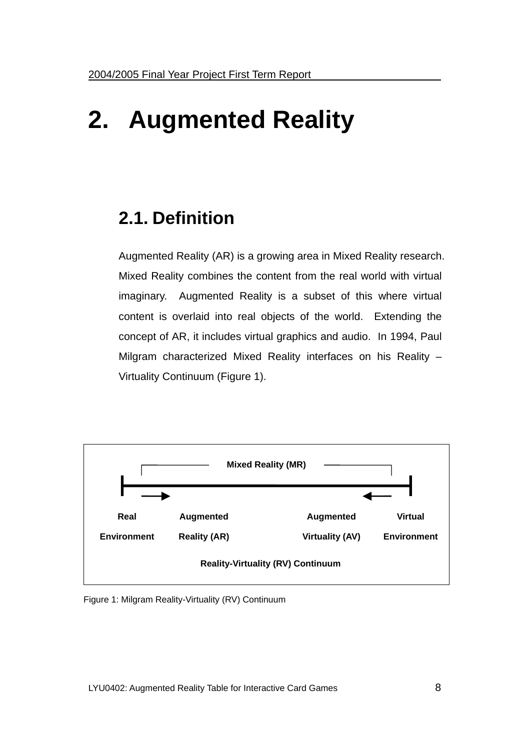# 2. Augmented Reality

## 2.1. Definition

Augmented Reality (AR) is a growing area in Mixed Reality research. Mixed Reality combines the content from the real world with virtual imaginary. Augmented Reality is a subset of this where virtual content is overlaid into real objects of the world. Extending the concept of AR, it includes virtual graphics and audio. In 1994, Paul Milgram characterized Mixed Reality interfaces on his Reality – Virtuality Continuum (Figure 1).

Mixed Reality (MR)

Real Environment | Augmented Reality (AR) | Augmented Virtuality (AV) | Virtual Environment

Reality-Virtuality (RV) Continuum

Figure 1: Milgram Reality-Virtuality (RV) Continuum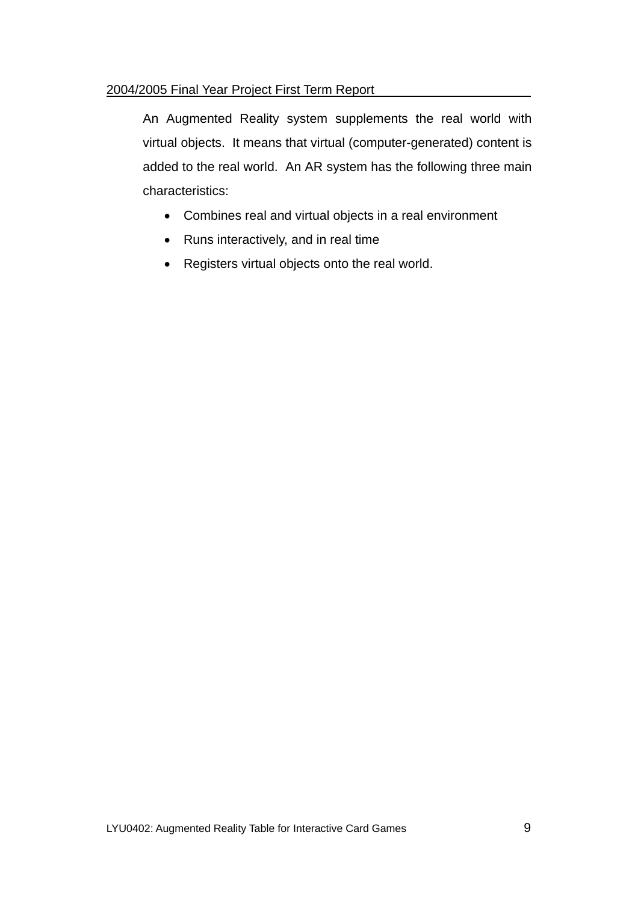An Augmented Reality system supplements the real world with virtual objects. It means that virtual (computer-generated) content is added to the real world. An AR system has the following three main characteristics:

- Combines real and virtual objects in a real environment
- Runs interactively, and in real time
- Registers virtual objects onto the real world.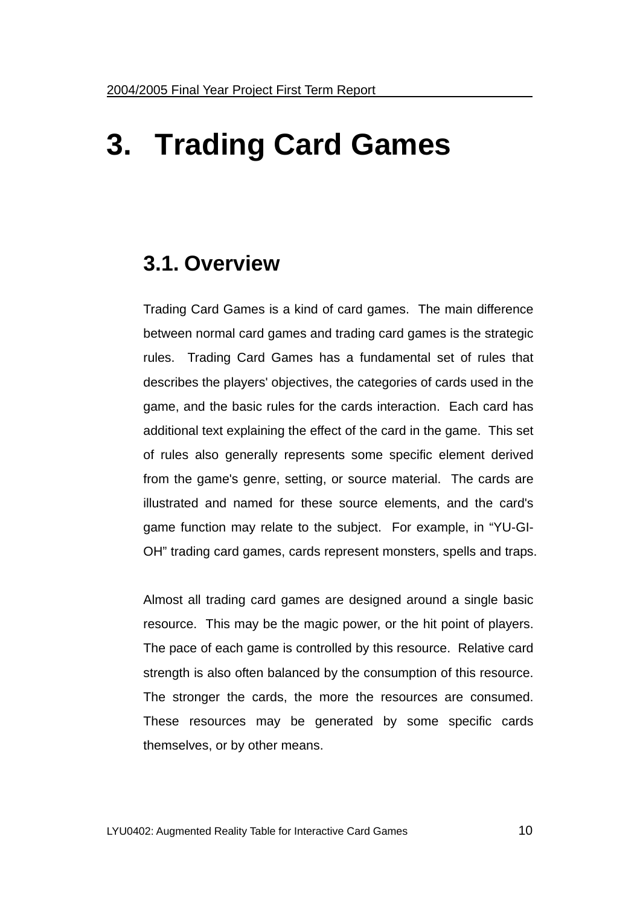# 3. Trading Card Games

## 3.1. Overview

Trading Card Games is a kind of card games. The main difference between normal card games and trading card games is the strategic rules. Trading Card Games has a fundamental set of rules that describes the players' objectives, the categories of cards used in the game, and the basic rules for the cards interaction. Each card has additional text explaining the effect of the card in the game. This set of rules also generally represents some specific element derived from the game's genre, setting, or source material. The cards are illustrated and named for these source elements, and the card's game function may relate to the subject. For example, in "YU-GI-OH" trading card games, cards represent monsters, spells and traps.

Almost all trading card games are designed around a single basic resource. This may be the magic power, or the hit point of players. The pace of each game is controlled by this resource. Relative card strength is also often balanced by the consumption of this resource. The stronger the cards, the more the resources are consumed. These resources may be generated by some specific cards themselves, or by other means.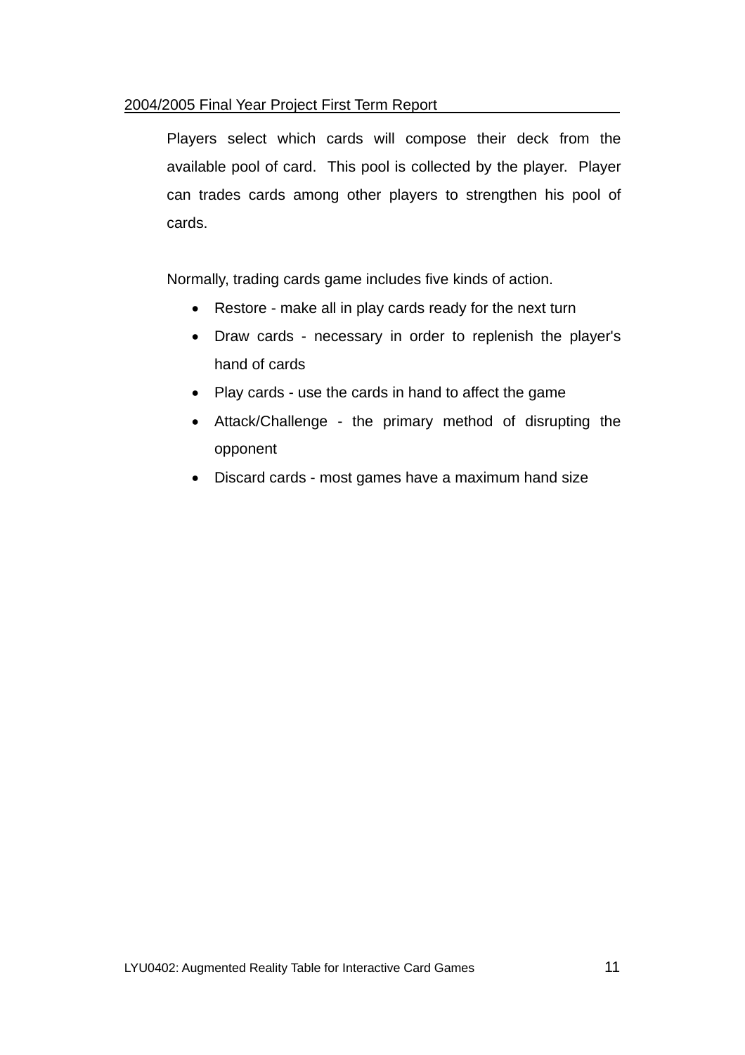Players select which cards will compose their deck from the available pool of card. This pool is collected by the player. Player can trades cards among other players to strengthen his pool of cards.

Normally, trading cards game includes five kinds of action.

- Restore - make all in play cards ready for the next turn
- Draw cards - necessary in order to replenish the player's hand of cards
- Play cards - use the cards in hand to affect the game
- Attack/Challenge - the primary method of disrupting the opponent
- Discard cards - most games have a maximum hand size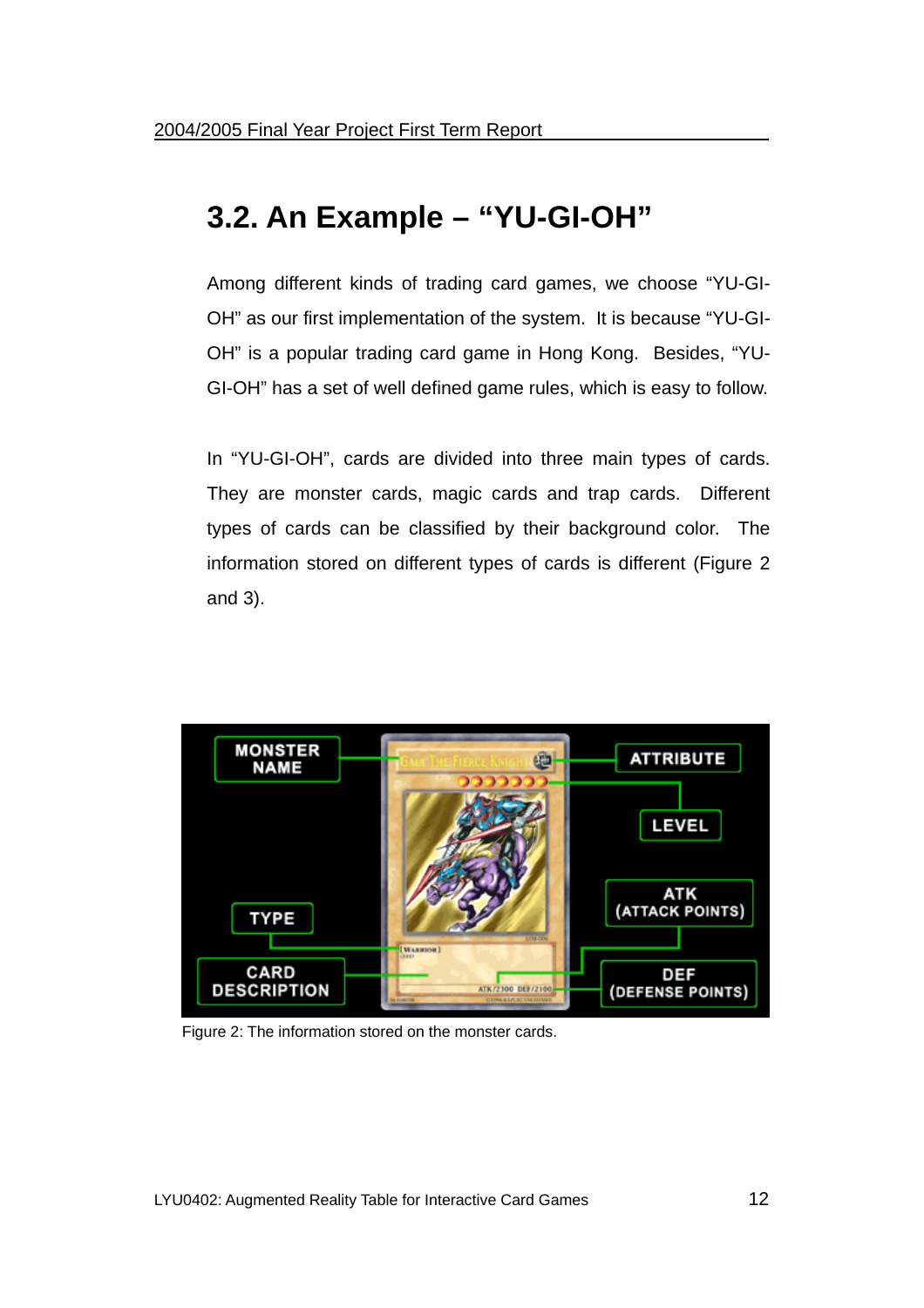## 3.2. An Example – “YU-GI-OH”

Among different kinds of trading card games, we choose “YU-GI-OH” as our first implementation of the system. It is because “YU-GI-OH” is a popular trading card game in Hong Kong. Besides, “YU-GI-OH” has a set of well defined game rules, which is easy to follow.

In “YU-GI-OH”, cards are divided into three main types of cards. They are monster cards, magic cards and trap cards. Different types of cards can be classified by their background color. The information stored on different types of cards is different (Figure 2 and 3).

Figure 2: The information stored on the monster cards.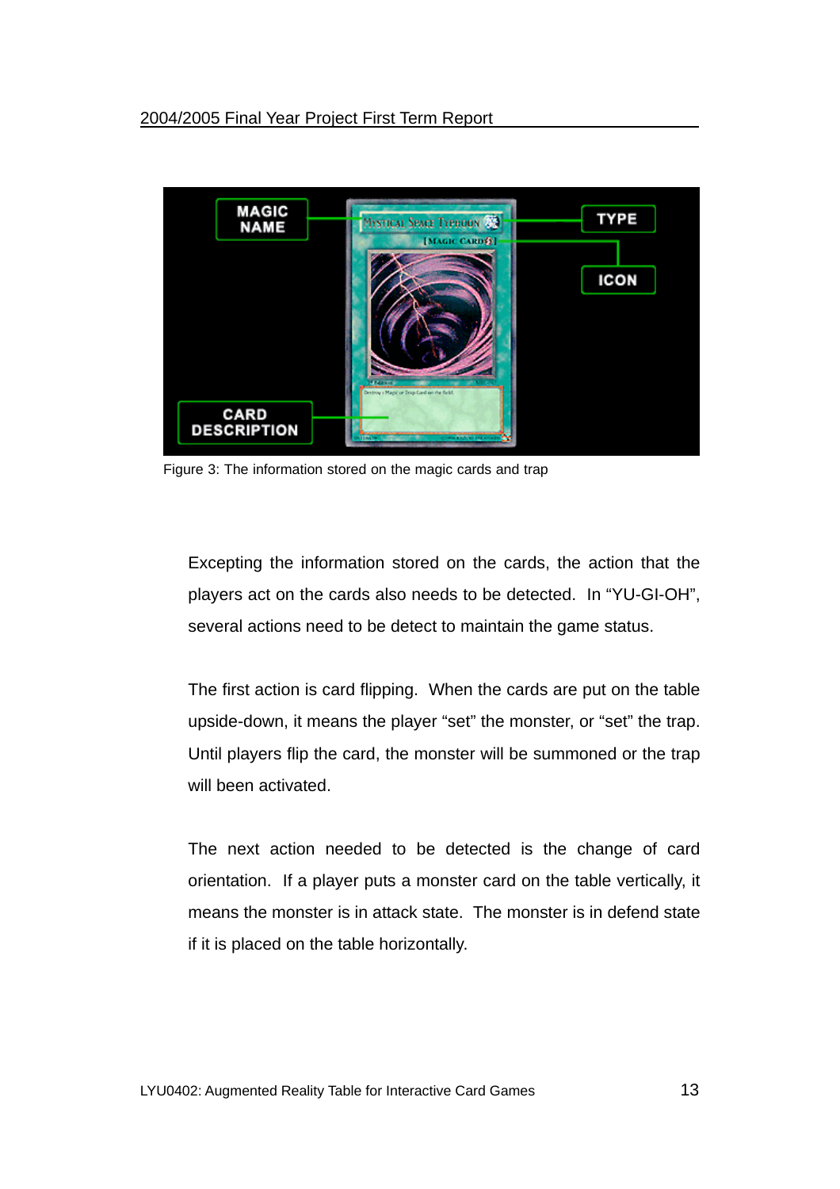Figure 3: The information stored on the magic cards and trap

Excepting the information stored on the cards, the action that the players act on the cards also needs to be detected. In “YU-GI-OH”, several actions need to be detect to maintain the game status.

The first action is card flipping. When the cards are put on the table upside-down, it means the player “set” the monster, or “set” the trap. Until players flip the card, the monster will be summoned or the trap will been activated.

The next action needed to be detected is the change of card orientation. If a player puts a monster card on the table vertically, it means the monster is in attack state. The monster is in defend state if it is placed on the table horizontally.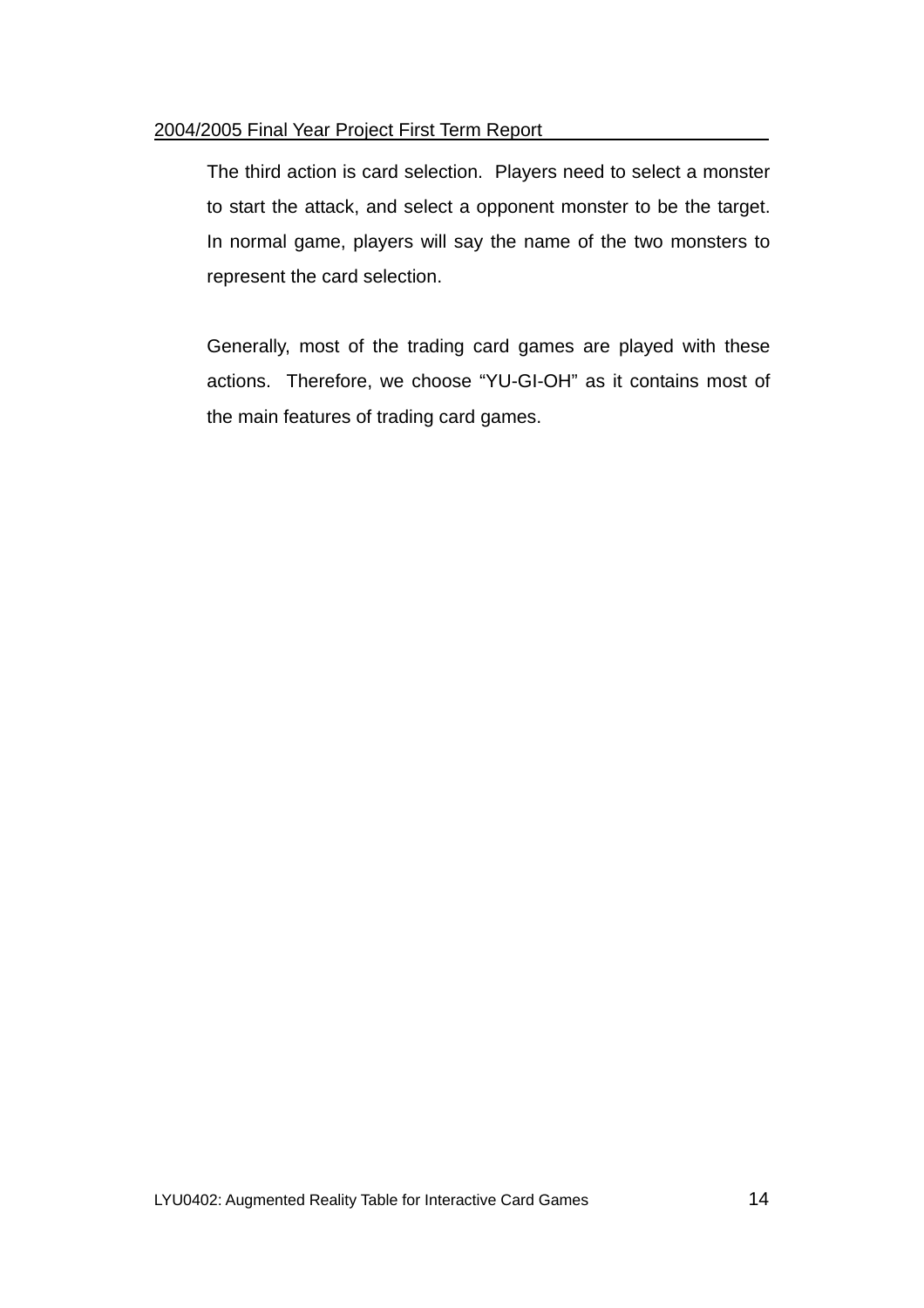The third action is card selection. Players need to select a monster to start the attack, and select a opponent monster to be the target. In normal game, players will say the name of the two monsters to represent the card selection.

Generally, most of the trading card games are played with these actions. Therefore, we choose “YU-GI-OH” as it contains most of the main features of trading card games.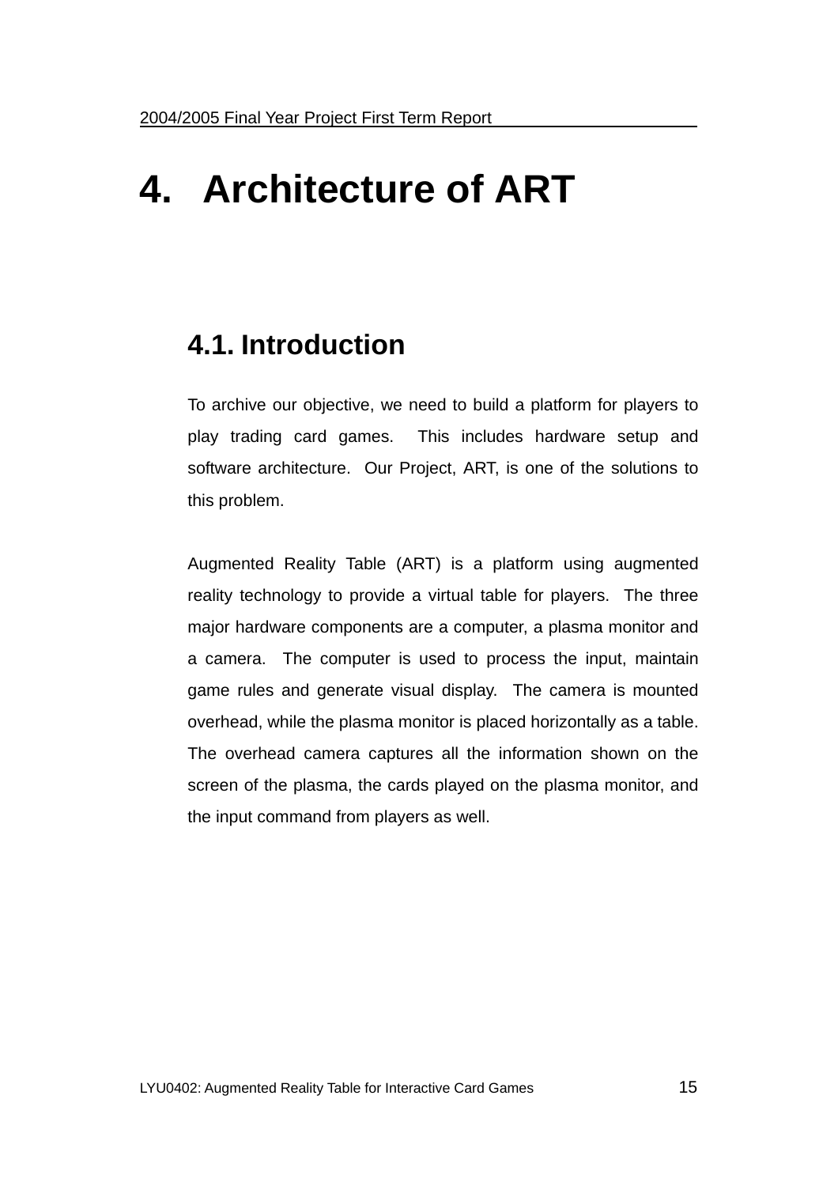# 4. Architecture of ART

## 4.1. Introduction

To archive our objective, we need to build a platform for players to play trading card games. This includes hardware setup and software architecture. Our Project, ART, is one of the solutions to this problem.

Augmented Reality Table (ART) is a platform using augmented reality technology to provide a virtual table for players. The three major hardware components are a computer, a plasma monitor and a camera. The computer is used to process the input, maintain game rules and generate visual display. The camera is mounted overhead, while the plasma monitor is placed horizontally as a table. The overhead camera captures all the information shown on the screen of the plasma, the cards played on the plasma monitor, and the input command from players as well.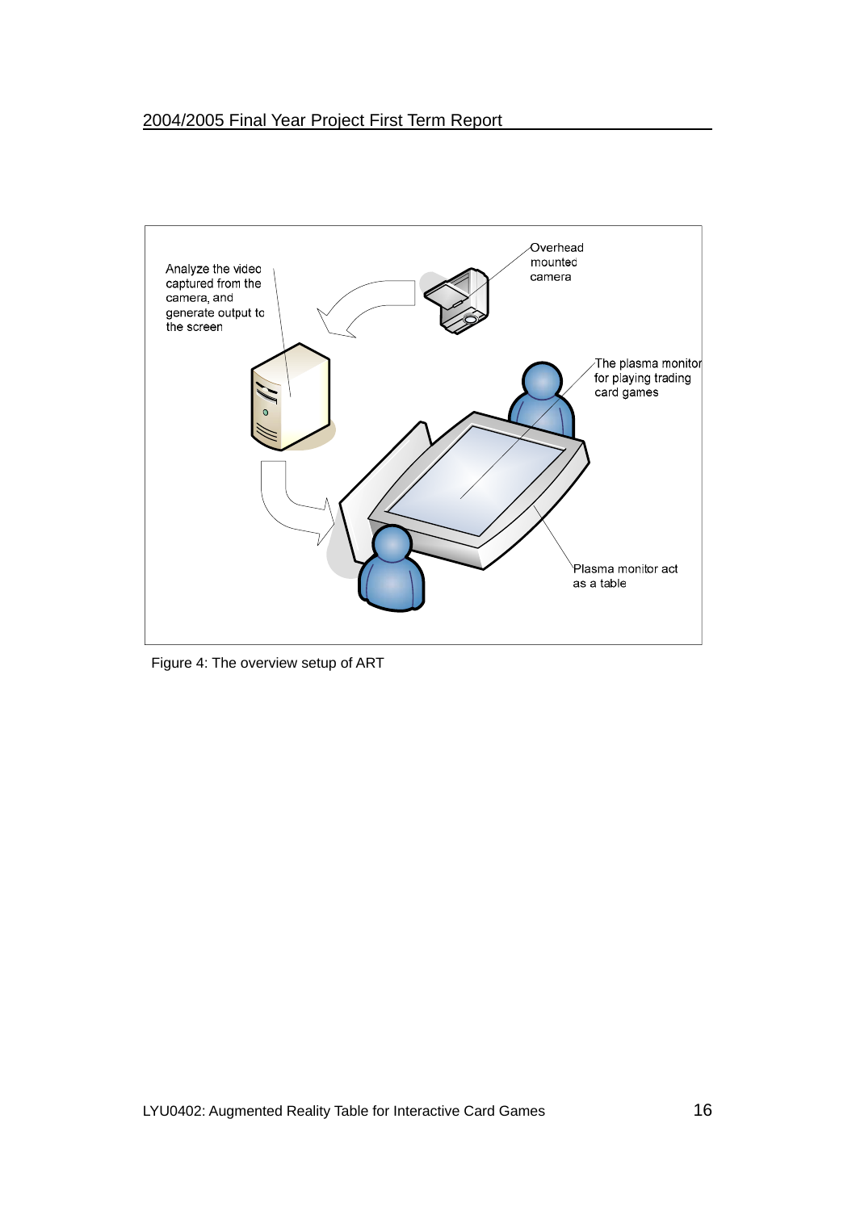Figure 4: The overview setup of ART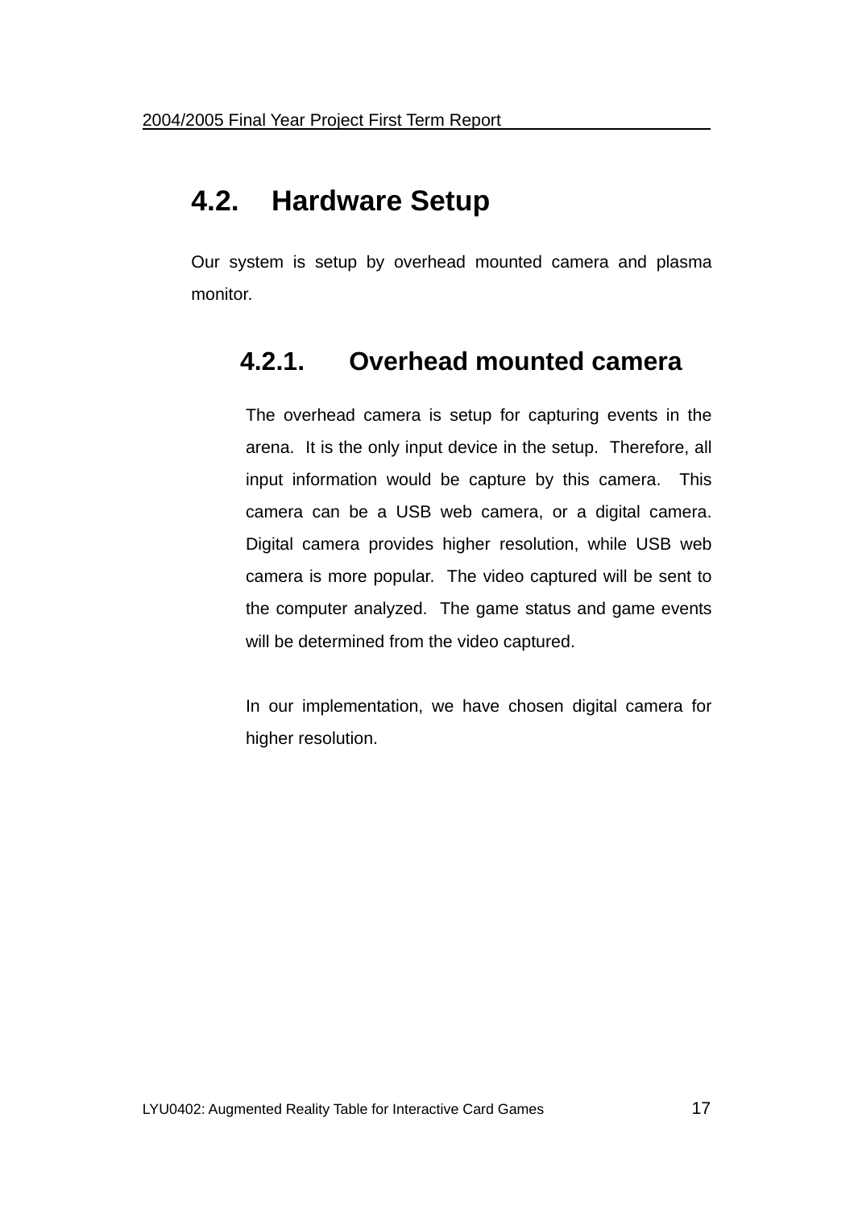## 4.2. Hardware Setup

Our system is setup by overhead mounted camera and plasma monitor.

### 4.2.1. Overhead mounted camera

The overhead camera is setup for capturing events in the arena. It is the only input device in the setup. Therefore, all input information would be capture by this camera. This camera can be a USB web camera, or a digital camera. Digital camera provides higher resolution, while USB web camera is more popular. The video captured will be sent to the computer analyzed. The game status and game events will be determined from the video captured.

In our implementation, we have chosen digital camera for higher resolution.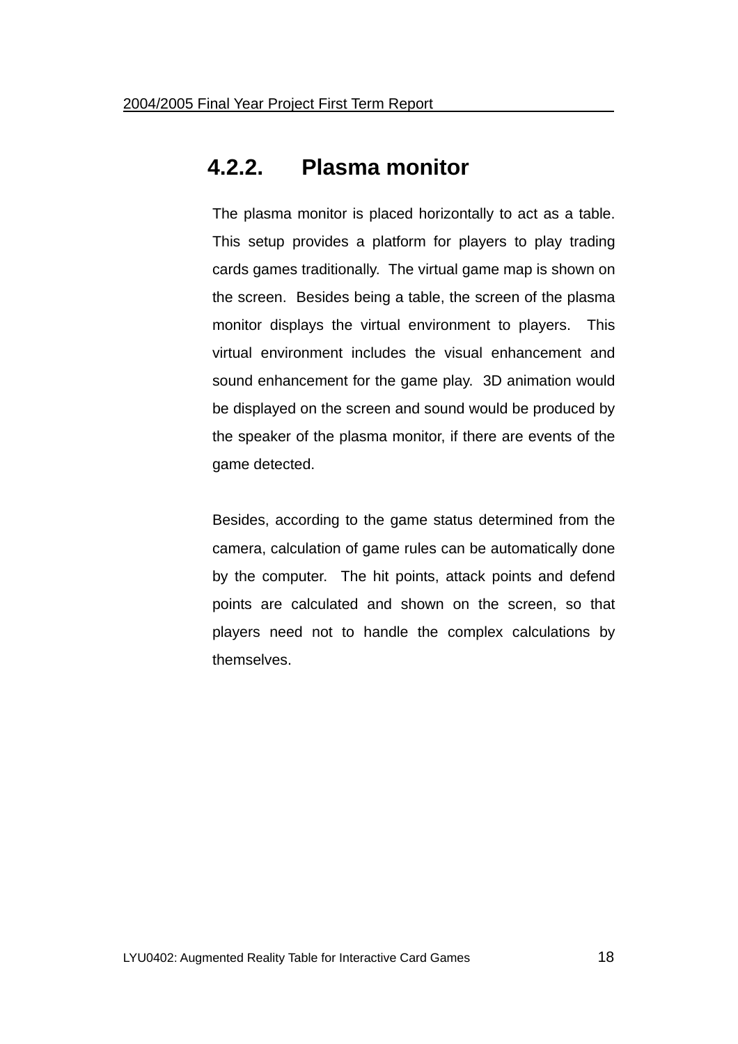### 4.2.2. Plasma monitor

The plasma monitor is placed horizontally to act as a table. This setup provides a platform for players to play trading cards games traditionally. The virtual game map is shown on the screen. Besides being a table, the screen of the plasma monitor displays the virtual environment to players. This virtual environment includes the visual enhancement and sound enhancement for the game play. 3D animation would be displayed on the screen and sound would be produced by the speaker of the plasma monitor, if there are events of the game detected.

Besides, according to the game status determined from the camera, calculation of game rules can be automatically done by the computer. The hit points, attack points and defend points are calculated and shown on the screen, so that players need not to handle the complex calculations by themselves.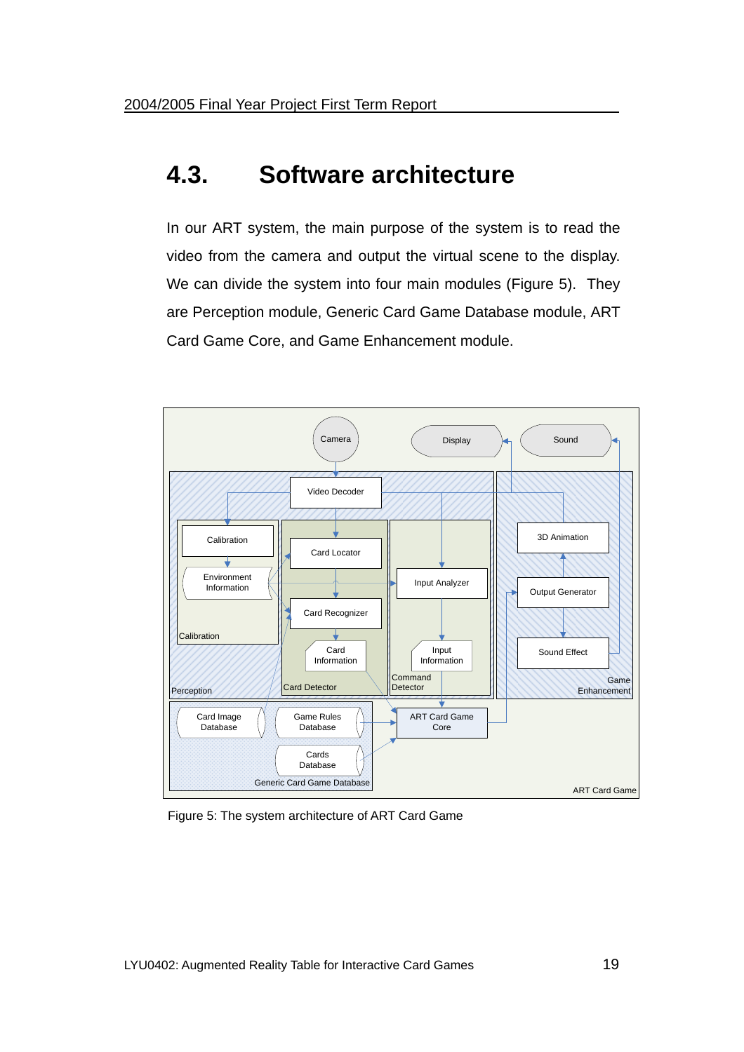## 4.3. Software architecture

In our ART system, the main purpose of the system is to read the video from the camera and output the virtual scene to the display. We can divide the system into four main modules (Figure 5). They are Perception module, Generic Card Game Database module, ART Card Game Core, and Game Enhancement module.

Figure 5: The system architecture of ART Card Game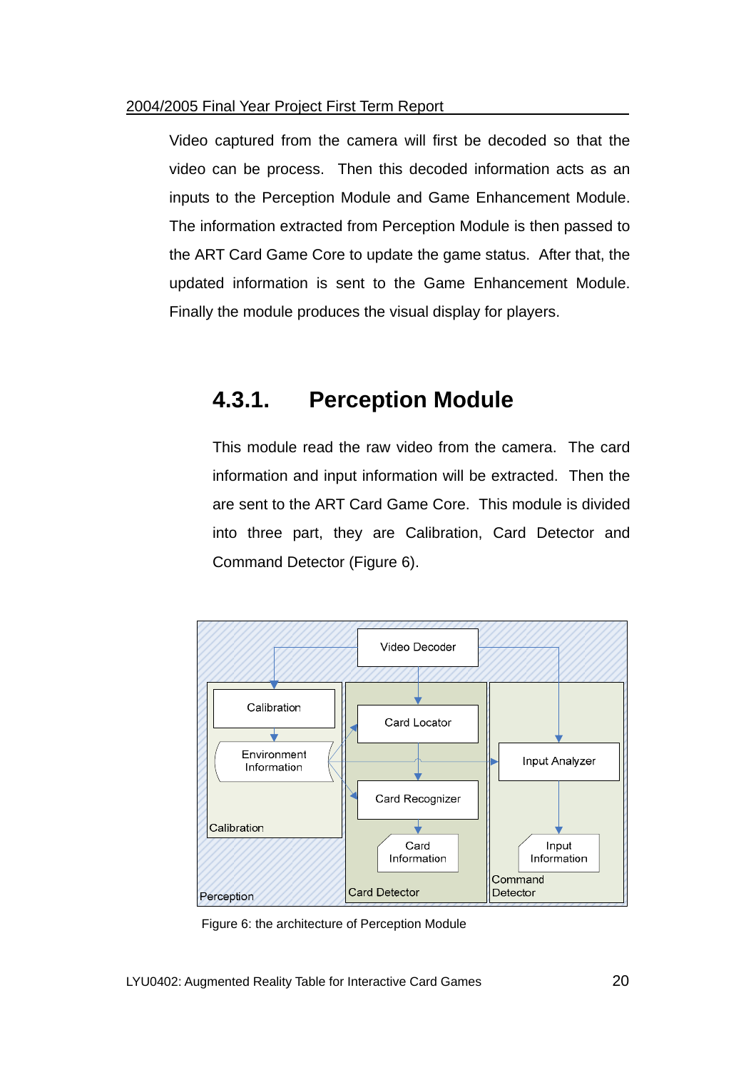Video captured from the camera will first be decoded so that the video can be process. Then this decoded information acts as an inputs to the Perception Module and Game Enhancement Module. The information extracted from Perception Module is then passed to the ART Card Game Core to update the game status. After that, the updated information is sent to the Game Enhancement Module. Finally the module produces the visual display for players.

### 4.3.1. Perception Module

This module read the raw video from the camera. The card information and input information will be extracted. Then the are sent to the ART Card Game Core. This module is divided into three part, they are Calibration, Card Detector and Command Detector (Figure 6).

Figure 6: the architecture of Perception Module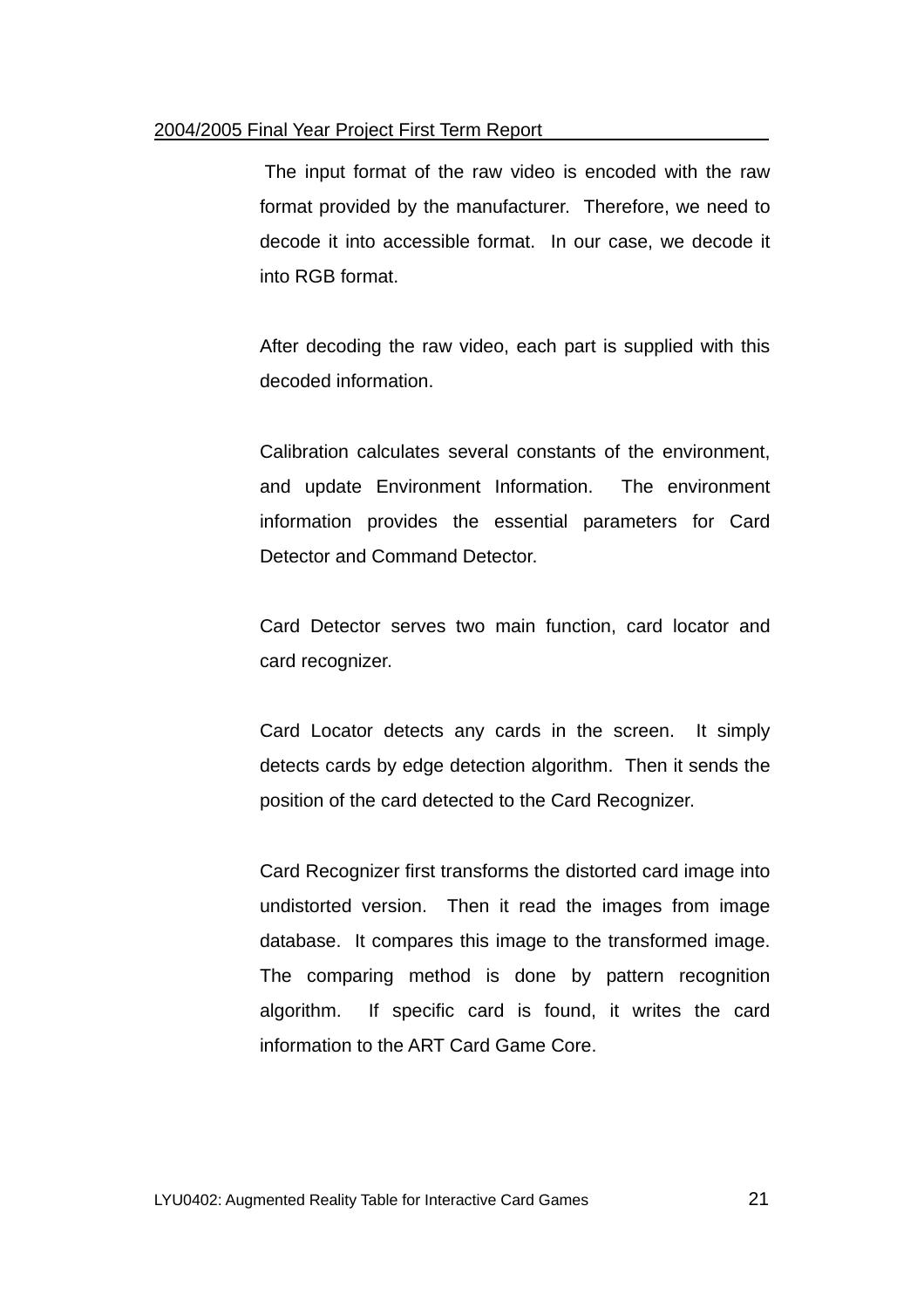The input format of the raw video is encoded with the raw format provided by the manufacturer. Therefore, we need to decode it into accessible format. In our case, we decode it into RGB format.

After decoding the raw video, each part is supplied with this decoded information.

Calibration calculates several constants of the environment, and update Environment Information. The environment information provides the essential parameters for Card Detector and Command Detector.

Card Detector serves two main function, card locator and card recognizer.

Card Locator detects any cards in the screen. It simply detects cards by edge detection algorithm. Then it sends the position of the card detected to the Card Recognizer.

Card Recognizer first transforms the distorted card image into undistorted version. Then it read the images from image database. It compares this image to the transformed image. The comparing method is done by pattern recognition algorithm. If specific card is found, it writes the card information to the ART Card Game Core.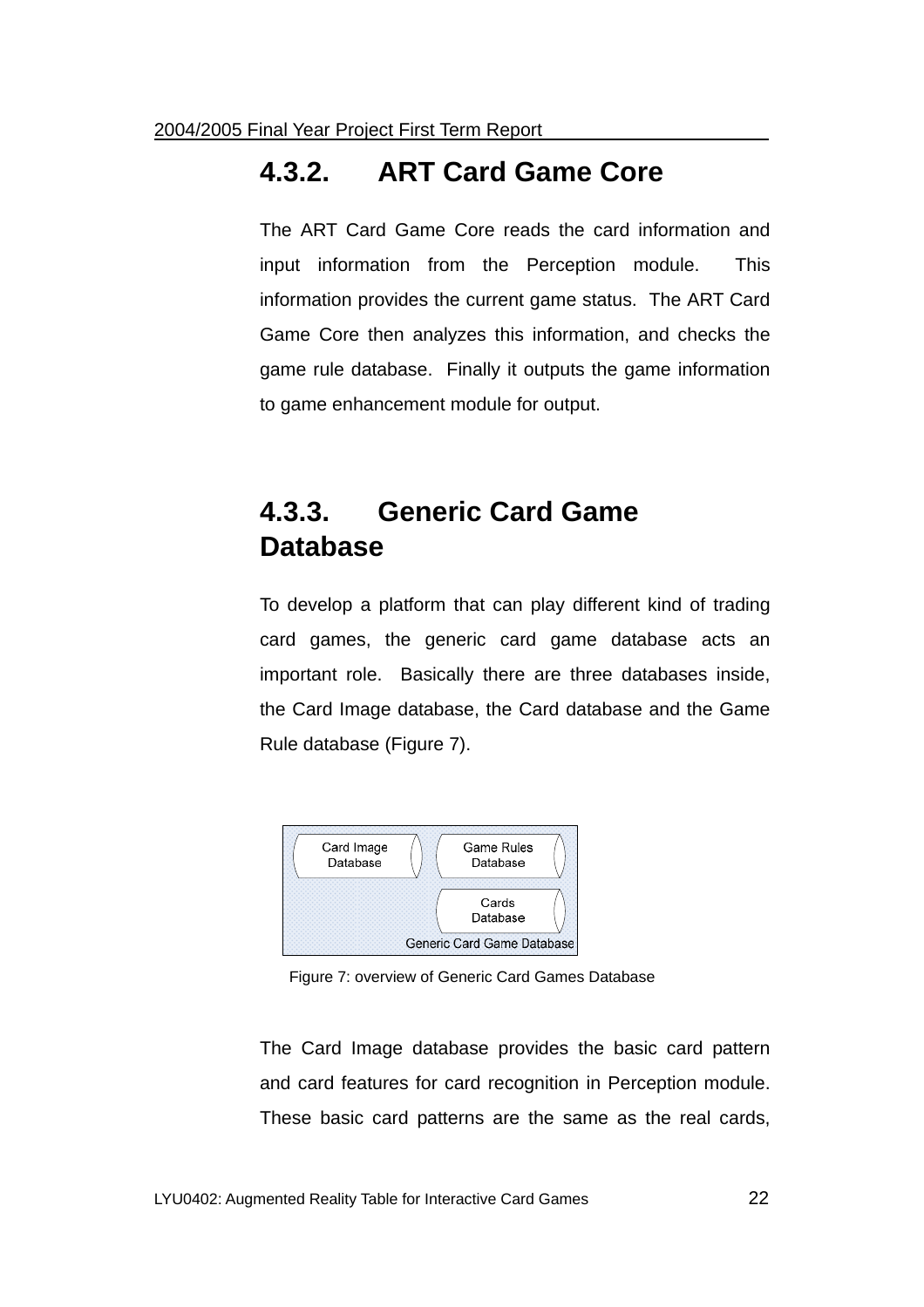### 4.3.2. ART Card Game Core

The ART Card Game Core reads the card information and input information from the Perception module. This information provides the current game status. The ART Card Game Core then analyzes this information, and checks the game rule database. Finally it outputs the game information to game enhancement module for output.

### 4.3.3. Generic Card Game Database

To develop a platform that can play different kind of trading card games, the generic card game database acts an important role. Basically there are three databases inside, the Card Image database, the Card database and the Game Rule database (Figure 7).

Card Image Database

Game Rules Database

Cards Database

Generic Card Game Database

Figure 7: overview of Generic Card Games Database

The Card Image database provides the basic card pattern and card features for card recognition in Perception module. These basic card patterns are the same as the real cards,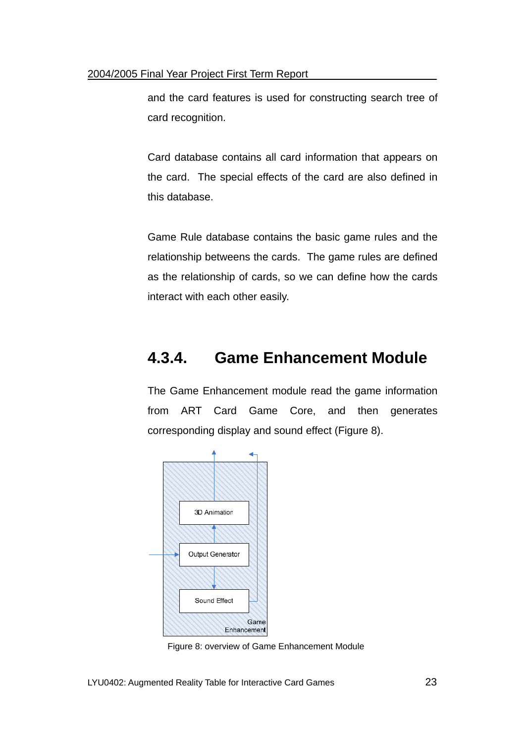and the card features is used for constructing search tree of card recognition.

Card database contains all card information that appears on the card. The special effects of the card are also defined in this database.

Game Rule database contains the basic game rules and the relationship betweens the cards. The game rules are defined as the relationship of cards, so we can define how the cards interact with each other easily.

### 4.3.4. Game Enhancement Module

The Game Enhancement module read the game information from ART Card Game Core, and then generates corresponding display and sound effect (Figure 8).

3D Animation

Output Generator

Sound Effect

Game Enhancement

Figure 8: overview of Game Enhancement Module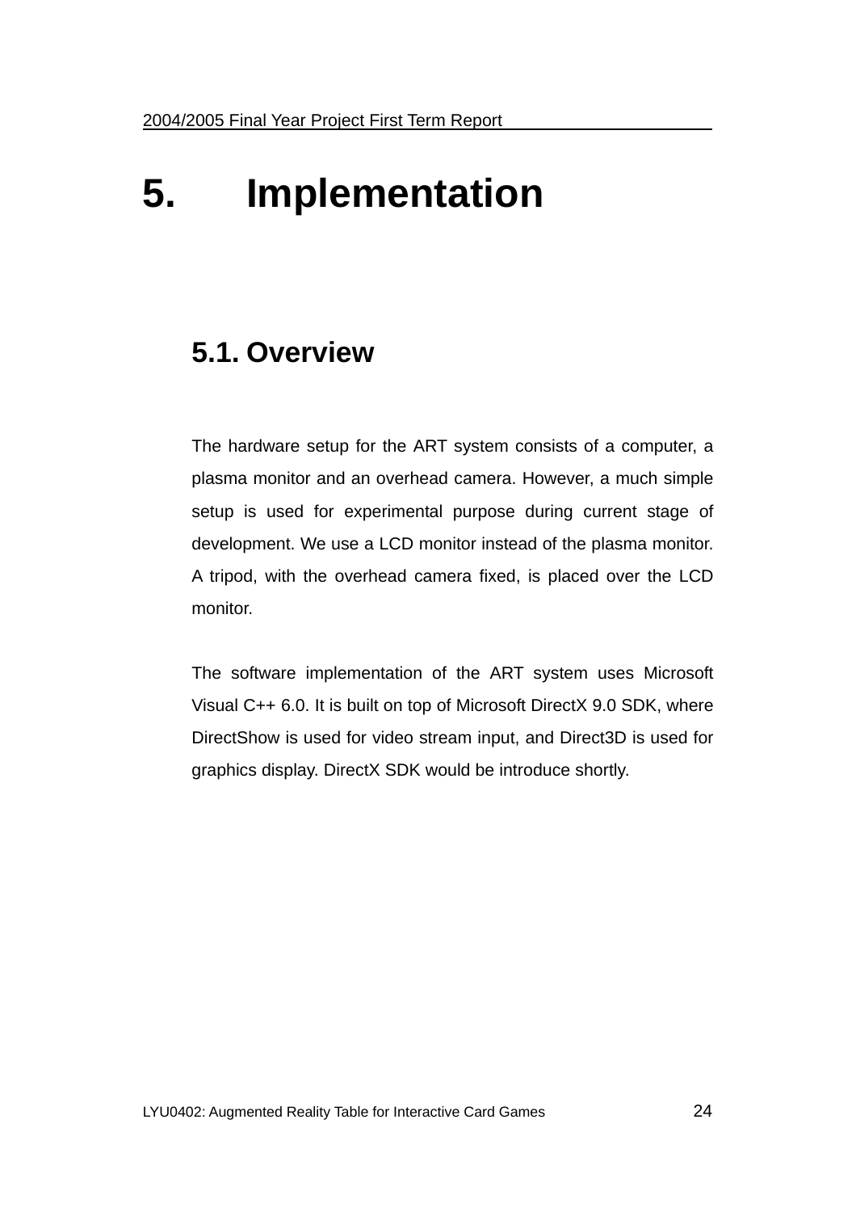# 5. Implementation

## 5.1. Overview

The hardware setup for the ART system consists of a computer, a plasma monitor and an overhead camera. However, a much simple setup is used for experimental purpose during current stage of development. We use a LCD monitor instead of the plasma monitor. A tripod, with the overhead camera fixed, is placed over the LCD monitor.

The software implementation of the ART system uses Microsoft Visual C++ 6.0. It is built on top of Microsoft DirectX 9.0 SDK, where DirectShow is used for video stream input, and Direct3D is used for graphics display. DirectX SDK would be introduce shortly.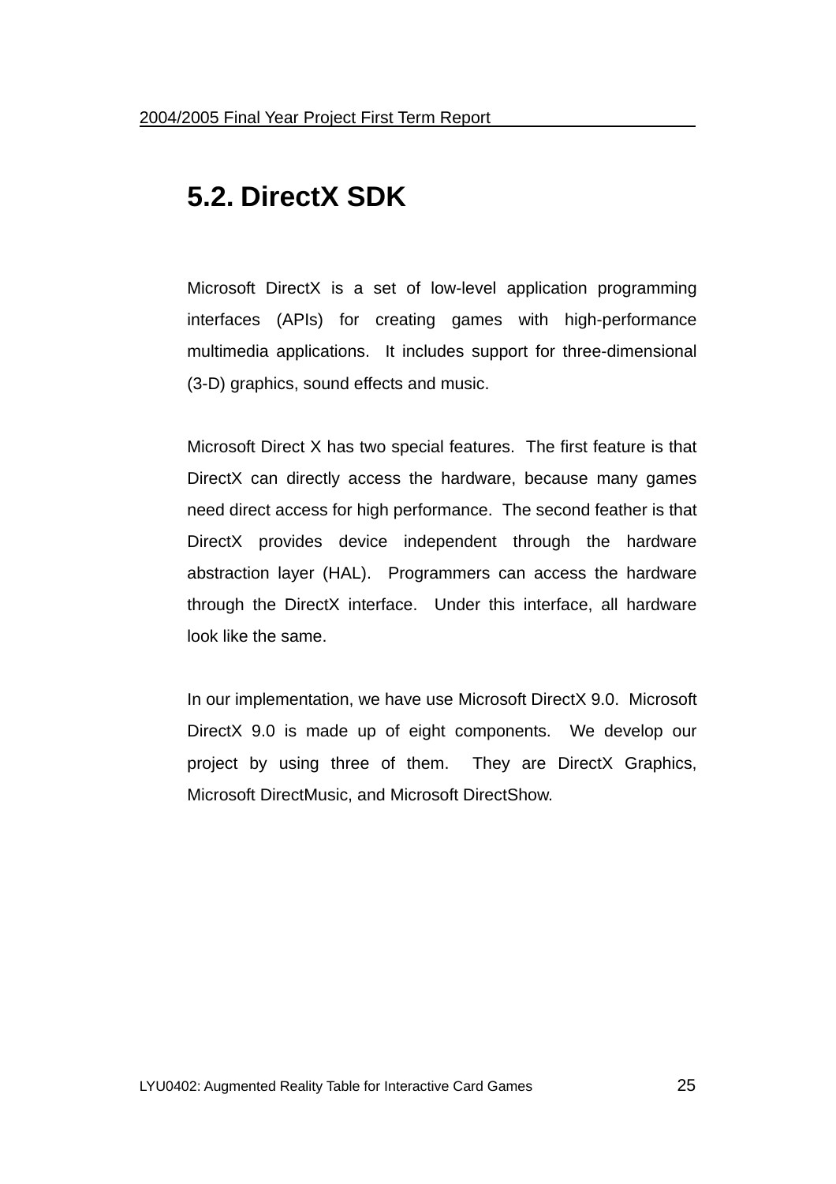## 5.2. DirectX SDK

Microsoft DirectX is a set of low-level application programming interfaces (APIs) for creating games with high-performance multimedia applications. It includes support for three-dimensional (3-D) graphics, sound effects and music.

Microsoft Direct X has two special features. The first feature is that DirectX can directly access the hardware, because many games need direct access for high performance. The second feather is that DirectX provides device independent through the hardware abstraction layer (HAL). Programmers can access the hardware through the DirectX interface. Under this interface, all hardware look like the same.

In our implementation, we have use Microsoft DirectX 9.0. Microsoft DirectX 9.0 is made up of eight components. We develop our project by using three of them. They are DirectX Graphics, Microsoft DirectMusic, and Microsoft DirectShow.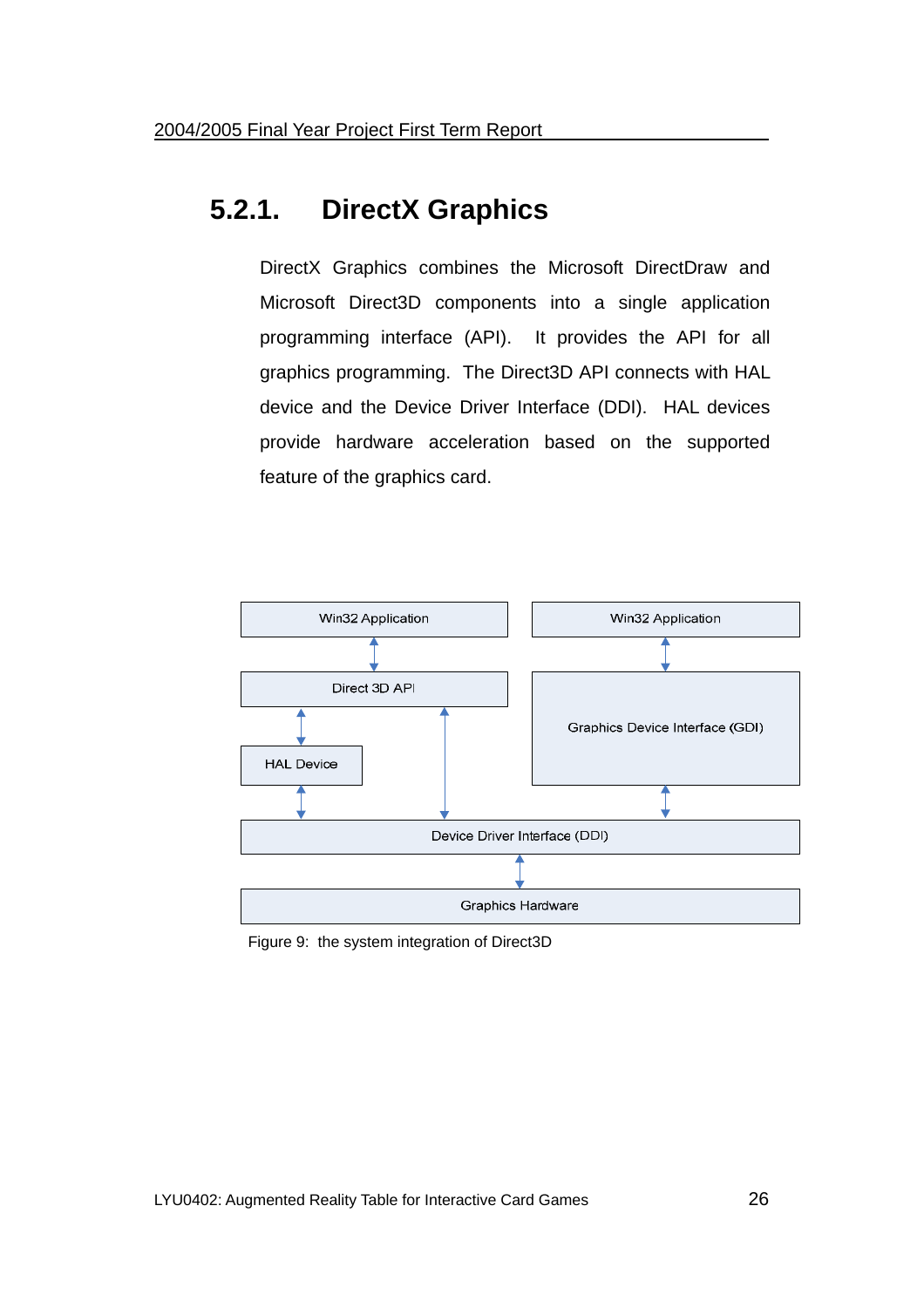### 5.2.1. DirectX Graphics

DirectX Graphics combines the Microsoft DirectDraw and Microsoft Direct3D components into a single application programming interface (API). It provides the API for all graphics programming. The Direct3D API connects with HAL device and the Device Driver Interface (DDI). HAL devices provide hardware acceleration based on the supported feature of the graphics card.

Win32 Application

Direct 3D API

HAL Device

Win32 Application

Graphics Device Interface (GDI)

Device Driver Interface (DDI)

Graphics Hardware

Figure 9: the system integration of Direct3D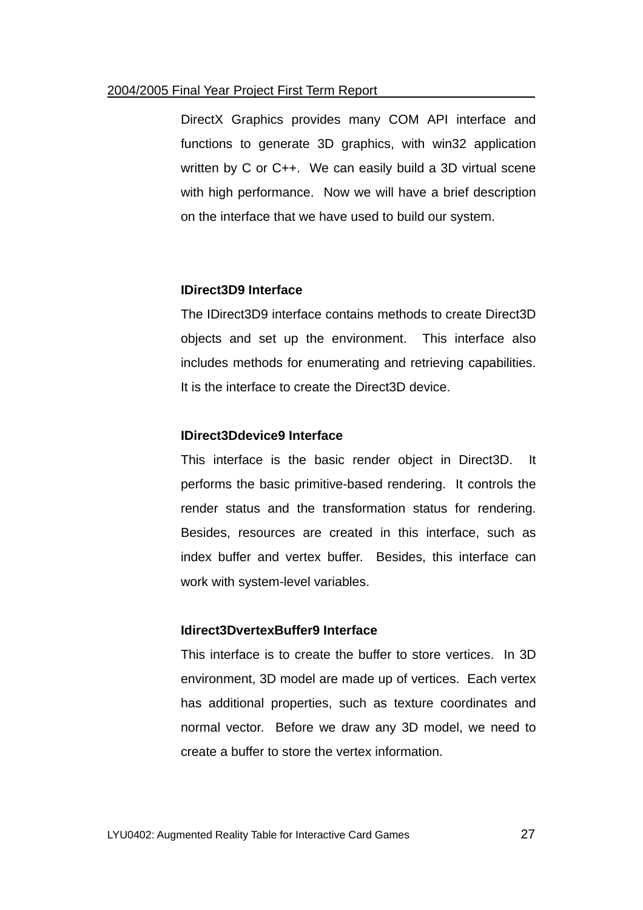DirectX Graphics provides many COM API interface and functions to generate 3D graphics, with win32 application written by C or C++. We can easily build a 3D virtual scene with high performance. Now we will have a brief description on the interface that we have used to build our system.

**IDirect3D9 Interface**

The IDirect3D9 interface contains methods to create Direct3D objects and set up the environment. This interface also includes methods for enumerating and retrieving capabilities. It is the interface to create the Direct3D device.

**IDirect3Ddevice9 Interface**

This interface is the basic render object in Direct3D. It performs the basic primitive-based rendering. It controls the render status and the transformation status for rendering. Besides, resources are created in this interface, such as index buffer and vertex buffer. Besides, this interface can work with system-level variables.

**Idirect3DvertexBuffer9 Interface**

This interface is to create the buffer to store vertices. In 3D environment, 3D model are made up of vertices. Each vertex has additional properties, such as texture coordinates and normal vector. Before we draw any 3D model, we need to create a buffer to store the vertex information.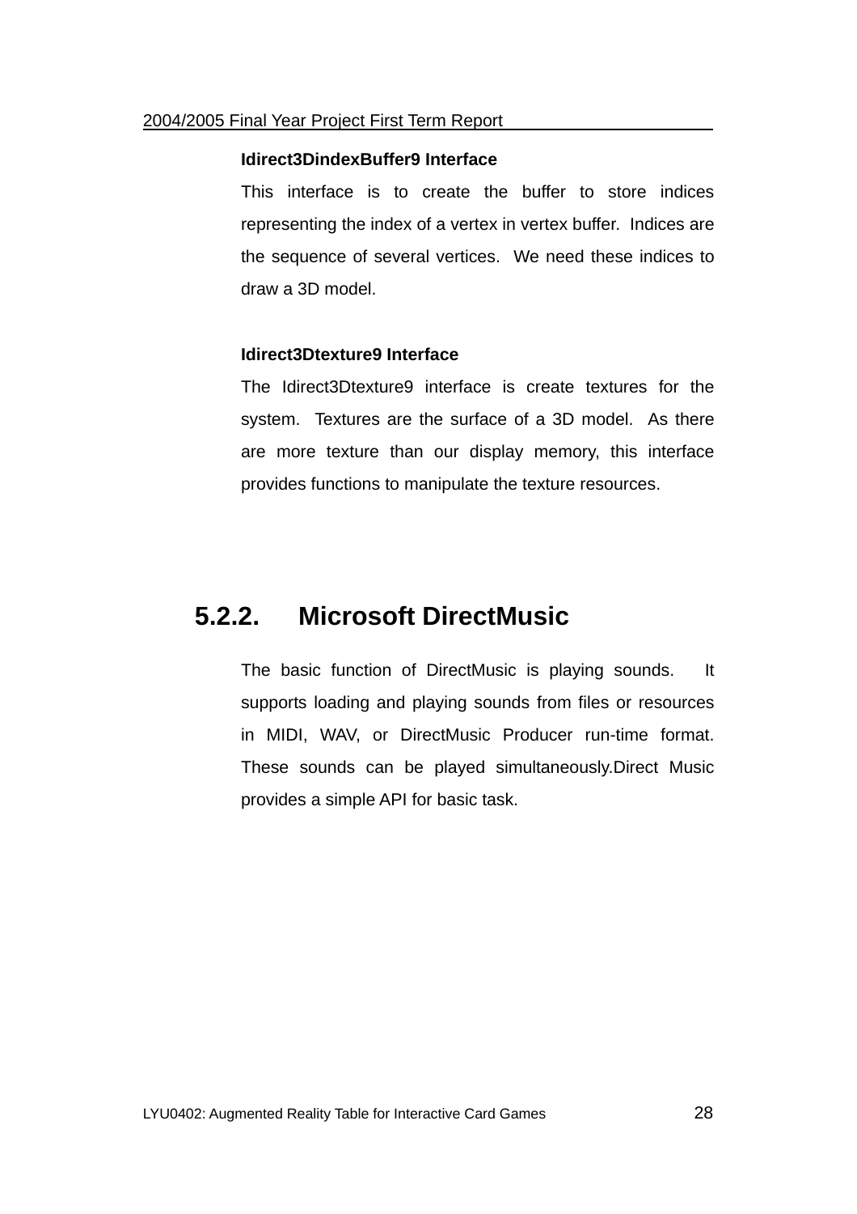**Idirect3DindexBuffer9 Interface**

This interface is to create the buffer to store indices representing the index of a vertex in vertex buffer. Indices are the sequence of several vertices. We need these indices to draw a 3D model.

**Idirect3Dtexture9 Interface**

The Idirect3Dtexture9 interface is create textures for the system. Textures are the surface of a 3D model. As there are more texture than our display memory, this interface provides functions to manipulate the texture resources.

### 5.2.2. Microsoft DirectMusic

The basic function of DirectMusic is playing sounds. It supports loading and playing sounds from files or resources in MIDI, WAV, or DirectMusic Producer run-time format. These sounds can be played simultaneously.Direct Music provides a simple API for basic task.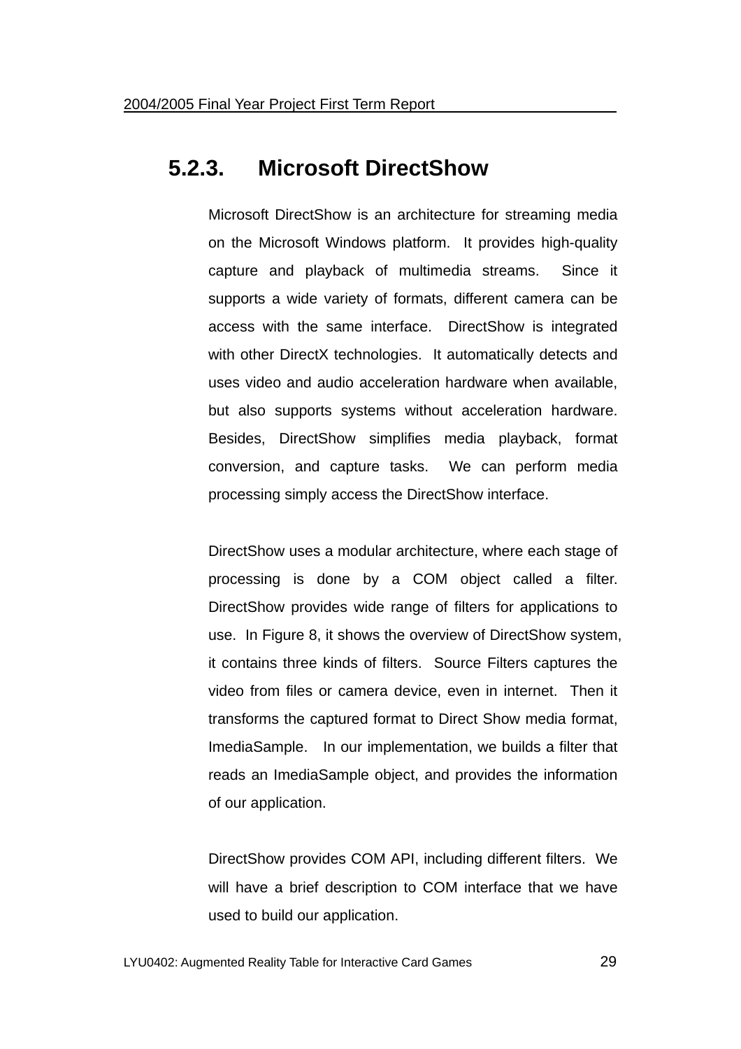### 5.2.3. Microsoft DirectShow

Microsoft DirectShow is an architecture for streaming media on the Microsoft Windows platform. It provides high-quality capture and playback of multimedia streams. Since it supports a wide variety of formats, different camera can be access with the same interface. DirectShow is integrated with other DirectX technologies. It automatically detects and uses video and audio acceleration hardware when available, but also supports systems without acceleration hardware. Besides, DirectShow simplifies media playback, format conversion, and capture tasks. We can perform media processing simply access the DirectShow interface.

DirectShow uses a modular architecture, where each stage of processing is done by a COM object called a filter. DirectShow provides wide range of filters for applications to use. In Figure 8, it shows the overview of DirectShow system, it contains three kinds of filters. Source Filters captures the video from files or camera device, even in internet. Then it transforms the captured format to Direct Show media format, ImediaSample. In our implementation, we builds a filter that reads an ImediaSample object, and provides the information of our application.

DirectShow provides COM API, including different filters. We will have a brief description to COM interface that we have used to build our application.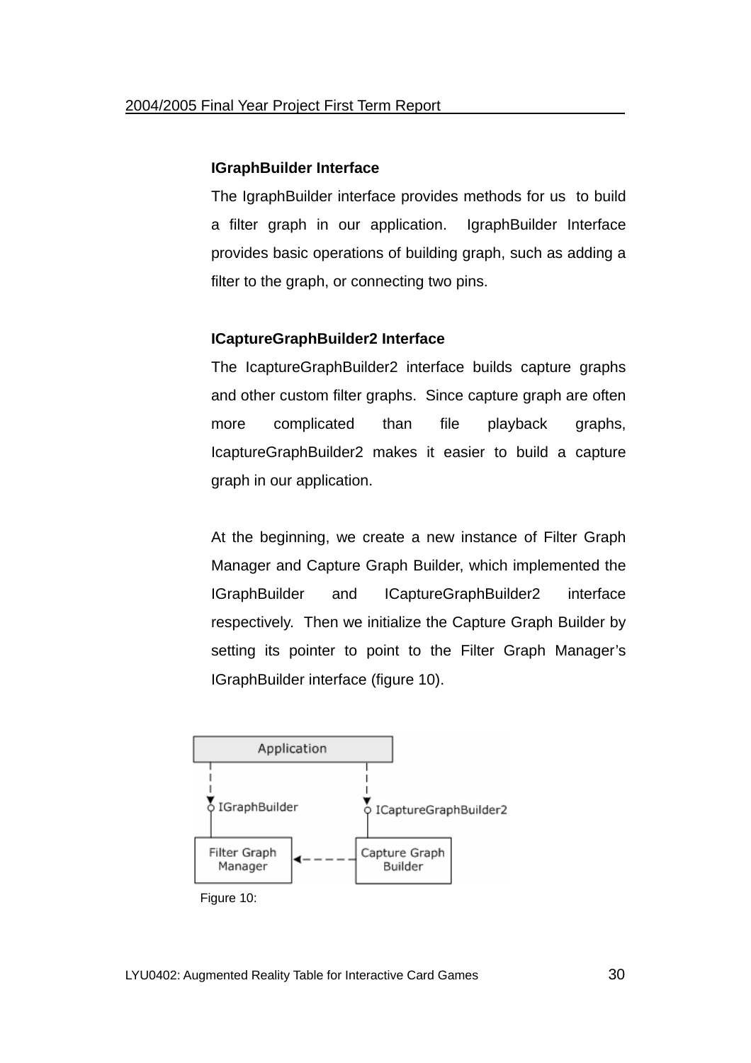**IGraphBuilder Interface**

The IgraphBuilder interface provides methods for us to build a filter graph in our application. IgraphBuilder Interface provides basic operations of building graph, such as adding a filter to the graph, or connecting two pins.

**ICaptureGraphBuilder2 Interface**

The IcaptureGraphBuilder2 interface builds capture graphs and other custom filter graphs. Since capture graph are often more complicated than file playback graphs, IcaptureGraphBuilder2 makes it easier to build a capture graph in our application.

At the beginning, we create a new instance of Filter Graph Manager and Capture Graph Builder, which implemented the IGraphBuilder and ICaptureGraphBuilder2 interface respectively. Then we initialize the Capture Graph Builder by setting its pointer to point to the Filter Graph Manager's IGraphBuilder interface (figure 10).

Figure 10: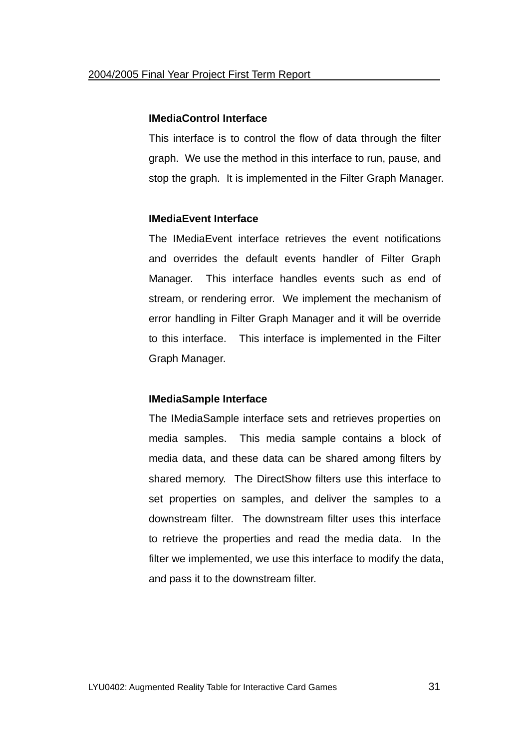**IMediaControl Interface**

This interface is to control the flow of data through the filter graph. We use the method in this interface to run, pause, and stop the graph. It is implemented in the Filter Graph Manager.

**IMediaEvent Interface**

The IMediaEvent interface retrieves the event notifications and overrides the default events handler of Filter Graph Manager. This interface handles events such as end of stream, or rendering error. We implement the mechanism of error handling in Filter Graph Manager and it will be override to this interface. This interface is implemented in the Filter Graph Manager.

**IMediaSample Interface**

The IMediaSample interface sets and retrieves properties on media samples. This media sample contains a block of media data, and these data can be shared among filters by shared memory. The DirectShow filters use this interface to set properties on samples, and deliver the samples to a downstream filter. The downstream filter uses this interface to retrieve the properties and read the media data. In the filter we implemented, we use this interface to modify the data, and pass it to the downstream filter.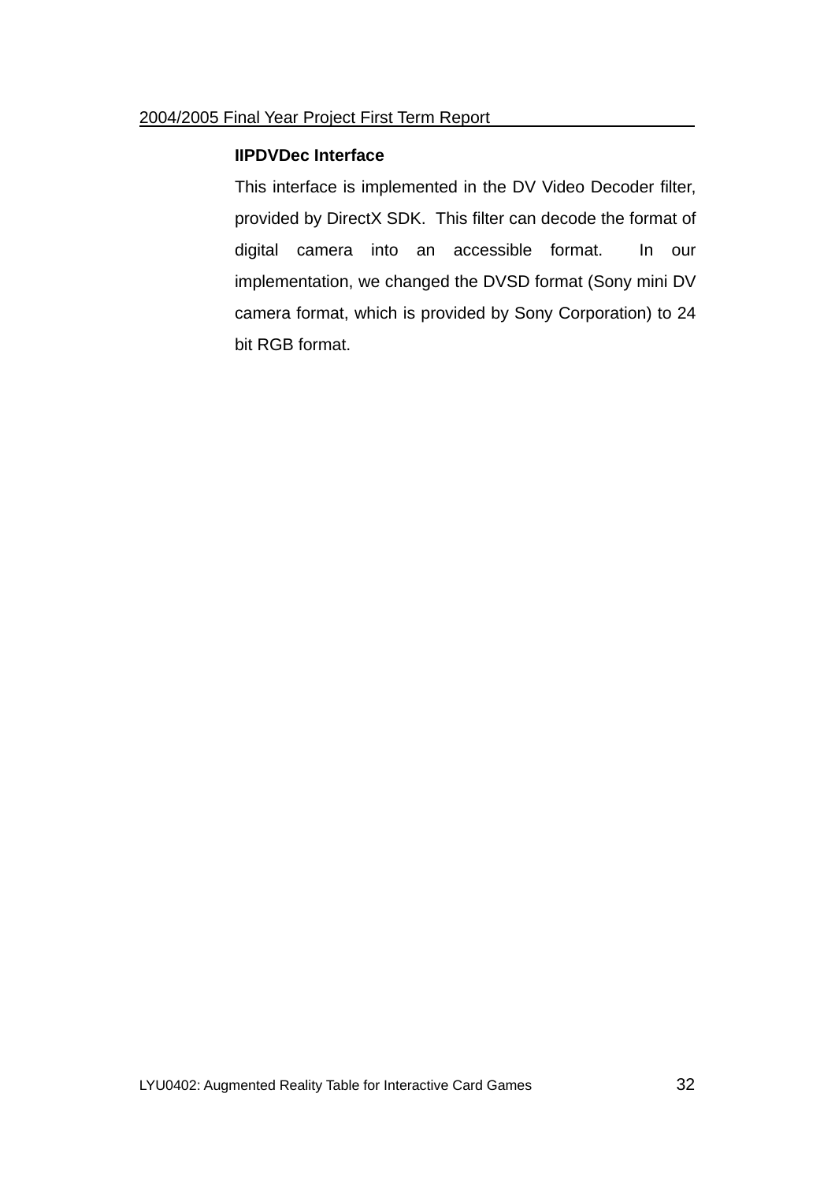**IIPDVDec Interface**

This interface is implemented in the DV Video Decoder filter, provided by DirectX SDK. This filter can decode the format of digital camera into an accessible format. In our implementation, we changed the DVSD format (Sony mini DV camera format, which is provided by Sony Corporation) to 24 bit RGB format.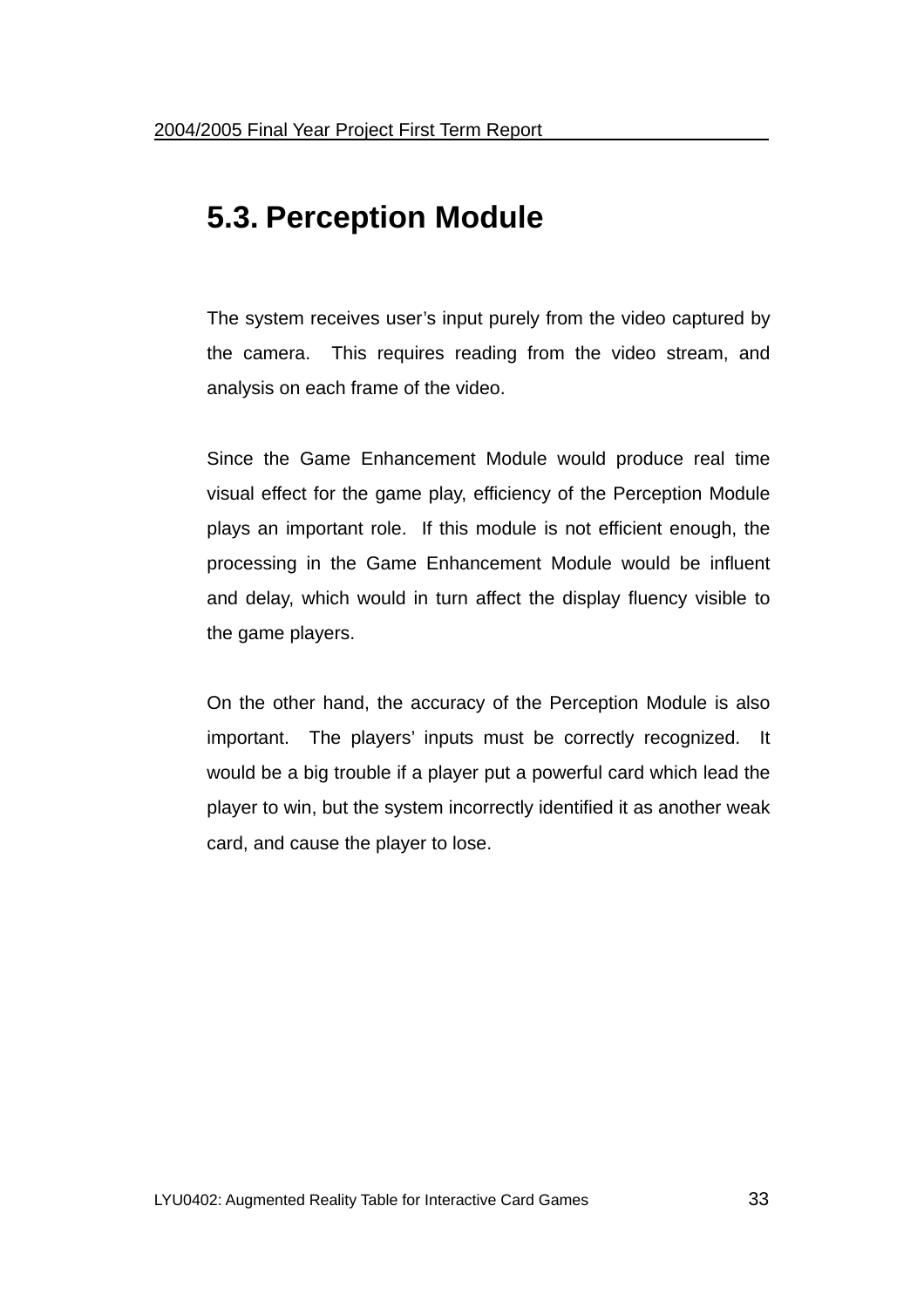## 5.3. Perception Module

The system receives user's input purely from the video captured by the camera. This requires reading from the video stream, and analysis on each frame of the video.

Since the Game Enhancement Module would produce real time visual effect for the game play, efficiency of the Perception Module plays an important role. If this module is not efficient enough, the processing in the Game Enhancement Module would be influent and delay, which would in turn affect the display fluency visible to the game players.

On the other hand, the accuracy of the Perception Module is also important. The players' inputs must be correctly recognized. It would be a big trouble if a player put a powerful card which lead the player to win, but the system incorrectly identified it as another weak card, and cause the player to lose.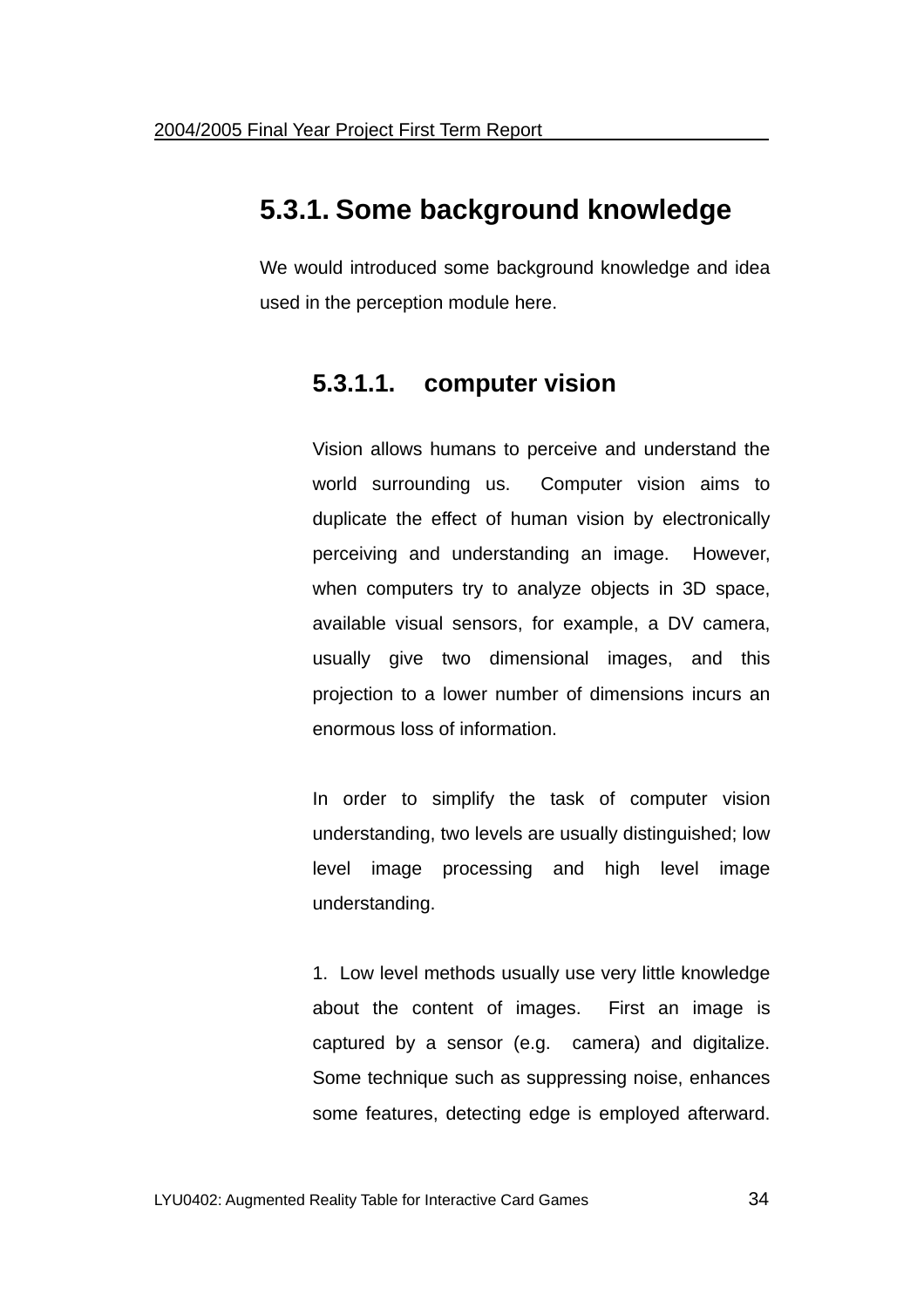## 5.3.1. Some background knowledge

We would introduced some background knowledge and idea used in the perception module here.

### 5.3.1.1. computer vision

Vision allows humans to perceive and understand the world surrounding us. Computer vision aims to duplicate the effect of human vision by electronically perceiving and understanding an image. However, when computers try to analyze objects in 3D space, available visual sensors, for example, a DV camera, usually give two dimensional images, and this projection to a lower number of dimensions incurs an enormous loss of information.

In order to simplify the task of computer vision understanding, two levels are usually distinguished; low level image processing and high level image understanding.

1. Low level methods usually use very little knowledge about the content of images. First an image is captured by a sensor (e.g. camera) and digitalize. Some technique such as suppressing noise, enhances some features, detecting edge is employed afterward.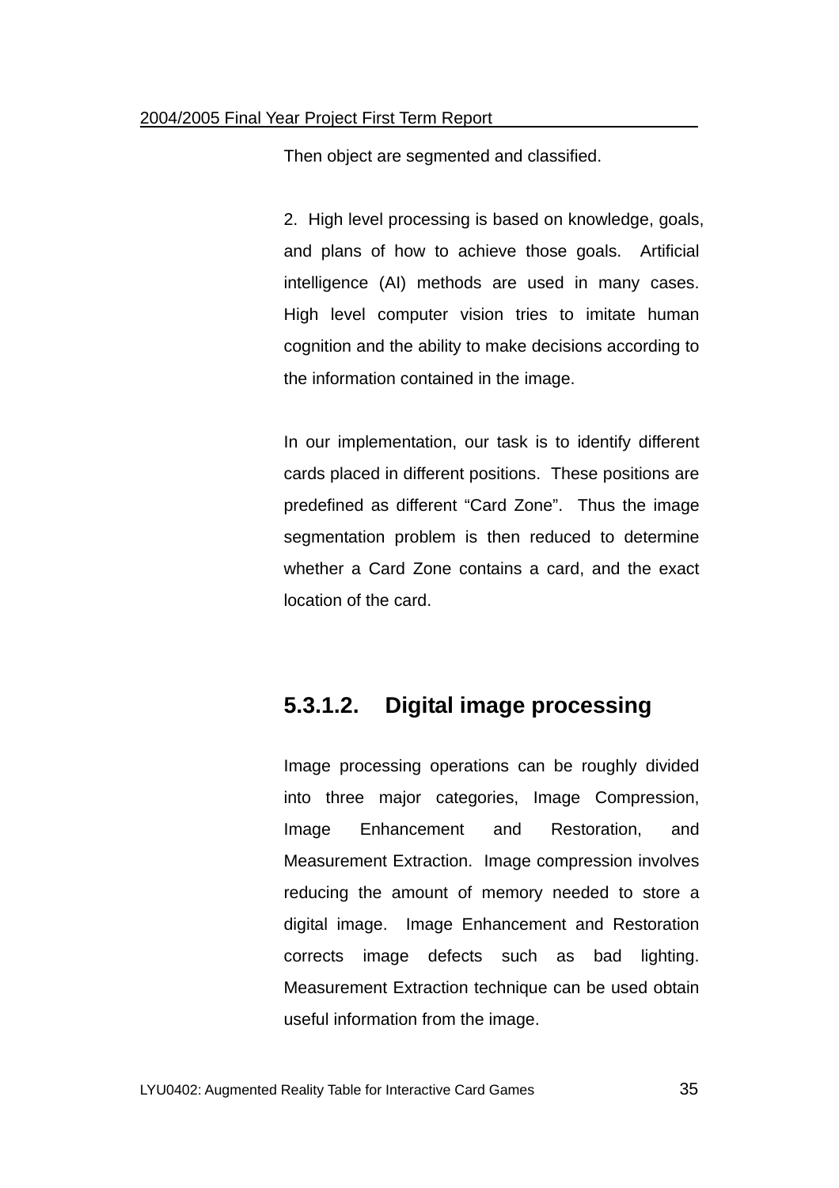Then object are segmented and classified.

2. High level processing is based on knowledge, goals, and plans of how to achieve those goals. Artificial intelligence (AI) methods are used in many cases. High level computer vision tries to imitate human cognition and the ability to make decisions according to the information contained in the image.

In our implementation, our task is to identify different cards placed in different positions. These positions are predefined as different "Card Zone". Thus the image segmentation problem is then reduced to determine whether a Card Zone contains a card, and the exact location of the card.

#### 5.3.1.2. Digital image processing

Image processing operations can be roughly divided into three major categories, Image Compression, Image Enhancement and Restoration, and Measurement Extraction. Image compression involves reducing the amount of memory needed to store a digital image. Image Enhancement and Restoration corrects image defects such as bad lighting. Measurement Extraction technique can be used obtain useful information from the image.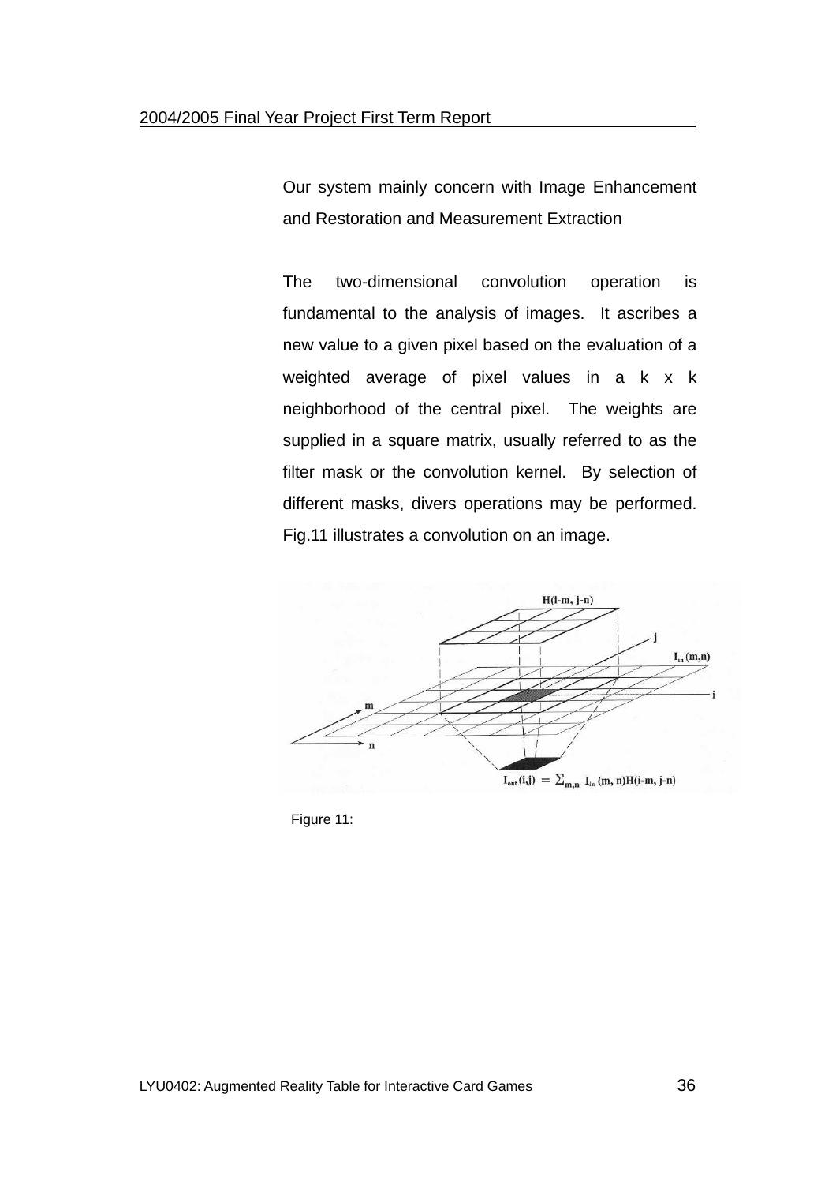Our system mainly concern with Image Enhancement and Restoration and Measurement Extraction

The two-dimensional convolution operation is fundamental to the analysis of images. It ascribes a new value to a given pixel based on the evaluation of a weighted average of pixel values in a k x k neighborhood of the central pixel. The weights are supplied in a square matrix, usually referred to as the filter mask or the convolution kernel. By selection of different masks, divers operations may be performed. Fig.11 illustrates a convolution on an image.

Figure 11: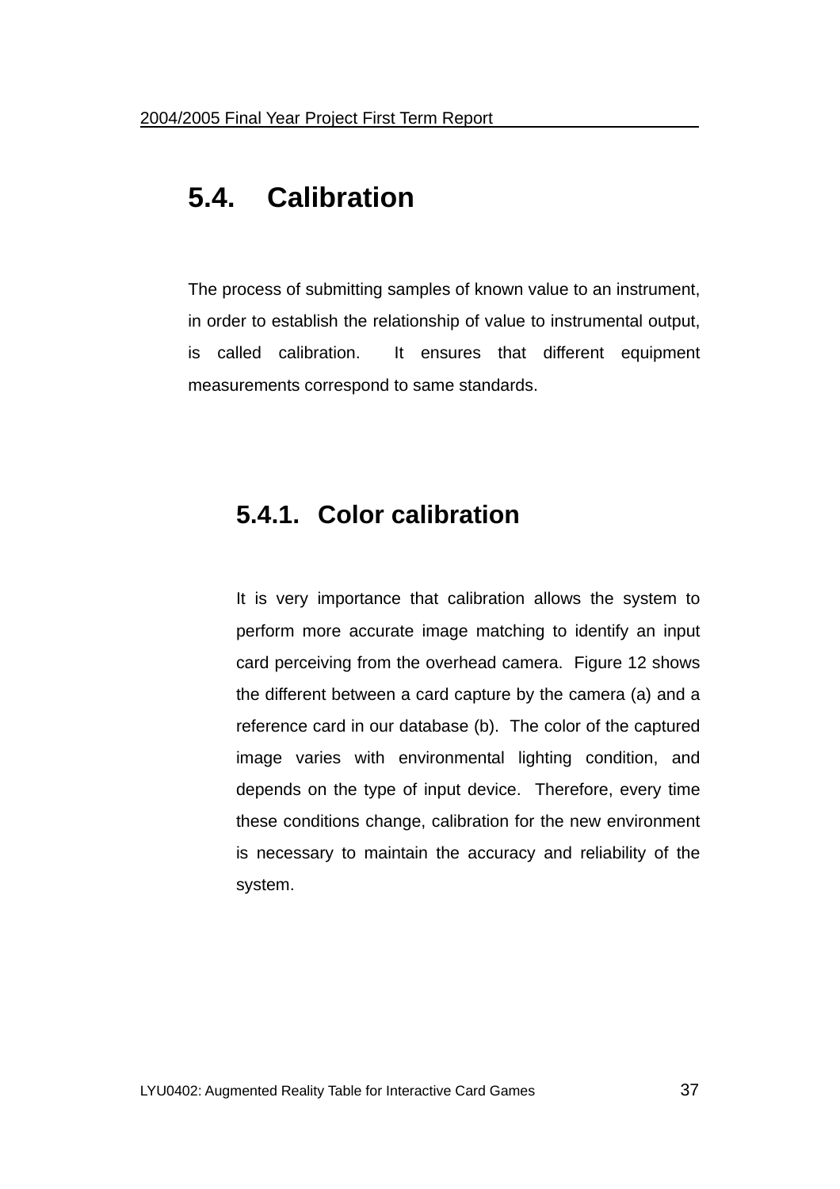## 5.4. Calibration

The process of submitting samples of known value to an instrument, in order to establish the relationship of value to instrumental output, is called calibration. It ensures that different equipment measurements correspond to same standards.

### 5.4.1. Color calibration

It is very importance that calibration allows the system to perform more accurate image matching to identify an input card perceiving from the overhead camera. Figure 12 shows the different between a card capture by the camera (a) and a reference card in our database (b). The color of the captured image varies with environmental lighting condition, and depends on the type of input device. Therefore, every time these conditions change, calibration for the new environment is necessary to maintain the accuracy and reliability of the system.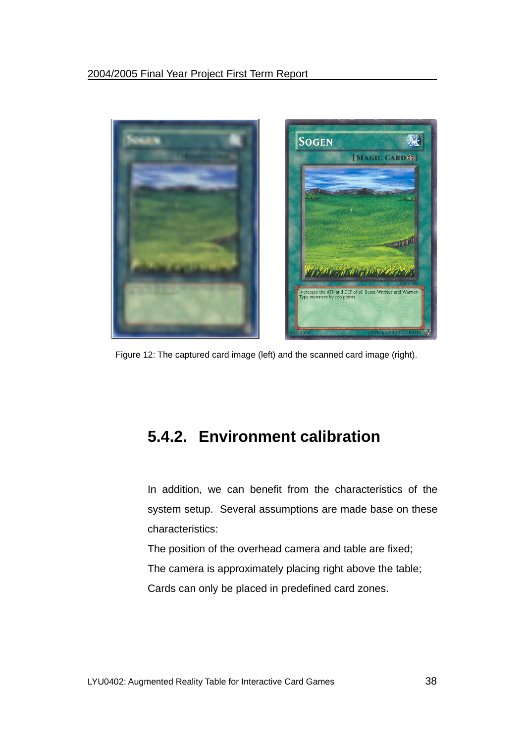Figure 12: The captured card image (left) and the scanned card image (right).

### 5.4.2. Environment calibration

In addition, we can benefit from the characteristics of the system setup. Several assumptions are made base on these characteristics:

The position of the overhead camera and table are fixed;

The camera is approximately placing right above the table;

Cards can only be placed in predefined card zones.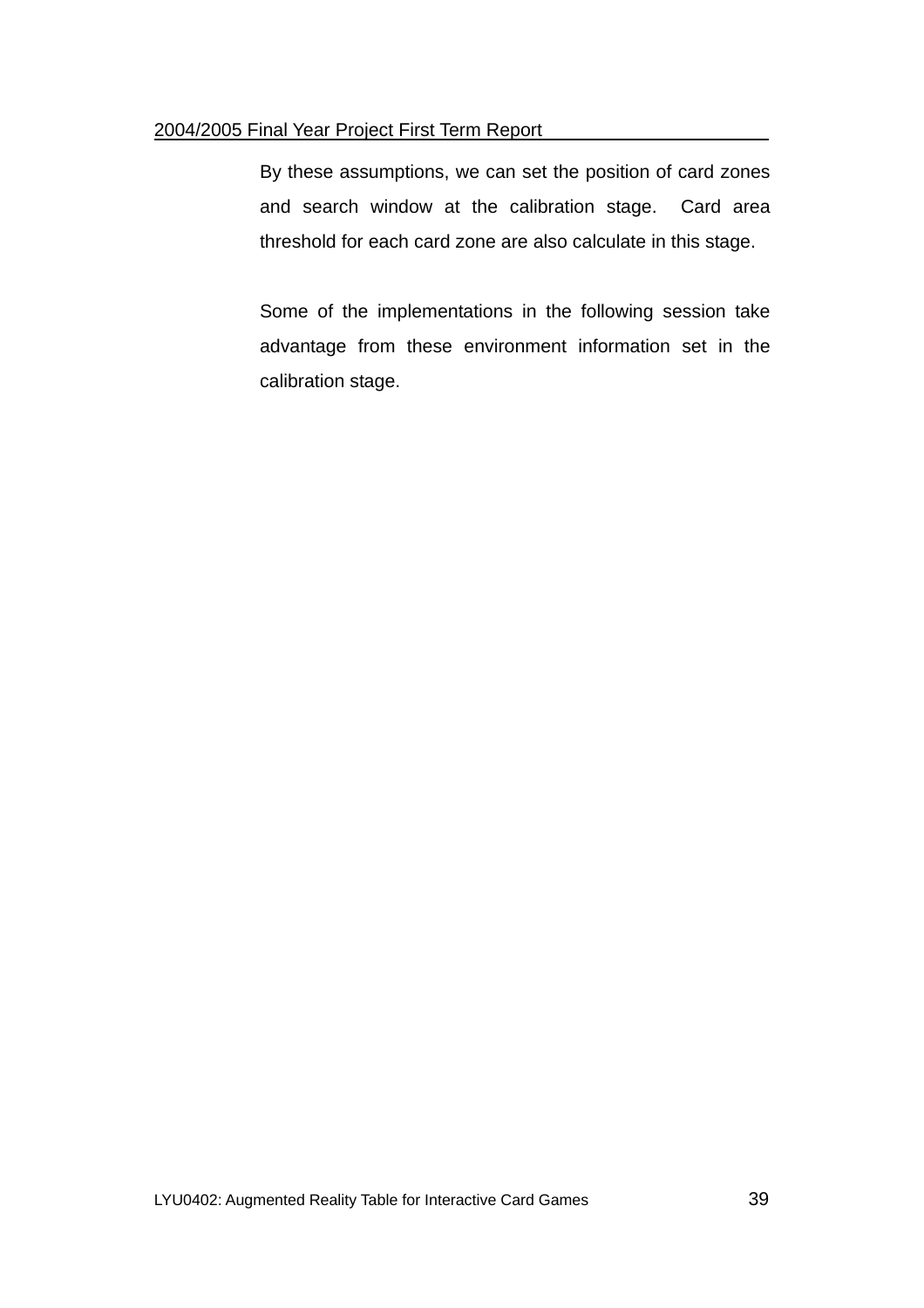By these assumptions, we can set the position of card zones and search window at the calibration stage. Card area threshold for each card zone are also calculate in this stage.

Some of the implementations in the following session take advantage from these environment information set in the calibration stage.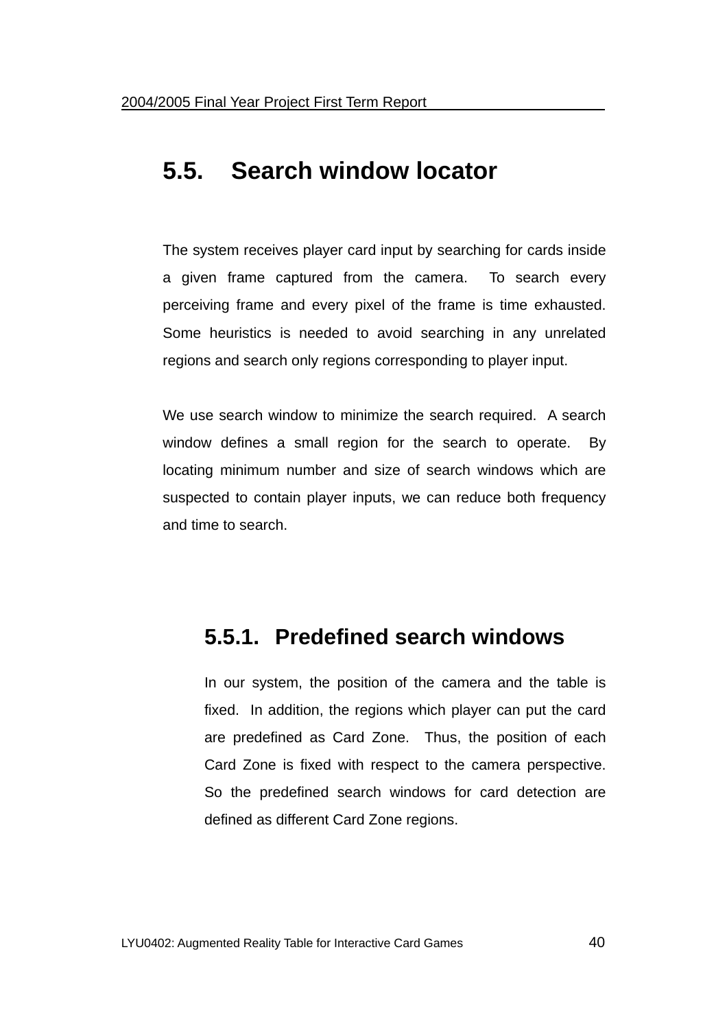## 5.5. Search window locator

The system receives player card input by searching for cards inside a given frame captured from the camera. To search every perceiving frame and every pixel of the frame is time exhausted. Some heuristics is needed to avoid searching in any unrelated regions and search only regions corresponding to player input.

We use search window to minimize the search required. A search window defines a small region for the search to operate. By locating minimum number and size of search windows which are suspected to contain player inputs, we can reduce both frequency and time to search.

### 5.5.1. Predefined search windows

In our system, the position of the camera and the table is fixed. In addition, the regions which player can put the card are predefined as Card Zone. Thus, the position of each Card Zone is fixed with respect to the camera perspective. So the predefined search windows for card detection are defined as different Card Zone regions.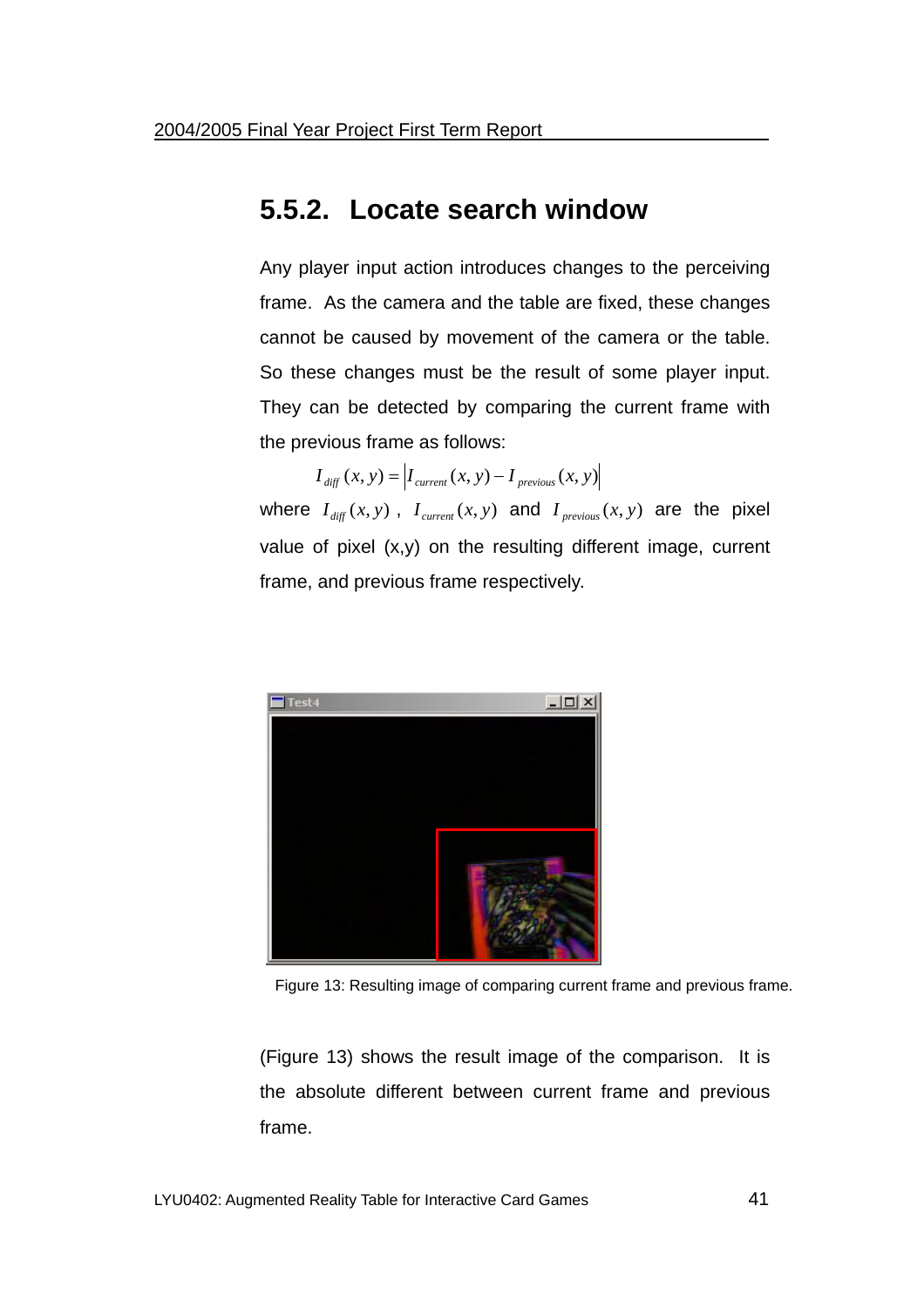## 5.5.2. Locate search window

Any player input action introduces changes to the perceiving frame. As the camera and the table are fixed, these changes cannot be caused by movement of the camera or the table. So these changes must be the result of some player input. They can be detected by comparing the current frame with the previous frame as follows:

$$I_{diff}(x,y) = \left| I_{current}(x,y) - I_{previous}(x,y) \right|$$

where $I_{diff}(x,y)$, $I_{current}(x,y)$ and $I_{previous}(x,y)$ are the pixel value of pixel (x,y) on the resulting different image, current frame, and previous frame respectively.

Figure 13: Resulting image of comparing current frame and previous frame.

(Figure 13) shows the result image of the comparison. It is the absolute different between current frame and previous frame.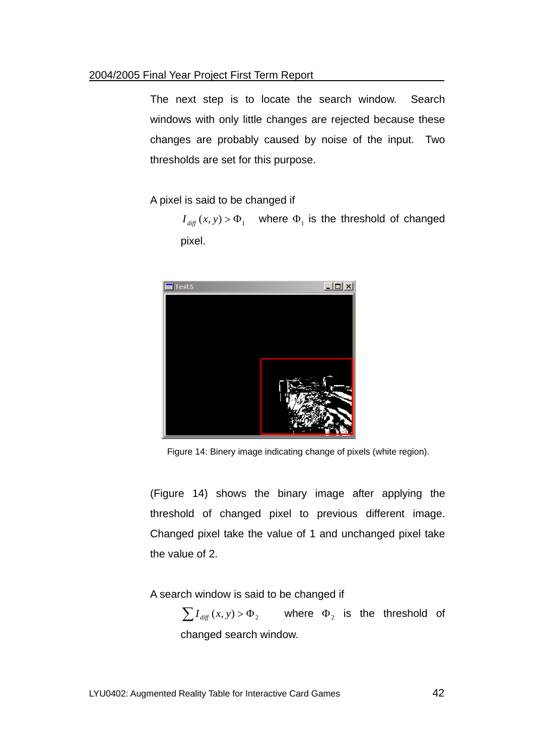The next step is to locate the search window. Search windows with only little changes are rejected because these changes are probably caused by noise of the input. Two thresholds are set for this purpose.

A pixel is said to be changed if

$I_{diff}(x, y) > \Phi_1$ where $\Phi_1$ is the threshold of changed pixel.

Figure 14: Binery image indicating change of pixels (white region).

(Figure 14) shows the binary image after applying the threshold of changed pixel to previous different image. Changed pixel take the value of 1 and unchanged pixel take the value of 2.

A search window is said to be changed if

$\sum I_{diff}(x, y) > \Phi_2$ where $\Phi_2$ is the threshold of changed search window.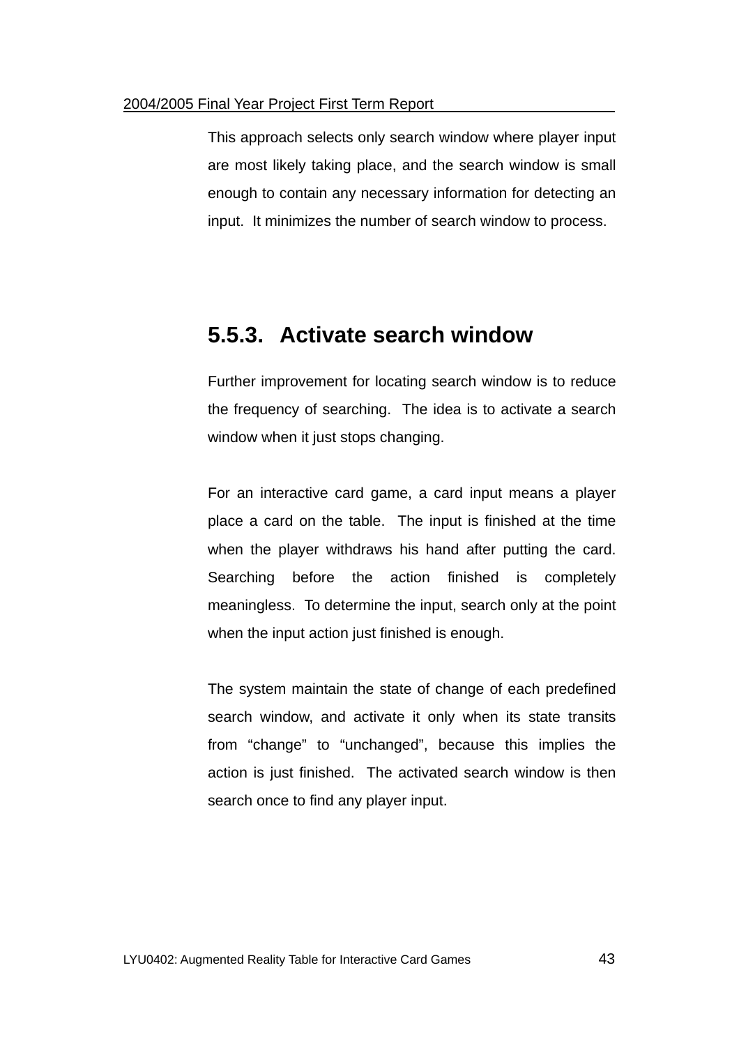This approach selects only search window where player input are most likely taking place, and the search window is small enough to contain any necessary information for detecting an input. It minimizes the number of search window to process.

### 5.5.3. Activate search window

Further improvement for locating search window is to reduce the frequency of searching. The idea is to activate a search window when it just stops changing.

For an interactive card game, a card input means a player place a card on the table. The input is finished at the time when the player withdraws his hand after putting the card. Searching before the action finished is completely meaningless. To determine the input, search only at the point when the input action just finished is enough.

The system maintain the state of change of each predefined search window, and activate it only when its state transits from "change" to "unchanged", because this implies the action is just finished. The activated search window is then search once to find any player input.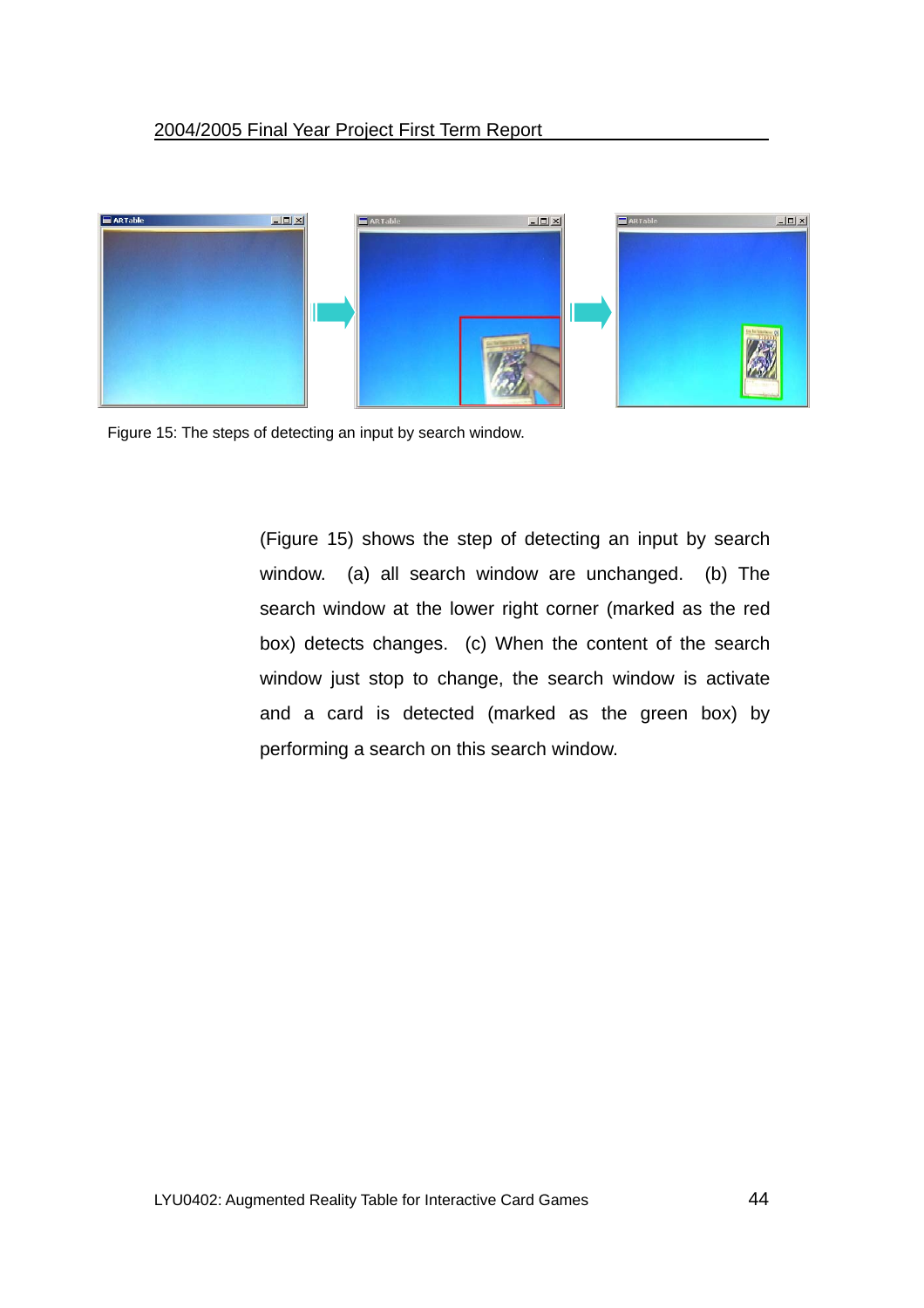Figure 15: The steps of detecting an input by search window.

(Figure 15) shows the step of detecting an input by search window. (a) all search window are unchanged. (b) The search window at the lower right corner (marked as the red box) detects changes. (c) When the content of the search window just stop to change, the search window is activate and a card is detected (marked as the green box) by performing a search on this search window.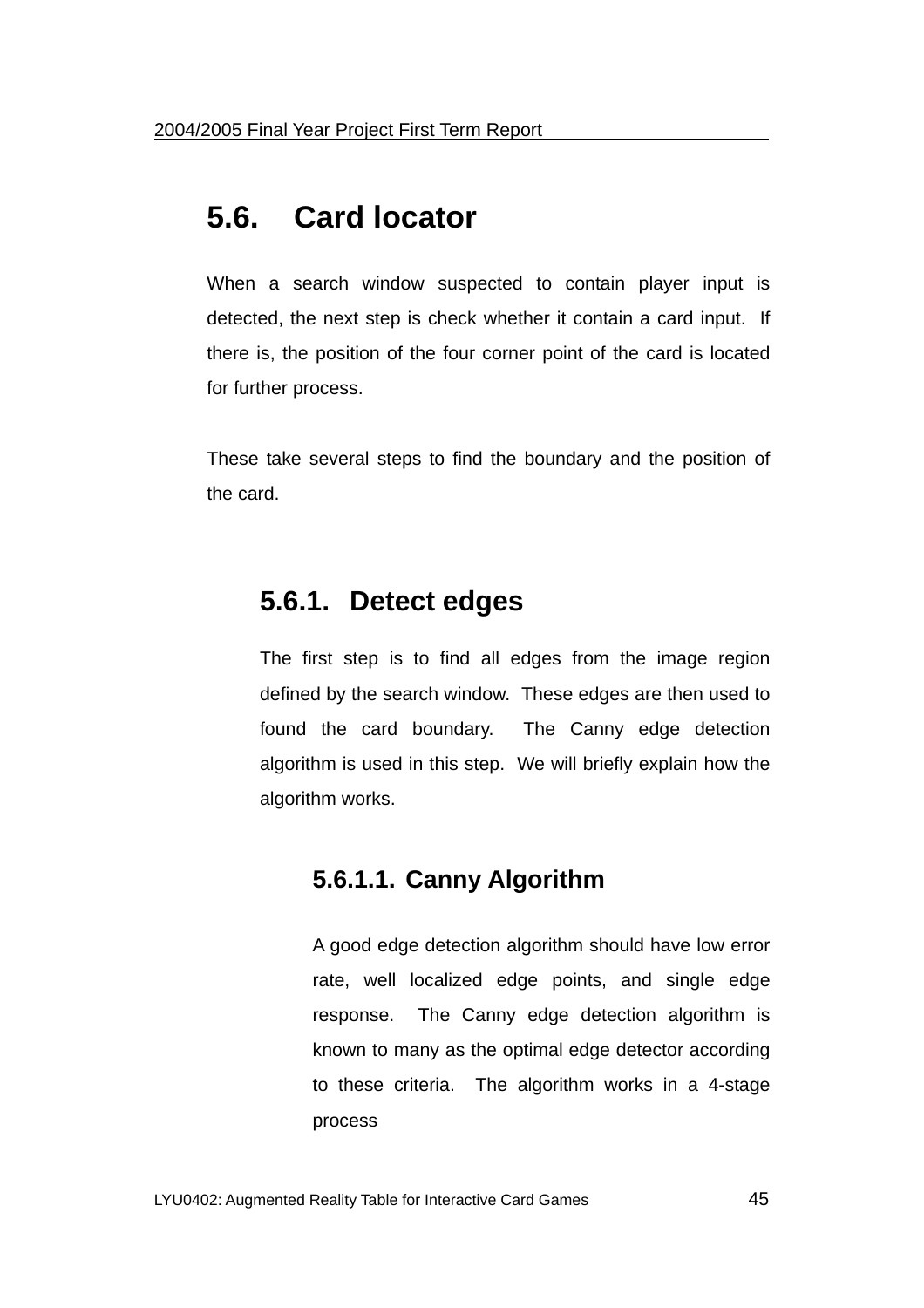## 5.6. Card locator

When a search window suspected to contain player input is detected, the next step is check whether it contain a card input. If there is, the position of the four corner point of the card is located for further process.

These take several steps to find the boundary and the position of the card.

### 5.6.1. Detect edges

The first step is to find all edges from the image region defined by the search window. These edges are then used to found the card boundary. The Canny edge detection algorithm is used in this step. We will briefly explain how the algorithm works.

#### 5.6.1.1. Canny Algorithm

A good edge detection algorithm should have low error rate, well localized edge points, and single edge response. The Canny edge detection algorithm is known to many as the optimal edge detector according to these criteria. The algorithm works in a 4-stage process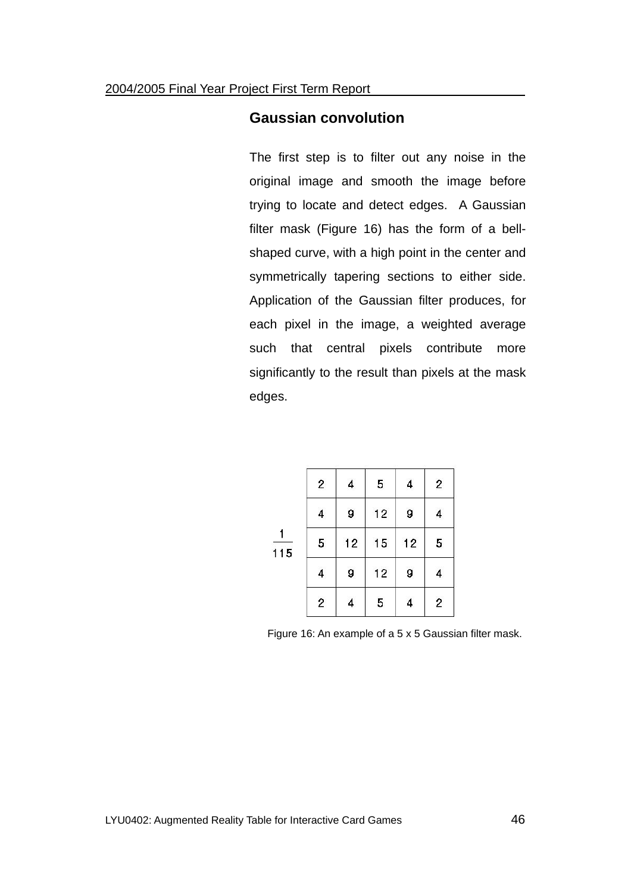## Gaussian convolution

The first step is to filter out any noise in the original image and smooth the image before trying to locate and detect edges. A Gaussian filter mask (Figure 16) has the form of a bell-shaped curve, with a high point in the center and symmetrically tapering sections to either side. Application of the Gaussian filter produces, for each pixel in the image, a weighted average such that central pixels contribute more significantly to the result than pixels at the mask edges.

$$\frac{1}{115}\begin{bmatrix} 2 & 4 & 5 & 4 & 2 \\ 4 & 9 & 12 & 9 & 4 \\ 5 & 12 & 15 & 12 & 5 \\ 4 & 9 & 12 & 9 & 4 \\ 2 & 4 & 5 & 4 & 2 \end{bmatrix}$$

Figure 16: An example of a 5 x 5 Gaussian filter mask.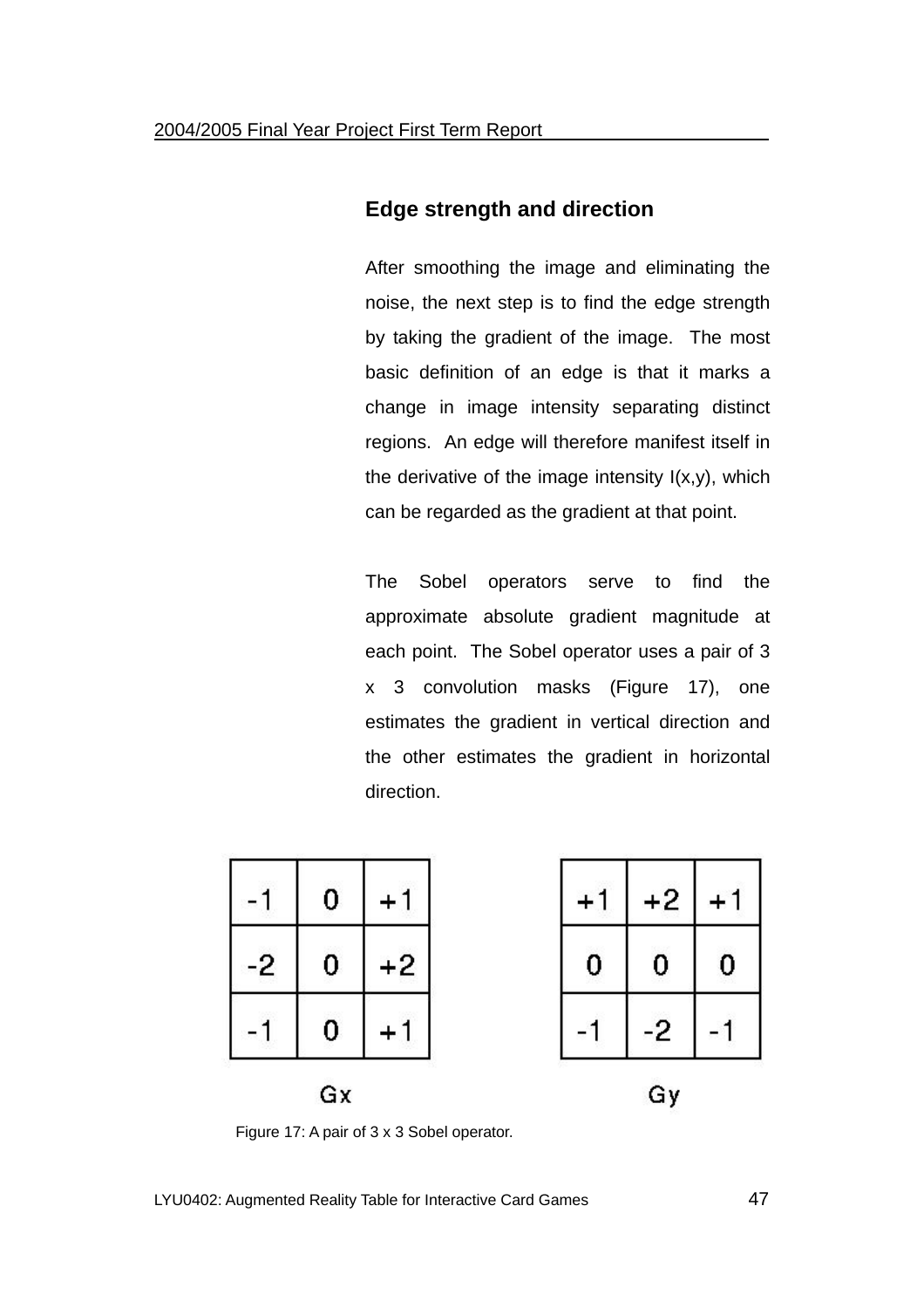### Edge strength and direction

After smoothing the image and eliminating the noise, the next step is to find the edge strength by taking the gradient of the image. The most basic definition of an edge is that it marks a change in image intensity separating distinct regions. An edge will therefore manifest itself in the derivative of the image intensity I(x,y), which can be regarded as the gradient at that point.

The Sobel operators serve to find the approximate absolute gradient magnitude at each point. The Sobel operator uses a pair of 3 x 3 convolution masks (Figure 17), one estimates the gradient in vertical direction and the other estimates the gradient in horizontal direction.

Gx

| | | |
|---|---|---|
| -1 | 0 | +1 |
| -2 | 0 | +2 |
| -1 | 0 | +1 |

Gy

| | | |
|---|---|---|
| +1 | +2 | +1 |
| 0 | 0 | 0 |
| -1 | -2 | -1 |

Figure 17: A pair of 3 x 3 Sobel operator.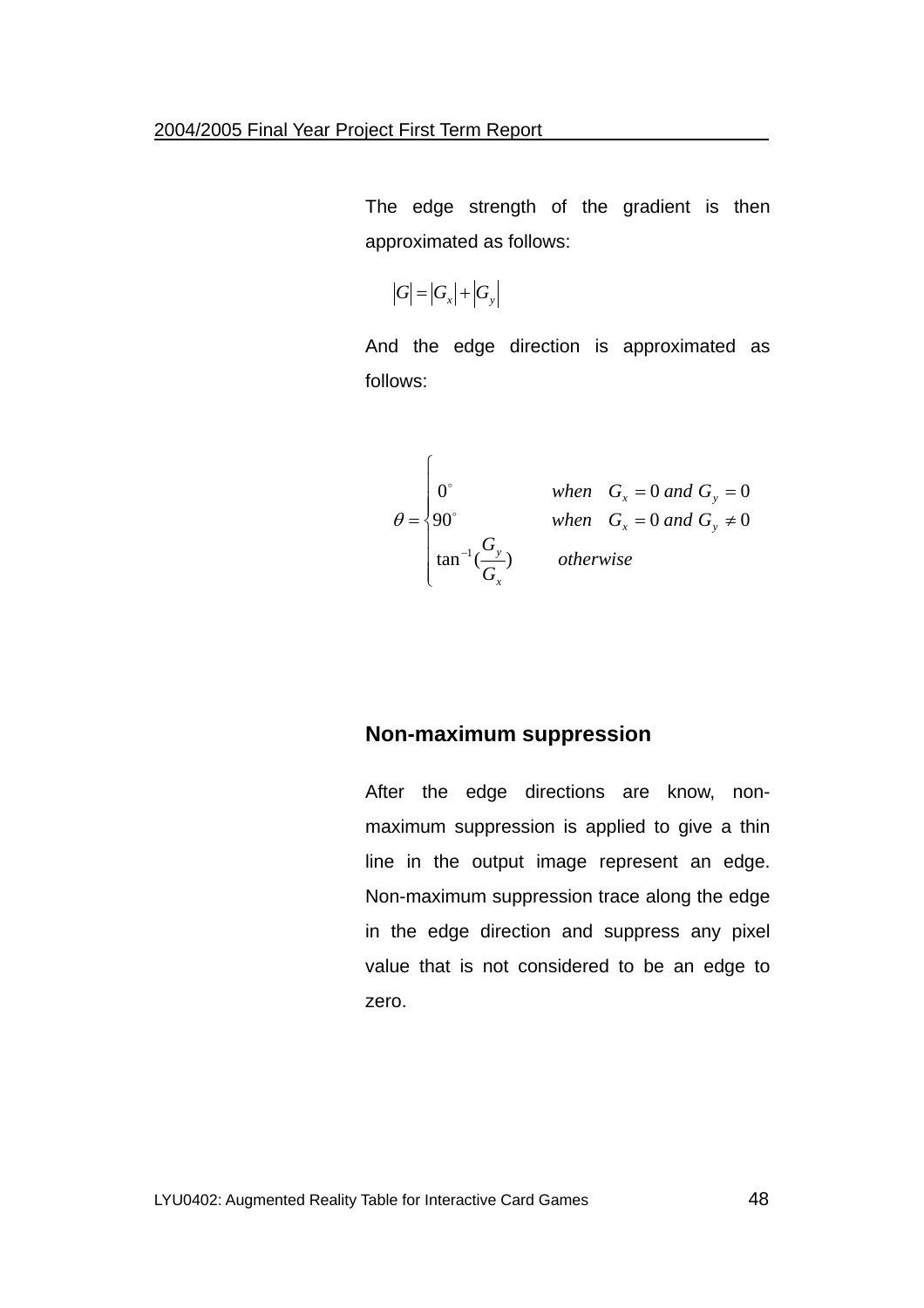The edge strength of the gradient is then approximated as follows:

$$|G| = |G_x| + |G_y|$$

And the edge direction is approximated as follows:

$$\theta = \begin{cases} 0^\circ & when \quad G_x = 0 \; and \; G_y = 0 \\ 90^\circ & when \quad G_x = 0 \; and \; G_y \neq 0 \\ \tan^{-1}(\dfrac{G_y}{G_x}) & otherwise \end{cases}$$

## Non-maximum suppression

After the edge directions are know, non-maximum suppression is applied to give a thin line in the output image represent an edge. Non-maximum suppression trace along the edge in the edge direction and suppress any pixel value that is not considered to be an edge to zero.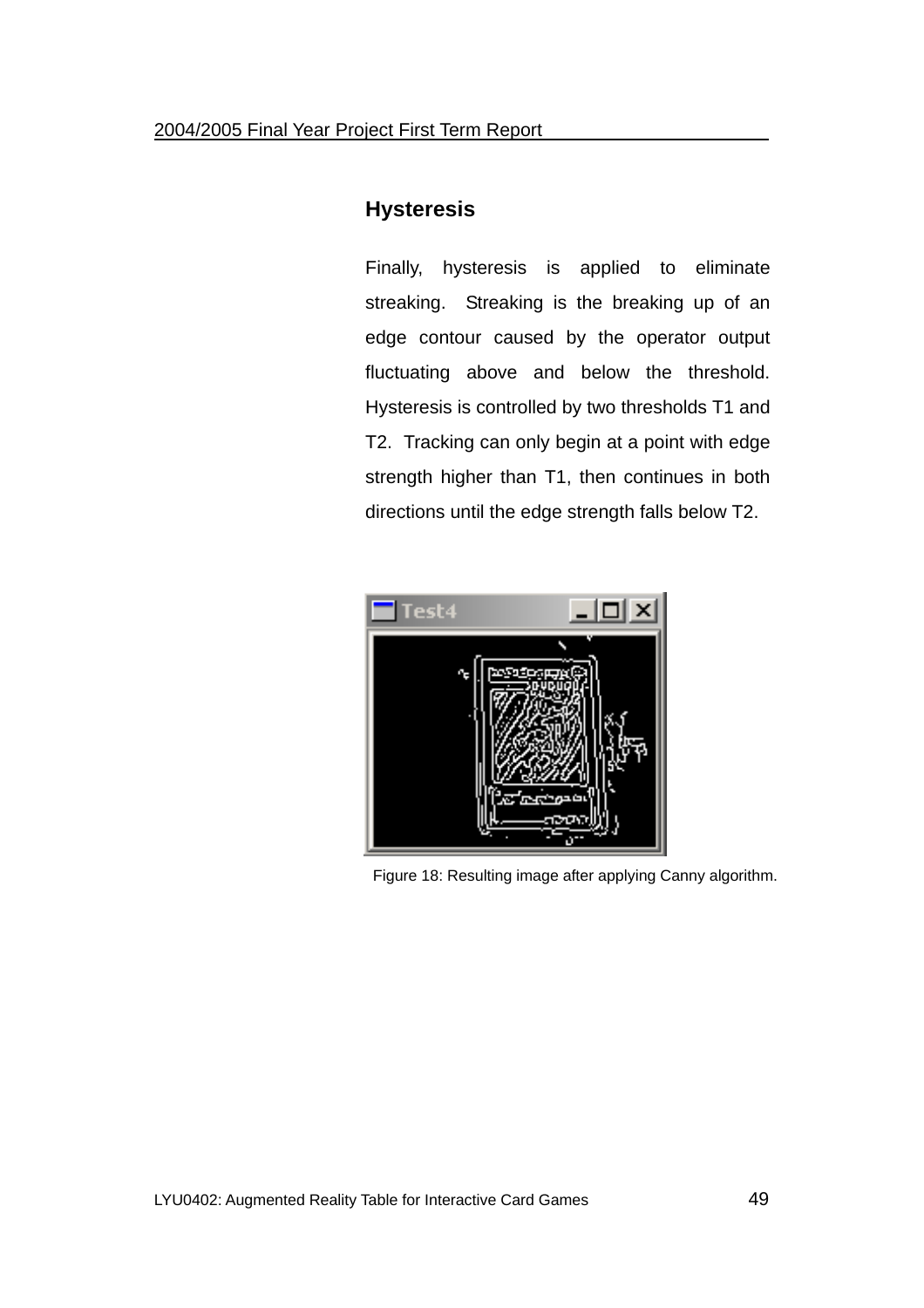### Hysteresis

Finally, hysteresis is applied to eliminate streaking. Streaking is the breaking up of an edge contour caused by the operator output fluctuating above and below the threshold. Hysteresis is controlled by two thresholds T1 and T2. Tracking can only begin at a point with edge strength higher than T1, then continues in both directions until the edge strength falls below T2.

Figure 18: Resulting image after applying Canny algorithm.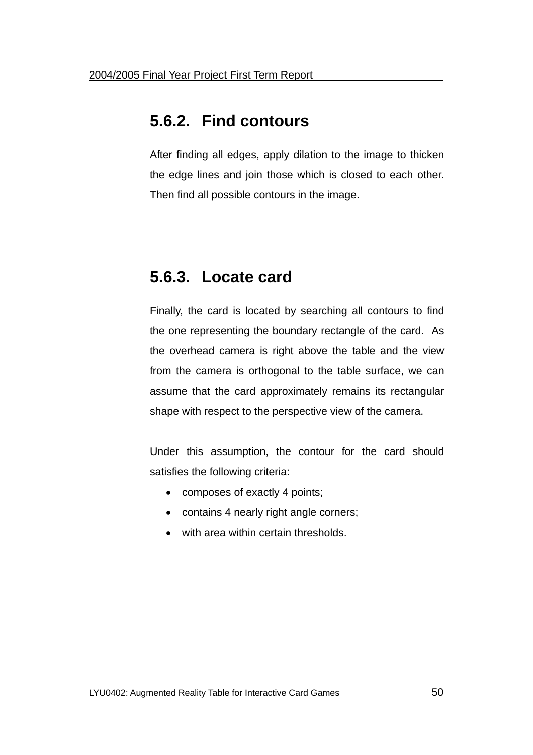### 5.6.2. Find contours

After finding all edges, apply dilation to the image to thicken the edge lines and join those which is closed to each other. Then find all possible contours in the image.

### 5.6.3. Locate card

Finally, the card is located by searching all contours to find the one representing the boundary rectangle of the card. As the overhead camera is right above the table and the view from the camera is orthogonal to the table surface, we can assume that the card approximately remains its rectangular shape with respect to the perspective view of the camera.

Under this assumption, the contour for the card should satisfies the following criteria:

- composes of exactly 4 points;
- contains 4 nearly right angle corners;
- with area within certain thresholds.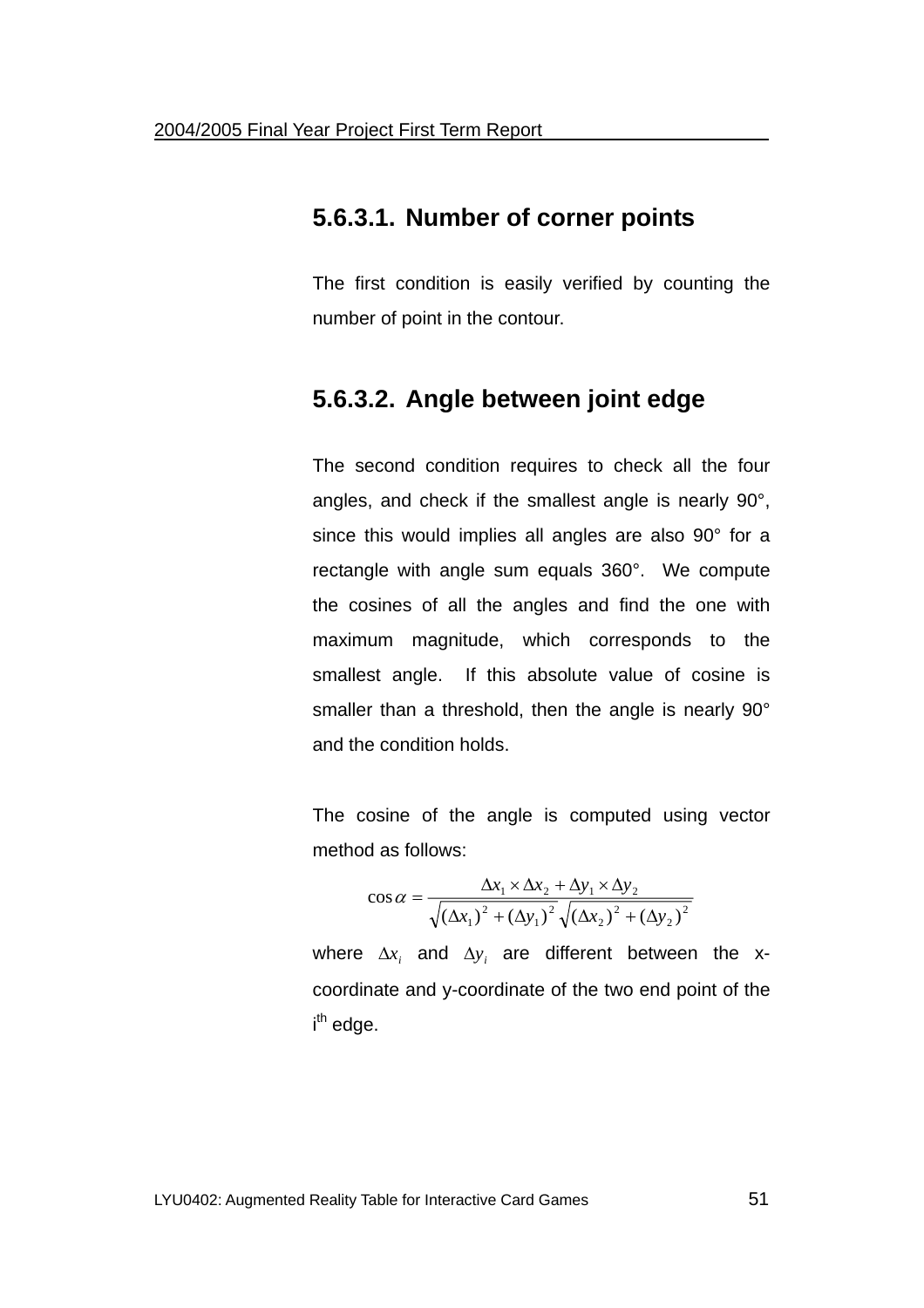#### 5.6.3.1. Number of corner points

The first condition is easily verified by counting the number of point in the contour.

#### 5.6.3.2. Angle between joint edge

The second condition requires to check all the four angles, and check if the smallest angle is nearly 90°, since this would implies all angles are also 90° for a rectangle with angle sum equals 360°. We compute the cosines of all the angles and find the one with maximum magnitude, which corresponds to the smallest angle. If this absolute value of cosine is smaller than a threshold, then the angle is nearly 90° and the condition holds.

The cosine of the angle is computed using vector method as follows:

$$\cos\alpha = \frac{\Delta x_1 \times \Delta x_2 + \Delta y_1 \times \Delta y_2}{\sqrt{(\Delta x_1)^2 + (\Delta y_1)^2}\sqrt{(\Delta x_2)^2 + (\Delta y_2)^2}}$$

where $\Delta x_i$ and $\Delta y_i$ are different between the x-coordinate and y-coordinate of the two end point of the i$^{th}$ edge.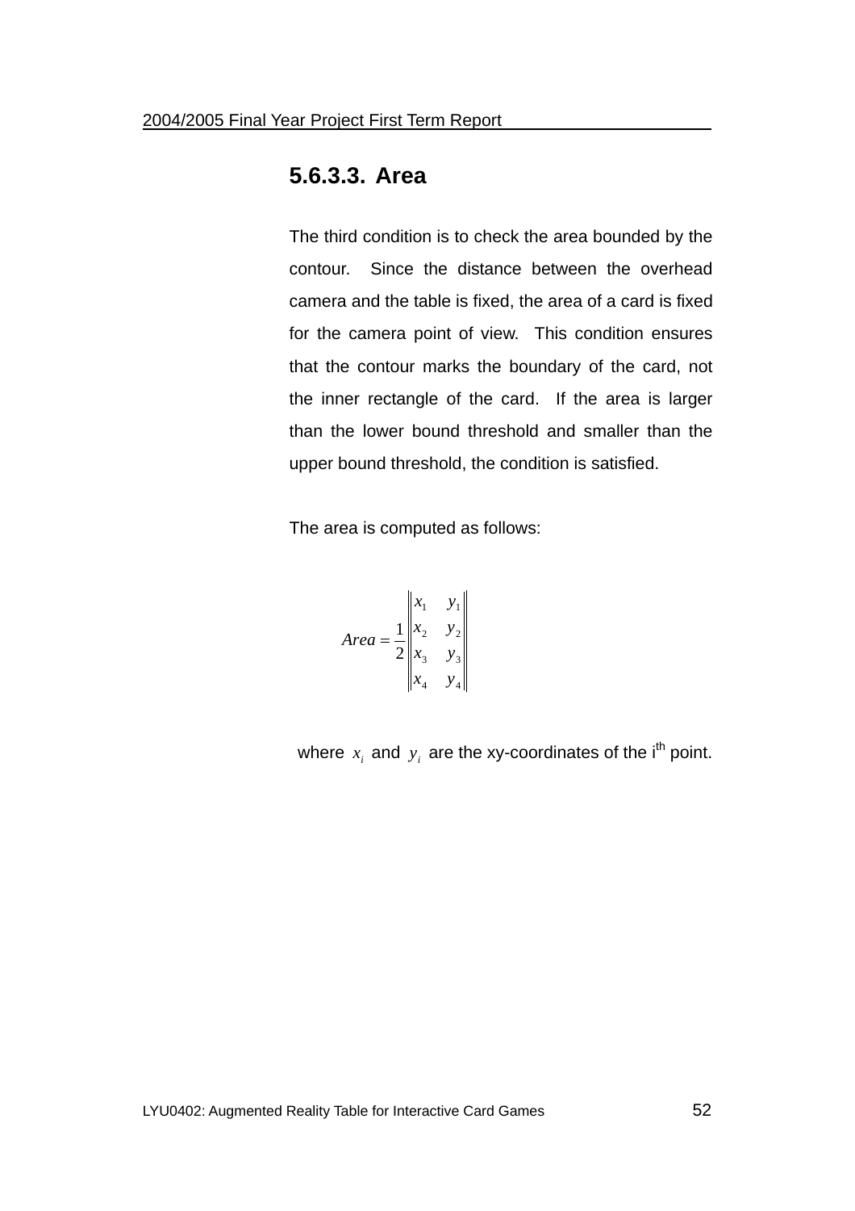### 5.6.3.3. Area

The third condition is to check the area bounded by the contour. Since the distance between the overhead camera and the table is fixed, the area of a card is fixed for the camera point of view. This condition ensures that the contour marks the boundary of the card, not the inner rectangle of the card. If the area is larger than the lower bound threshold and smaller than the upper bound threshold, the condition is satisfied.

The area is computed as follows:

$$Area = \frac{1}{2}\begin{Vmatrix} x_1 & y_1 \\ x_2 & y_2 \\ x_3 & y_3 \\ x_4 & y_4 \end{Vmatrix}$$

where $x_i$ and $y_i$ are the xy-coordinates of the i$^{th}$ point.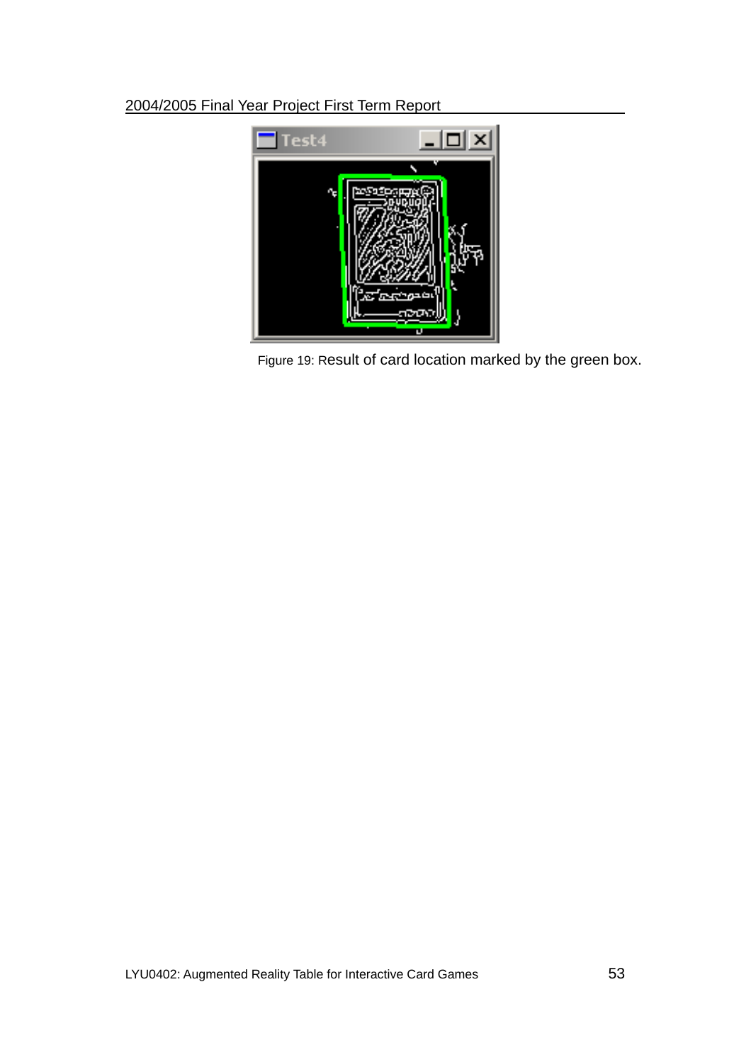Figure 19: Result of card location marked by the green box.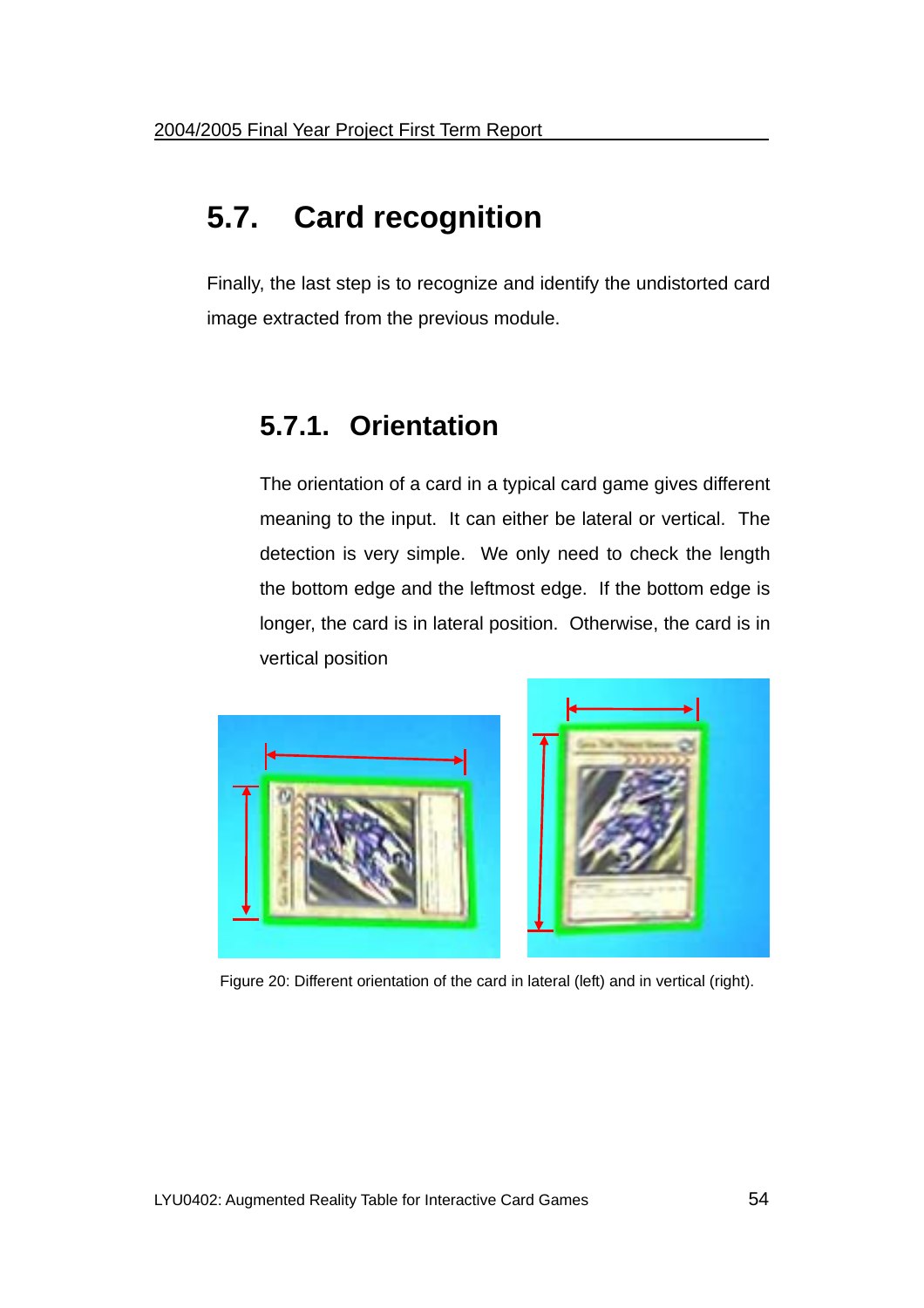## 5.7. Card recognition

Finally, the last step is to recognize and identify the undistorted card image extracted from the previous module.

### 5.7.1. Orientation

The orientation of a card in a typical card game gives different meaning to the input. It can either be lateral or vertical. The detection is very simple. We only need to check the length the bottom edge and the leftmost edge. If the bottom edge is longer, the card is in lateral position. Otherwise, the card is in vertical position

Figure 20: Different orientation of the card in lateral (left) and in vertical (right).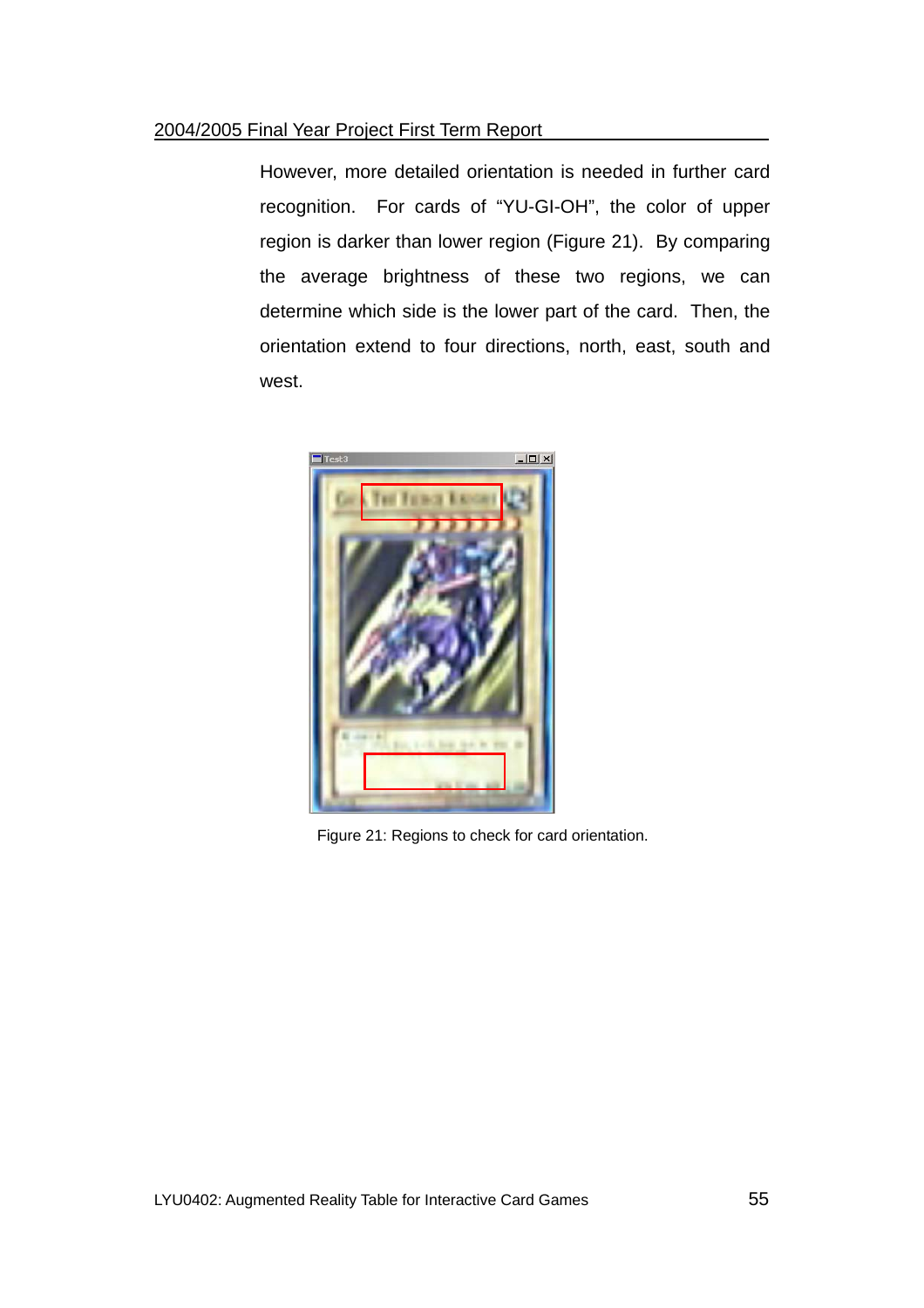However, more detailed orientation is needed in further card recognition. For cards of "YU-GI-OH", the color of upper region is darker than lower region (Figure 21). By comparing the average brightness of these two regions, we can determine which side is the lower part of the card. Then, the orientation extend to four directions, north, east, south and west.

Figure 21: Regions to check for card orientation.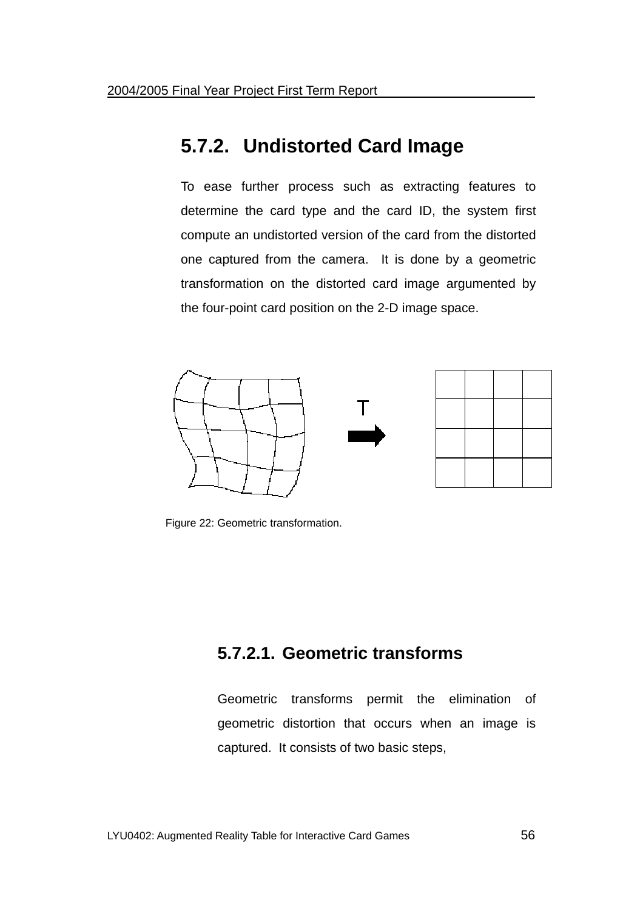## 5.7.2. Undistorted Card Image

To ease further process such as extracting features to determine the card type and the card ID, the system first compute an undistorted version of the card from the distorted one captured from the camera. It is done by a geometric transformation on the distorted card image argumented by the four-point card position on the 2-D image space.

Figure 22: Geometric transformation.

### 5.7.2.1. Geometric transforms

Geometric transforms permit the elimination of geometric distortion that occurs when an image is captured. It consists of two basic steps,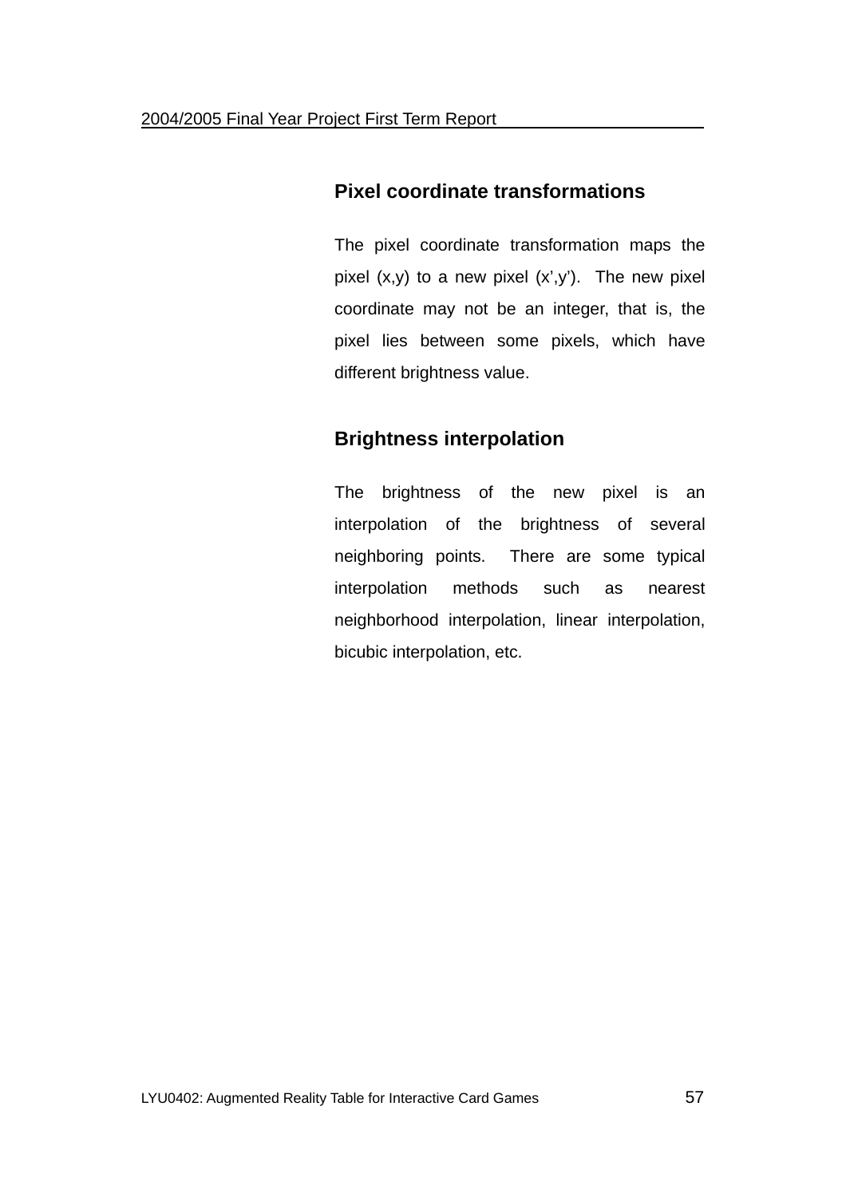### Pixel coordinate transformations

The pixel coordinate transformation maps the pixel (x,y) to a new pixel (x',y'). The new pixel coordinate may not be an integer, that is, the pixel lies between some pixels, which have different brightness value.

### Brightness interpolation

The brightness of the new pixel is an interpolation of the brightness of several neighboring points. There are some typical interpolation methods such as nearest neighborhood interpolation, linear interpolation, bicubic interpolation, etc.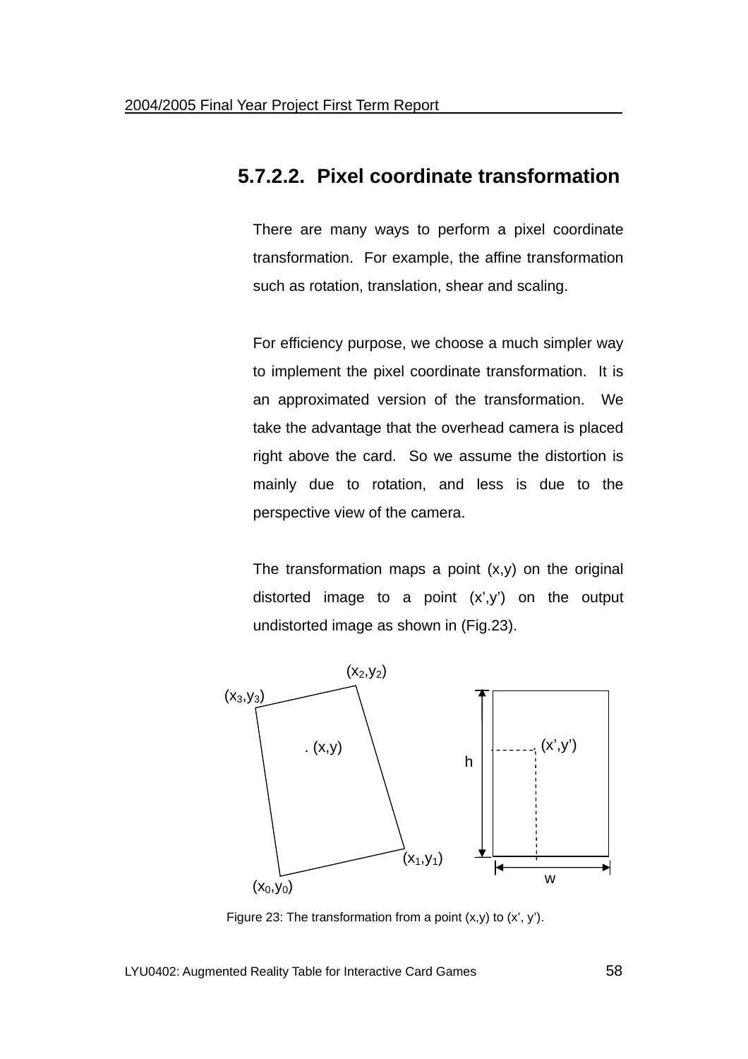### 5.7.2.2. Pixel coordinate transformation

There are many ways to perform a pixel coordinate transformation. For example, the affine transformation such as rotation, translation, shear and scaling.

For efficiency purpose, we choose a much simpler way to implement the pixel coordinate transformation. It is an approximated version of the transformation. We take the advantage that the overhead camera is placed right above the card. So we assume the distortion is mainly due to rotation, and less is due to the perspective view of the camera.

The transformation maps a point (x,y) on the original distorted image to a point (x',y') on the output undistorted image as shown in (Fig.23).

$(x_2,y_2)$ $(x_3,y_3)$ . (x,y) $(x_1,y_1)$ $(x_0,y_0)$ (x',y') h w

Figure 23: The transformation from a point (x,y) to (x', y').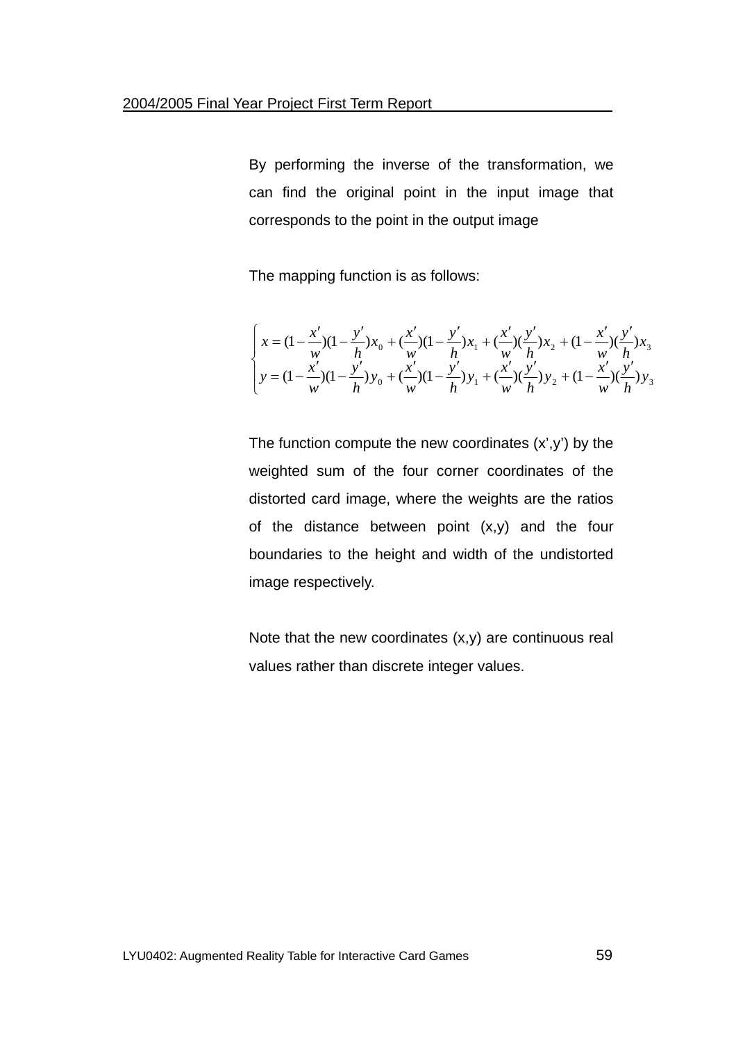By performing the inverse of the transformation, we can find the original point in the input image that corresponds to the point in the output image

The mapping function is as follows:

$$
\begin{cases}
x = (1 - \frac{x'}{w})(1 - \frac{y'}{h})x_0 + (\frac{x'}{w})(1 - \frac{y'}{h})x_1 + (\frac{x'}{w})(\frac{y'}{h})x_2 + (1 - \frac{x'}{w})(\frac{y'}{h})x_3 \\
y = (1 - \frac{x'}{w})(1 - \frac{y'}{h})y_0 + (\frac{x'}{w})(1 - \frac{y'}{h})y_1 + (\frac{x'}{w})(\frac{y'}{h})y_2 + (1 - \frac{x'}{w})(\frac{y'}{h})y_3
\end{cases}
$$

The function compute the new coordinates (x',y') by the weighted sum of the four corner coordinates of the distorted card image, where the weights are the ratios of the distance between point (x,y) and the four boundaries to the height and width of the undistorted image respectively.

Note that the new coordinates (x,y) are continuous real values rather than discrete integer values.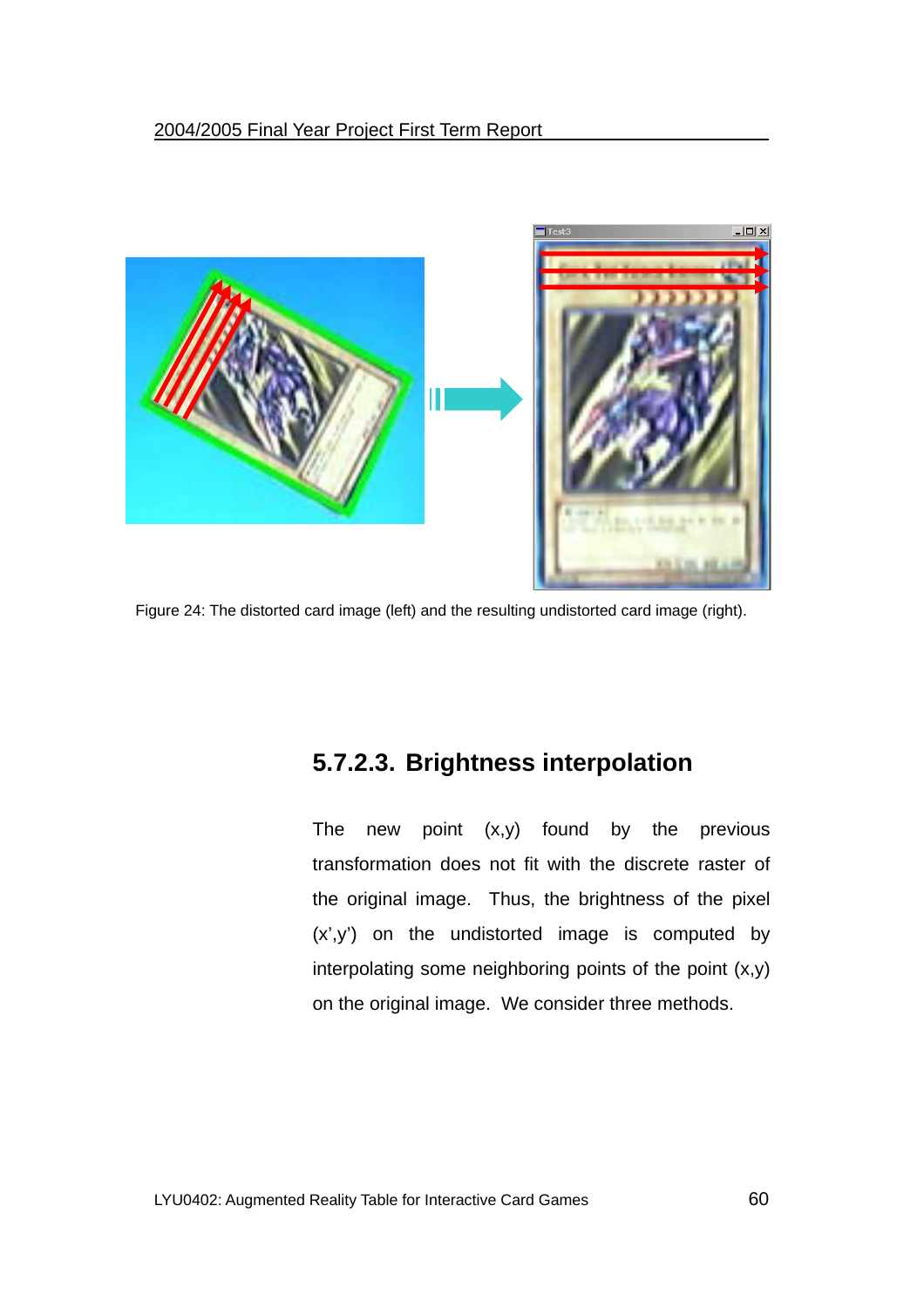Figure 24: The distorted card image (left) and the resulting undistorted card image (right).

#### 5.7.2.3. Brightness interpolation

The new point (x,y) found by the previous transformation does not fit with the discrete raster of the original image. Thus, the brightness of the pixel (x',y') on the undistorted image is computed by interpolating some neighboring points of the point (x,y) on the original image. We consider three methods.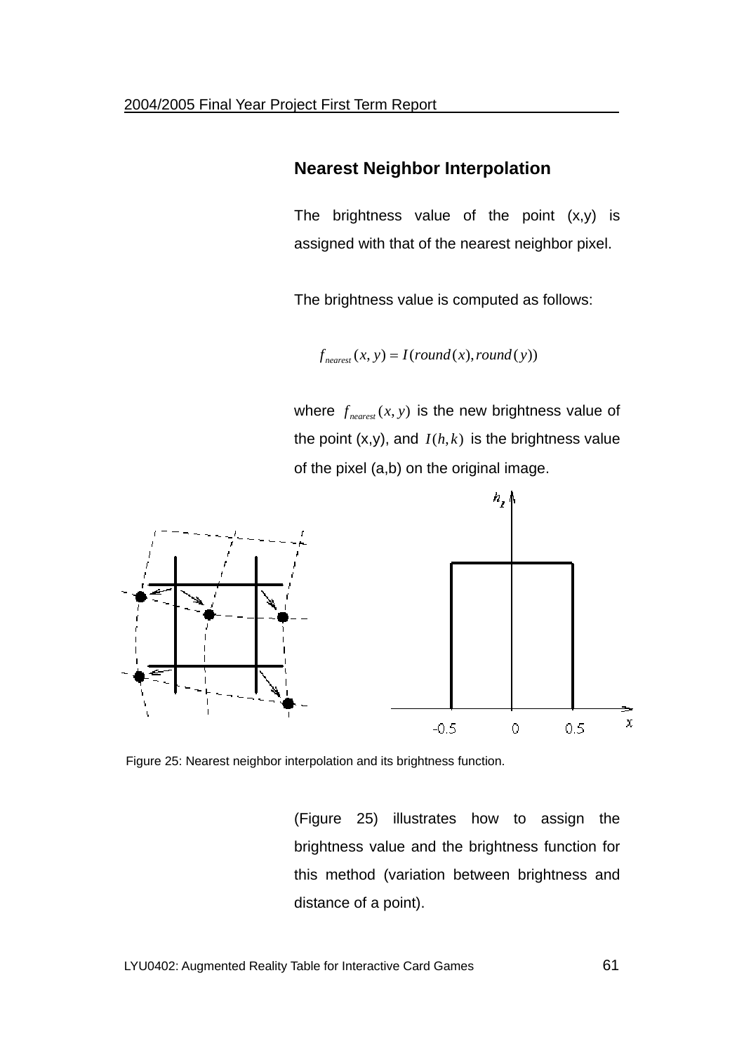## Nearest Neighbor Interpolation

The brightness value of the point (x,y) is assigned with that of the nearest neighbor pixel.

The brightness value is computed as follows:

$$f_{nearest}(x, y) = I(round(x), round(y))$$

where $f_{nearest}(x, y)$ is the new brightness value of the point (x,y), and $I(h,k)$ is the brightness value of the pixel (a,b) on the original image.

Figure 25: Nearest neighbor interpolation and its brightness function.

(Figure 25) illustrates how to assign the brightness value and the brightness function for this method (variation between brightness and distance of a point).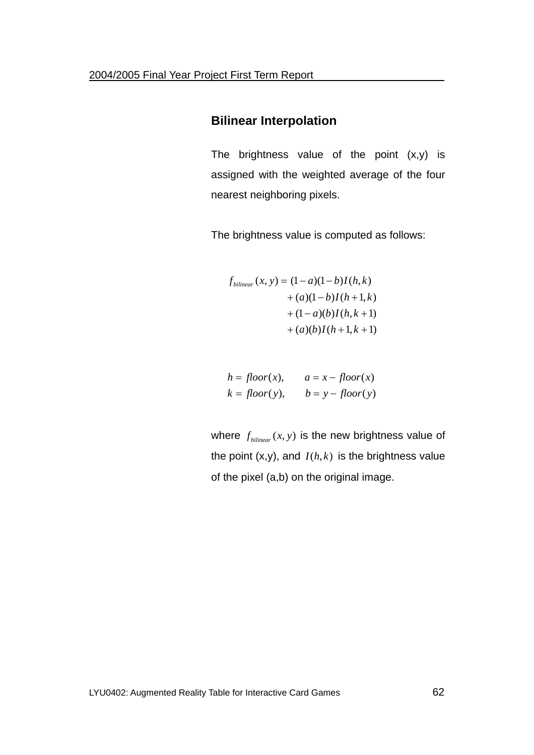**Bilinear Interpolation**

The brightness value of the point (x,y) is assigned with the weighted average of the four nearest neighboring pixels.

The brightness value is computed as follows:

$$
\begin{aligned}
f_{bilinear}(x,y) = {} & (1-a)(1-b)I(h,k) \\
& + (a)(1-b)I(h+1,k) \\
& + (1-a)(b)I(h,k+1) \\
& + (a)(b)I(h+1,k+1)
\end{aligned}
$$

$$
\begin{aligned}
h &= floor(x), \qquad a = x - floor(x) \\
k &= floor(y), \qquad b = y - floor(y)
\end{aligned}
$$

where $f_{bilinear}(x,y)$ is the new brightness value of the point (x,y), and $I(h,k)$ is the brightness value of the pixel (a,b) on the original image.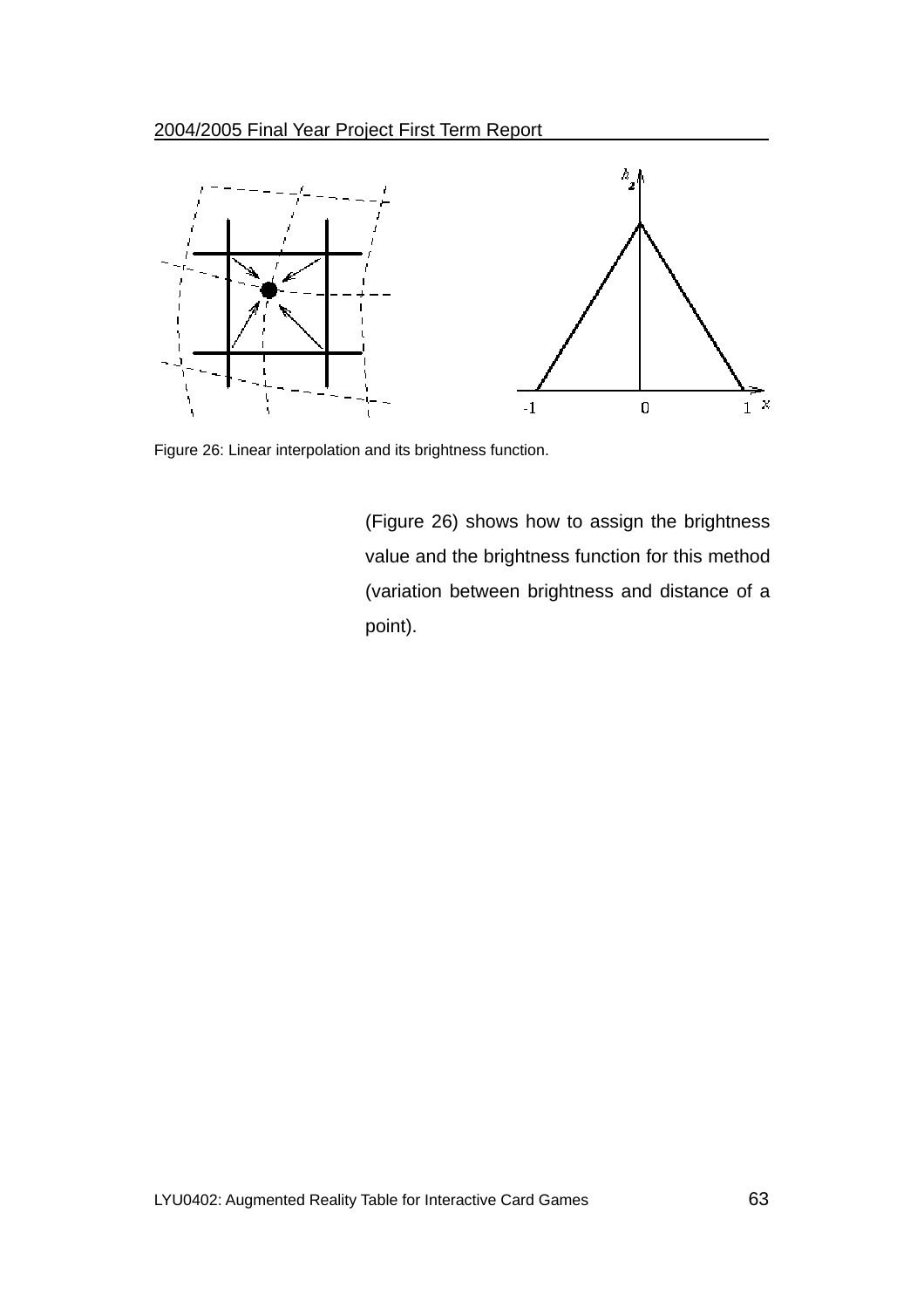Figure 26: Linear interpolation and its brightness function.

(Figure 26) shows how to assign the brightness value and the brightness function for this method (variation between brightness and distance of a point).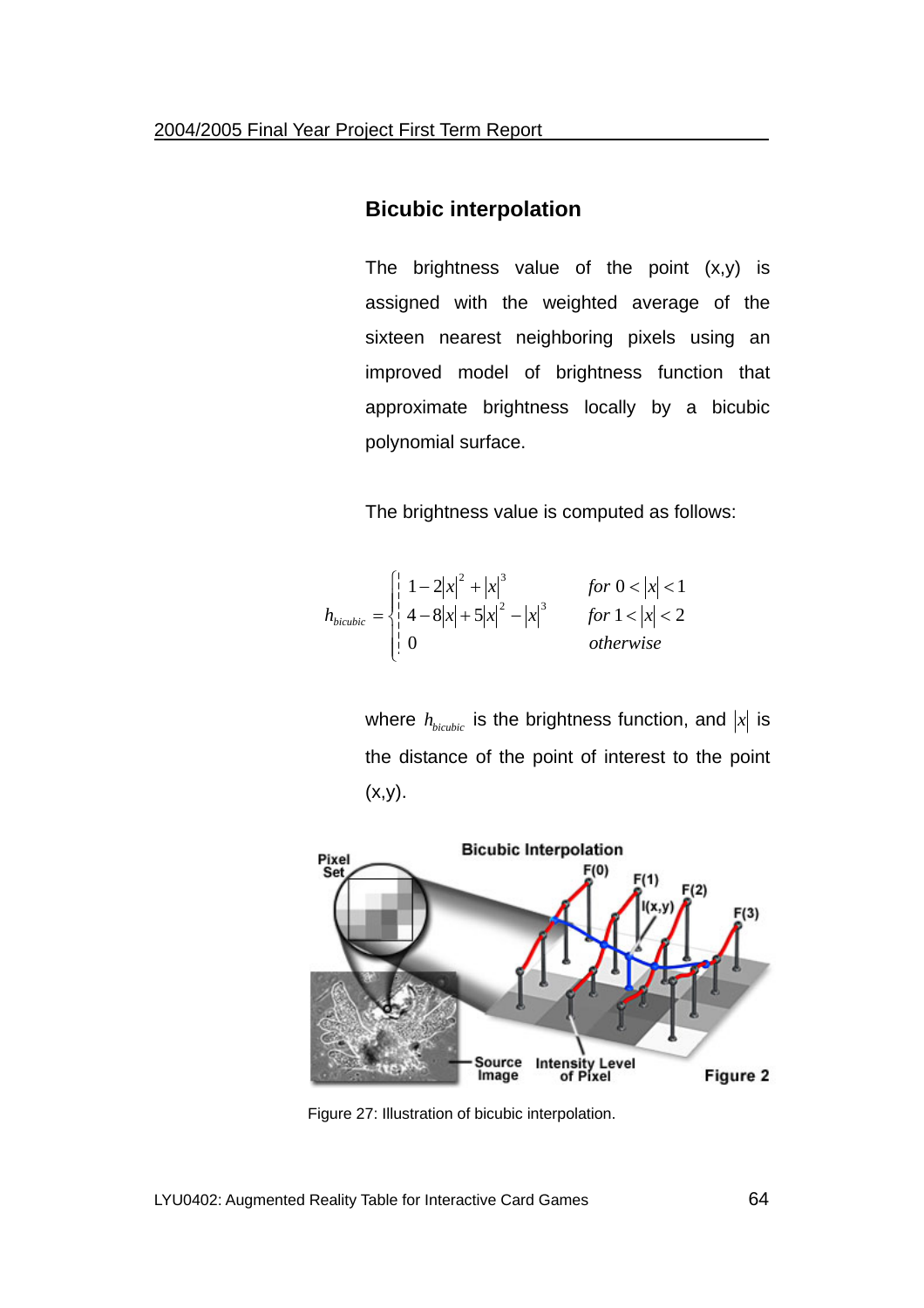## Bicubic interpolation

The brightness value of the point (x,y) is assigned with the weighted average of the sixteen nearest neighboring pixels using an improved model of brightness function that approximate brightness locally by a bicubic polynomial surface.

The brightness value is computed as follows:

$$h_{bicubic} = \begin{cases} 1 - 2|x|^2 + |x|^3 & \text{for } 0 < |x| < 1 \\ 4 - 8|x| + 5|x|^2 - |x|^3 & \text{for } 1 < |x| < 2 \\ 0 & \text{otherwise} \end{cases}$$

where $h_{bicubic}$ is the brightness function, and $|x|$ is the distance of the point of interest to the point (x,y).

Figure 27: Illustration of bicubic interpolation.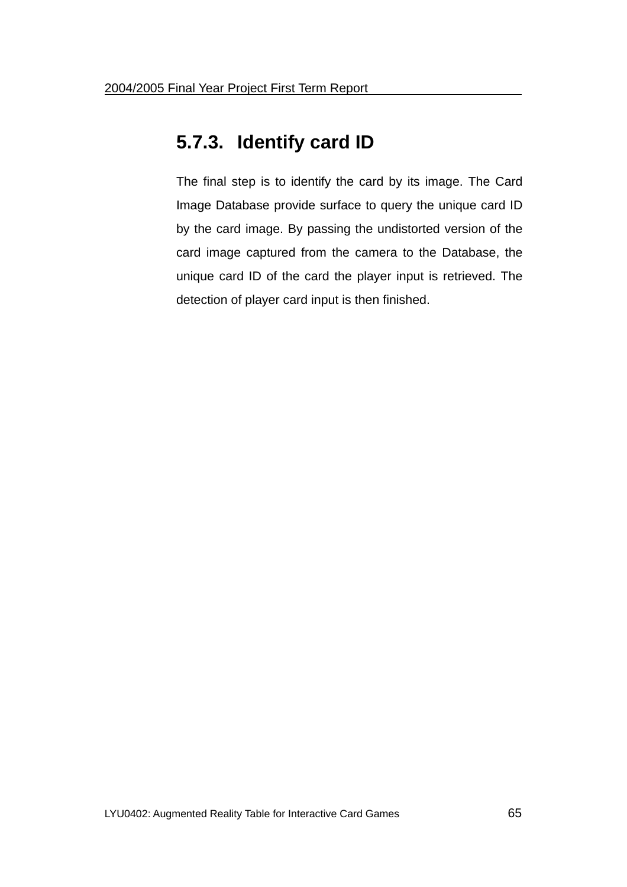### 5.7.3. Identify card ID

The final step is to identify the card by its image. The Card Image Database provide surface to query the unique card ID by the card image. By passing the undistorted version of the card image captured from the camera to the Database, the unique card ID of the card the player input is retrieved. The detection of player card input is then finished.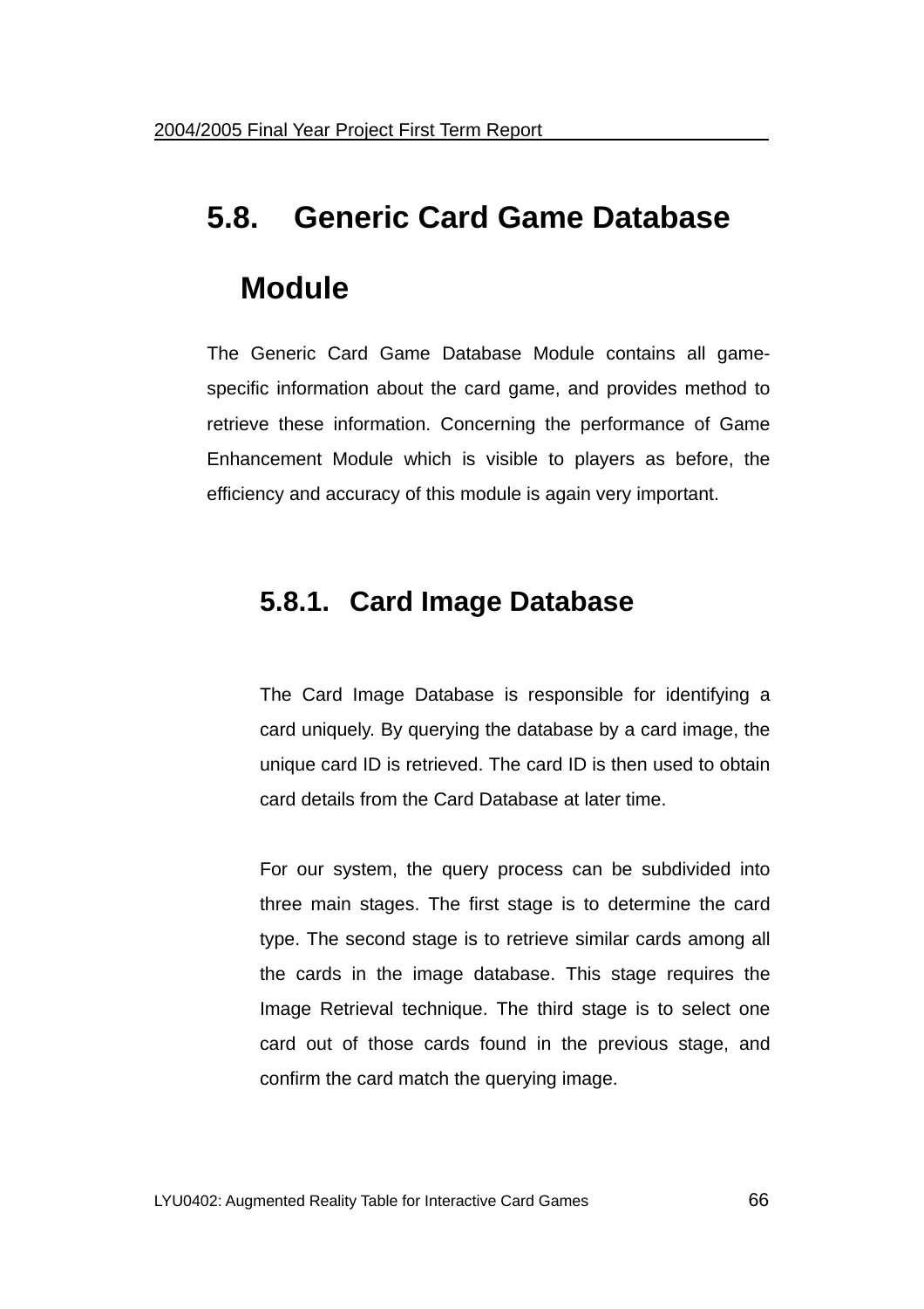## 5.8. Generic Card Game Database Module

The Generic Card Game Database Module contains all game-specific information about the card game, and provides method to retrieve these information. Concerning the performance of Game Enhancement Module which is visible to players as before, the efficiency and accuracy of this module is again very important.

### 5.8.1. Card Image Database

The Card Image Database is responsible for identifying a card uniquely. By querying the database by a card image, the unique card ID is retrieved. The card ID is then used to obtain card details from the Card Database at later time.

For our system, the query process can be subdivided into three main stages. The first stage is to determine the card type. The second stage is to retrieve similar cards among all the cards in the image database. This stage requires the Image Retrieval technique. The third stage is to select one card out of those cards found in the previous stage, and confirm the card match the querying image.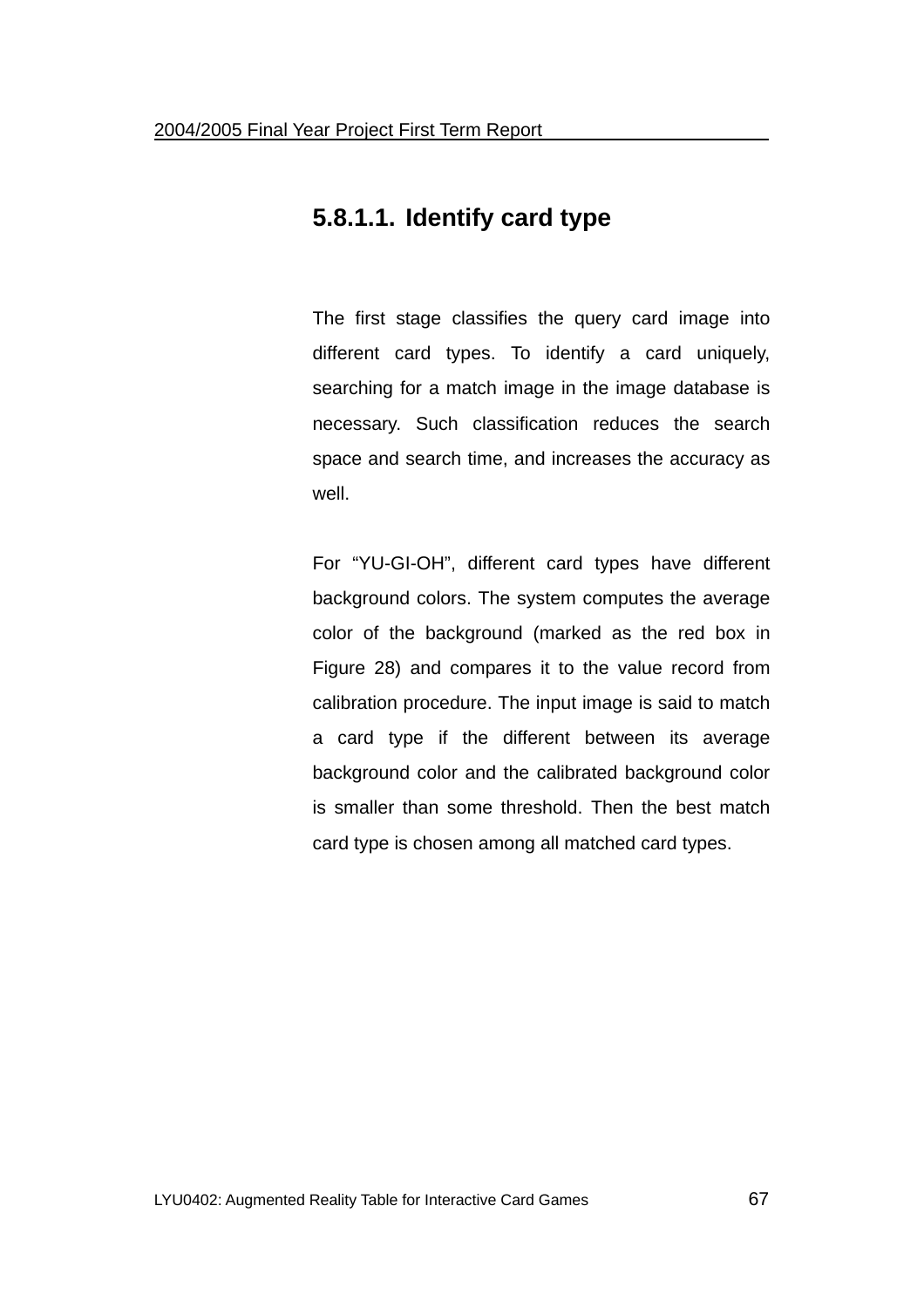#### 5.8.1.1. Identify card type

The first stage classifies the query card image into different card types. To identify a card uniquely, searching for a match image in the image database is necessary. Such classification reduces the search space and search time, and increases the accuracy as well.

For “YU-GI-OH”, different card types have different background colors. The system computes the average color of the background (marked as the red box in Figure 28) and compares it to the value record from calibration procedure. The input image is said to match a card type if the different between its average background color and the calibrated background color is smaller than some threshold. Then the best match card type is chosen among all matched card types.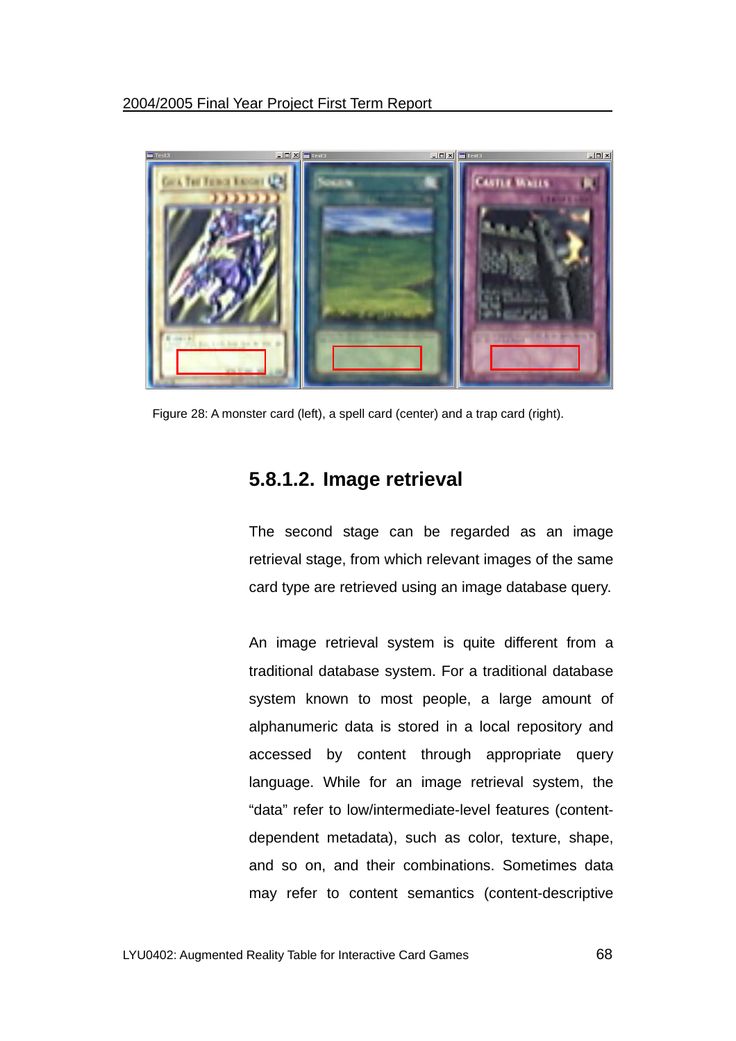Figure 28: A monster card (left), a spell card (center) and a trap card (right).

### 5.8.1.2. Image retrieval

The second stage can be regarded as an image retrieval stage, from which relevant images of the same card type are retrieved using an image database query.

An image retrieval system is quite different from a traditional database system. For a traditional database system known to most people, a large amount of alphanumeric data is stored in a local repository and accessed by content through appropriate query language. While for an image retrieval system, the "data" refer to low/intermediate-level features (content-dependent metadata), such as color, texture, shape, and so on, and their combinations. Sometimes data may refer to content semantics (content-descriptive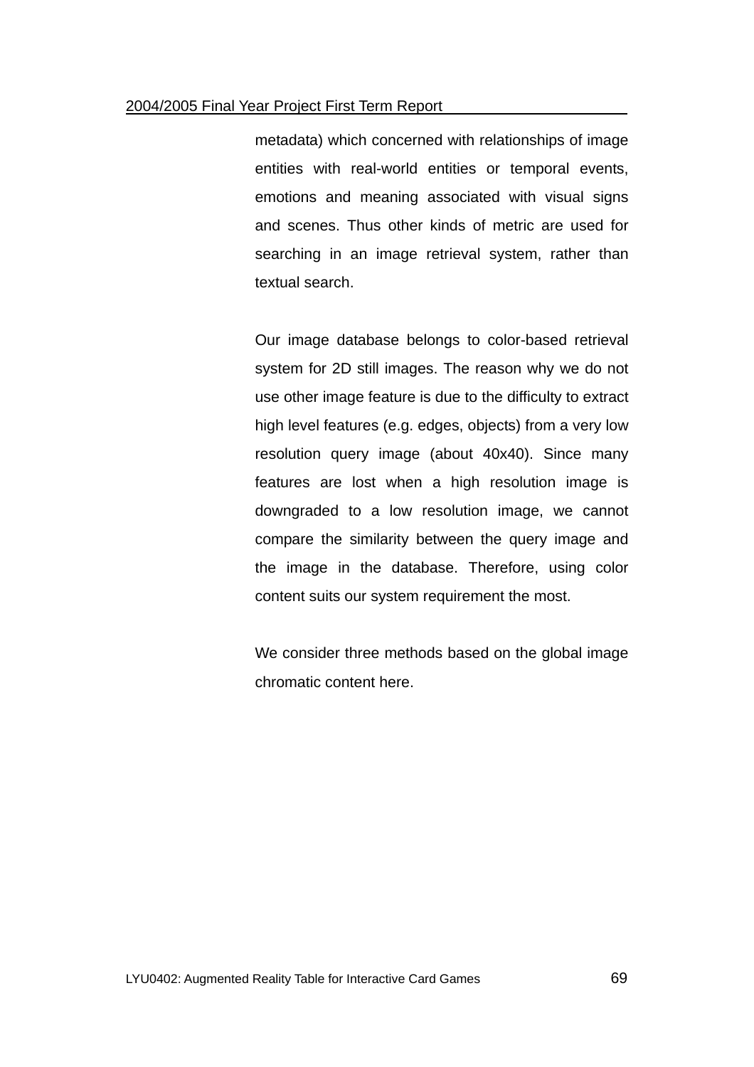metadata) which concerned with relationships of image entities with real-world entities or temporal events, emotions and meaning associated with visual signs and scenes. Thus other kinds of metric are used for searching in an image retrieval system, rather than textual search.

Our image database belongs to color-based retrieval system for 2D still images. The reason why we do not use other image feature is due to the difficulty to extract high level features (e.g. edges, objects) from a very low resolution query image (about 40x40). Since many features are lost when a high resolution image is downgraded to a low resolution image, we cannot compare the similarity between the query image and the image in the database. Therefore, using color content suits our system requirement the most.

We consider three methods based on the global image chromatic content here.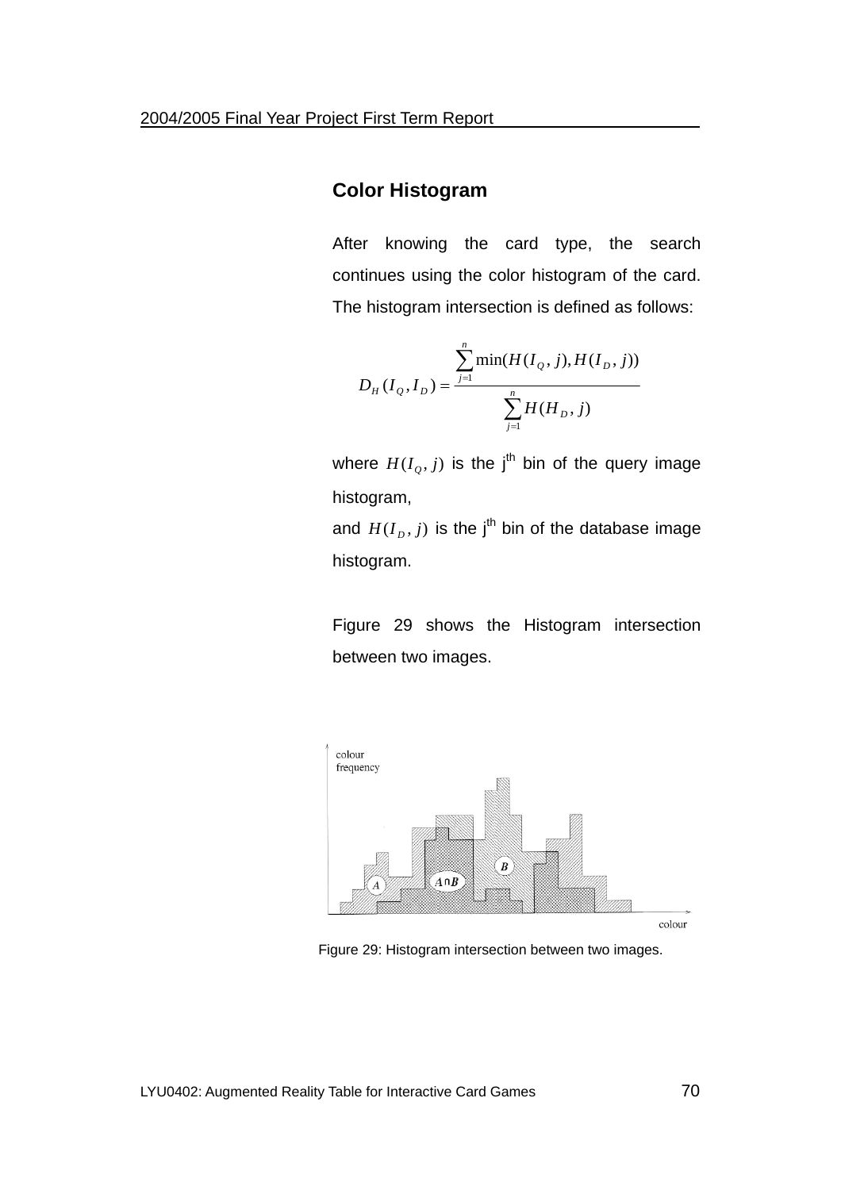## Color Histogram

After knowing the card type, the search continues using the color histogram of the card. The histogram intersection is defined as follows:

$$D_H(I_Q, I_D) = \frac{\sum_{j=1}^{n} \min(H(I_Q, j), H(I_D, j))}{\sum_{j=1}^{n} H(H_D, j)}$$

where $H(I_Q, j)$ is the j[th] bin of the query image histogram,

and $H(I_D, j)$ is the j[th] bin of the database image histogram.

Figure 29 shows the Histogram intersection between two images.

Figure 29: Histogram intersection between two images.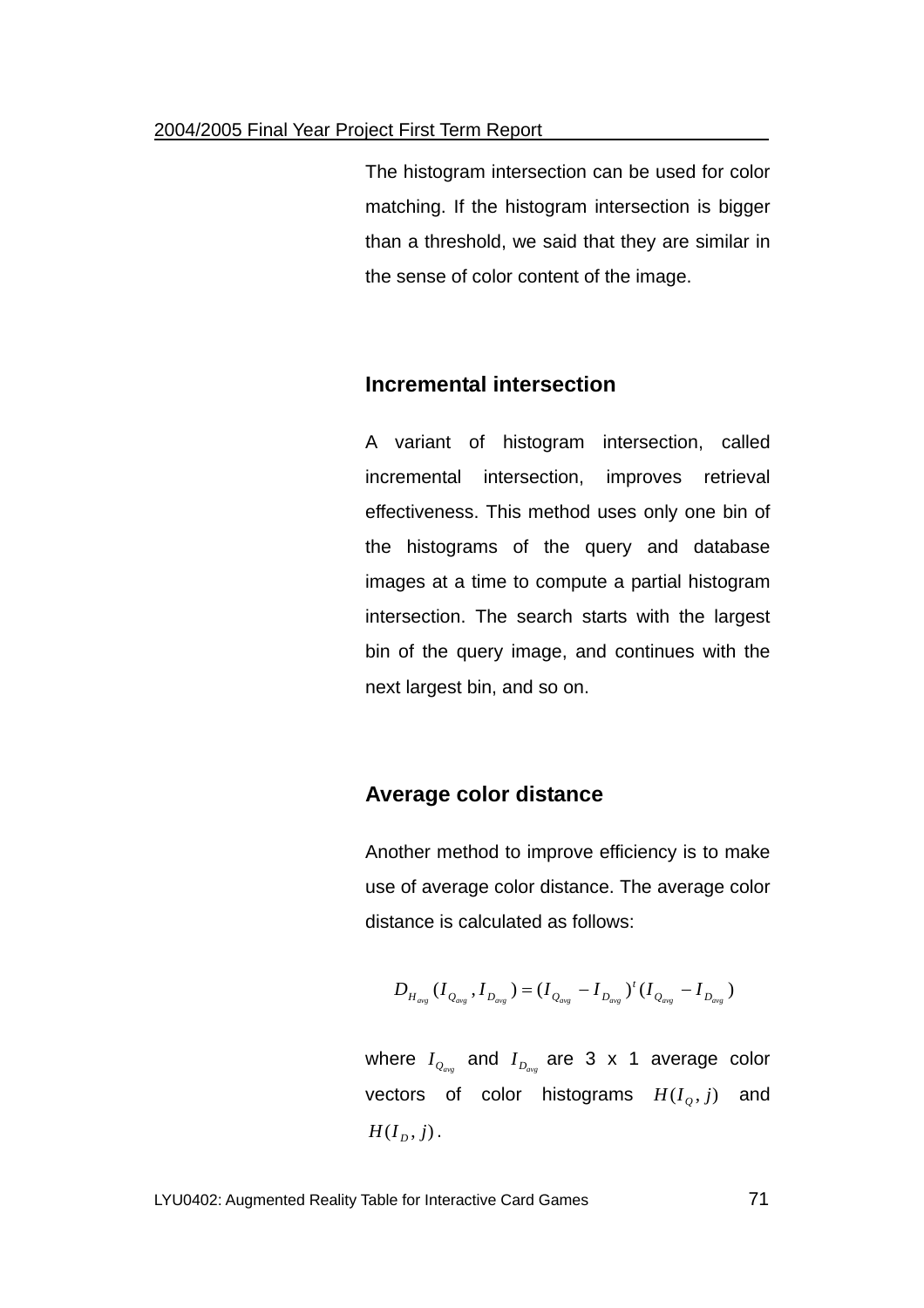The histogram intersection can be used for color matching. If the histogram intersection is bigger than a threshold, we said that they are similar in the sense of color content of the image.

### Incremental intersection

A variant of histogram intersection, called incremental intersection, improves retrieval effectiveness. This method uses only one bin of the histograms of the query and database images at a time to compute a partial histogram intersection. The search starts with the largest bin of the query image, and continues with the next largest bin, and so on.

### Average color distance

Another method to improve efficiency is to make use of average color distance. The average color distance is calculated as follows:

$$D_{H_{avg}}(I_{Q_{avg}}, I_{D_{avg}}) = (I_{Q_{avg}} - I_{D_{avg}})^t (I_{Q_{avg}} - I_{D_{avg}})$$

where $I_{Q_{avg}}$ and $I_{D_{avg}}$ are 3 x 1 average color vectors of color histograms $H(I_Q, j)$ and $H(I_D, j)$.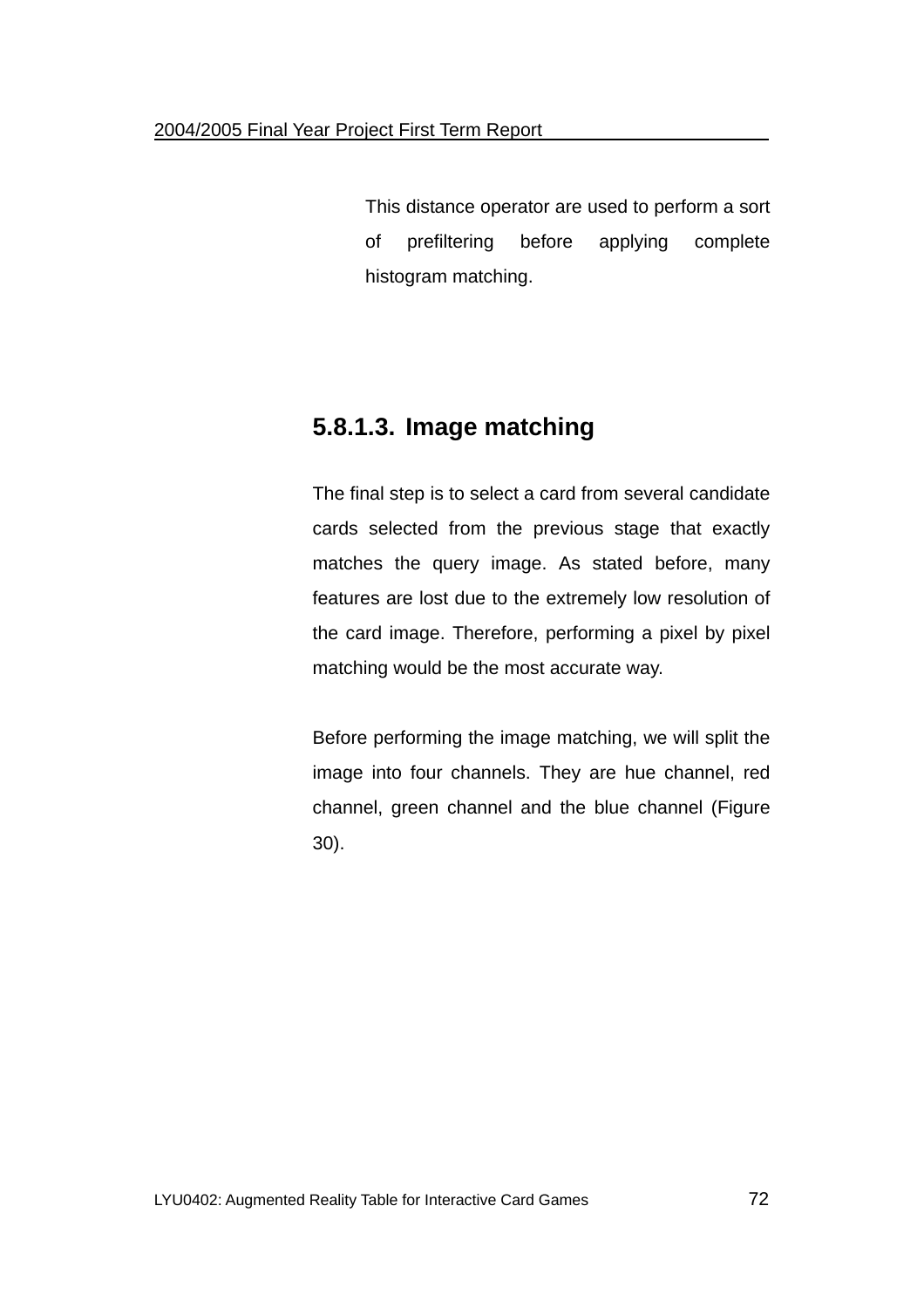This distance operator are used to perform a sort of prefiltering before applying complete histogram matching.

#### 5.8.1.3. Image matching

The final step is to select a card from several candidate cards selected from the previous stage that exactly matches the query image. As stated before, many features are lost due to the extremely low resolution of the card image. Therefore, performing a pixel by pixel matching would be the most accurate way.

Before performing the image matching, we will split the image into four channels. They are hue channel, red channel, green channel and the blue channel (Figure 30).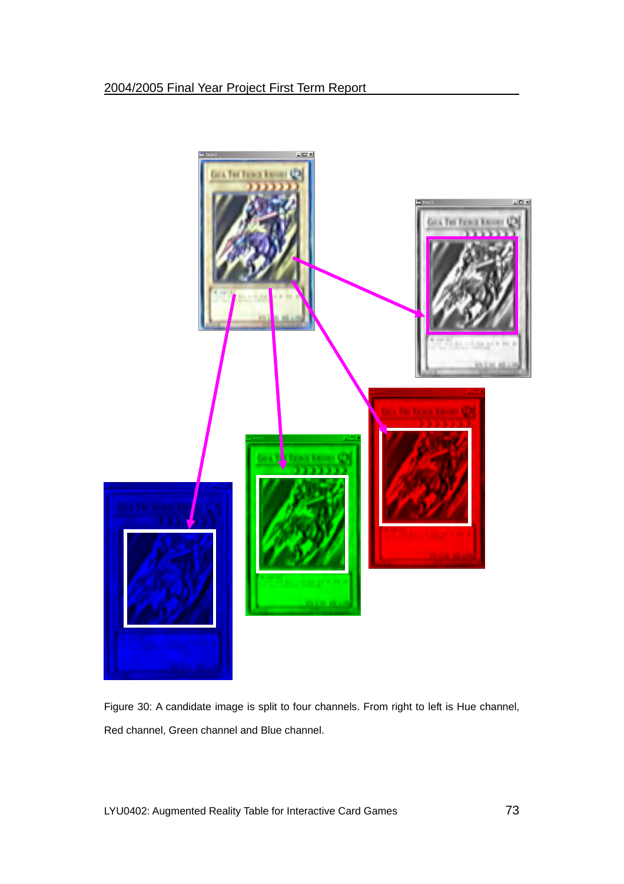Figure 30: A candidate image is split to four channels. From right to left is Hue channel, Red channel, Green channel and Blue channel.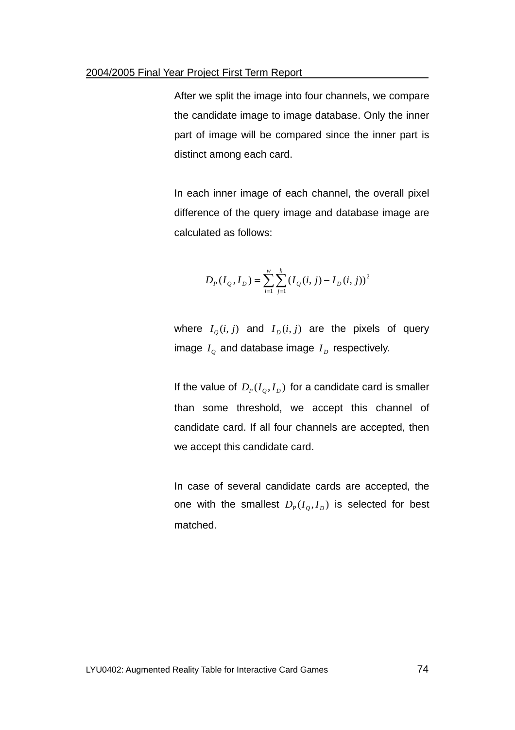After we split the image into four channels, we compare the candidate image to image database. Only the inner part of image will be compared since the inner part is distinct among each card.

In each inner image of each channel, the overall pixel difference of the query image and database image are calculated as follows:

$$D_P(I_Q, I_D) = \sum_{i=1}^{w} \sum_{j=1}^{h} (I_Q(i,j) - I_D(i,j))^2$$

where $I_Q(i,j)$ and $I_D(i,j)$ are the pixels of query image $I_Q$ and database image $I_D$ respectively.

If the value of $D_P(I_Q, I_D)$ for a candidate card is smaller than some threshold, we accept this channel of candidate card. If all four channels are accepted, then we accept this candidate card.

In case of several candidate cards are accepted, the one with the smallest $D_P(I_Q, I_D)$ is selected for best matched.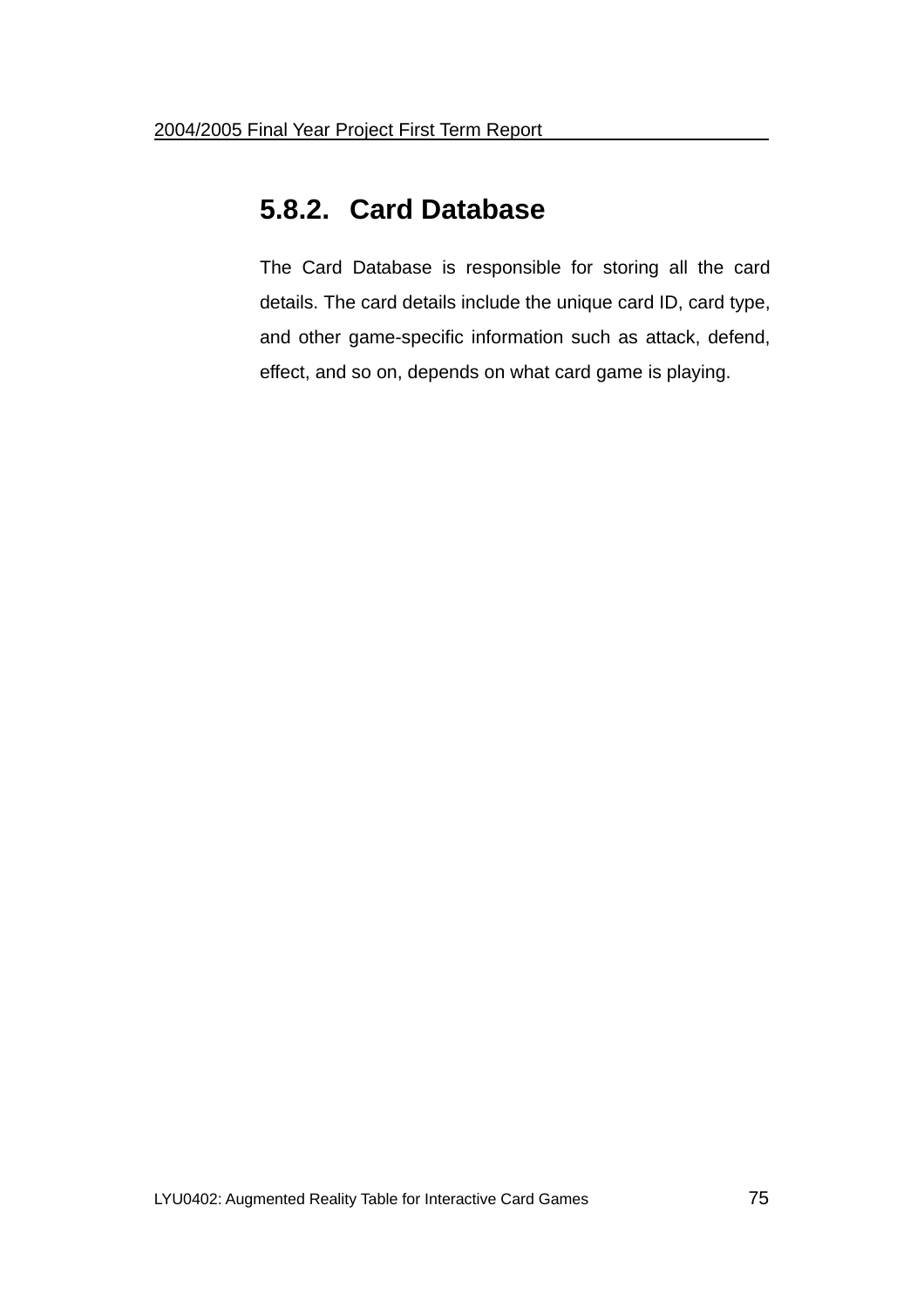### 5.8.2. Card Database

The Card Database is responsible for storing all the card details. The card details include the unique card ID, card type, and other game-specific information such as attack, defend, effect, and so on, depends on what card game is playing.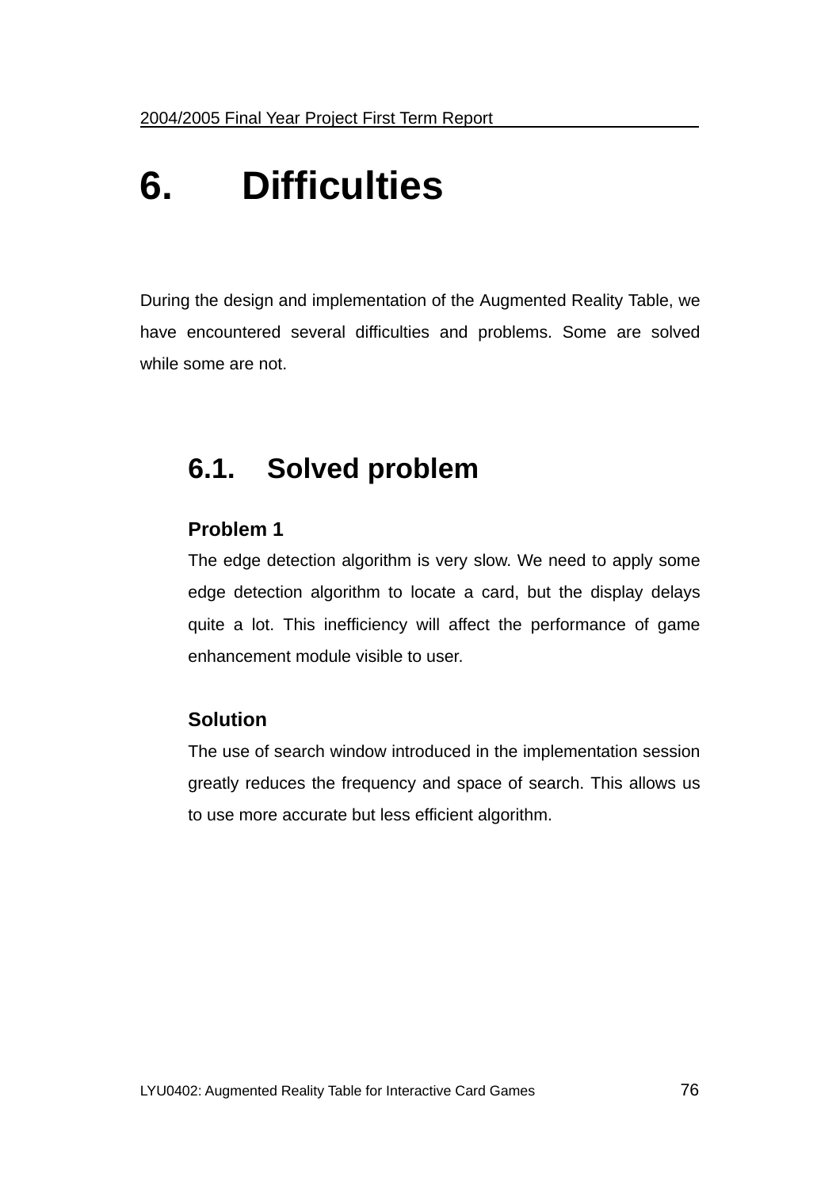# 6. Difficulties

During the design and implementation of the Augmented Reality Table, we have encountered several difficulties and problems. Some are solved while some are not.

## 6.1. Solved problem

**Problem 1**

The edge detection algorithm is very slow. We need to apply some edge detection algorithm to locate a card, but the display delays quite a lot. This inefficiency will affect the performance of game enhancement module visible to user.

**Solution**

The use of search window introduced in the implementation session greatly reduces the frequency and space of search. This allows us to use more accurate but less efficient algorithm.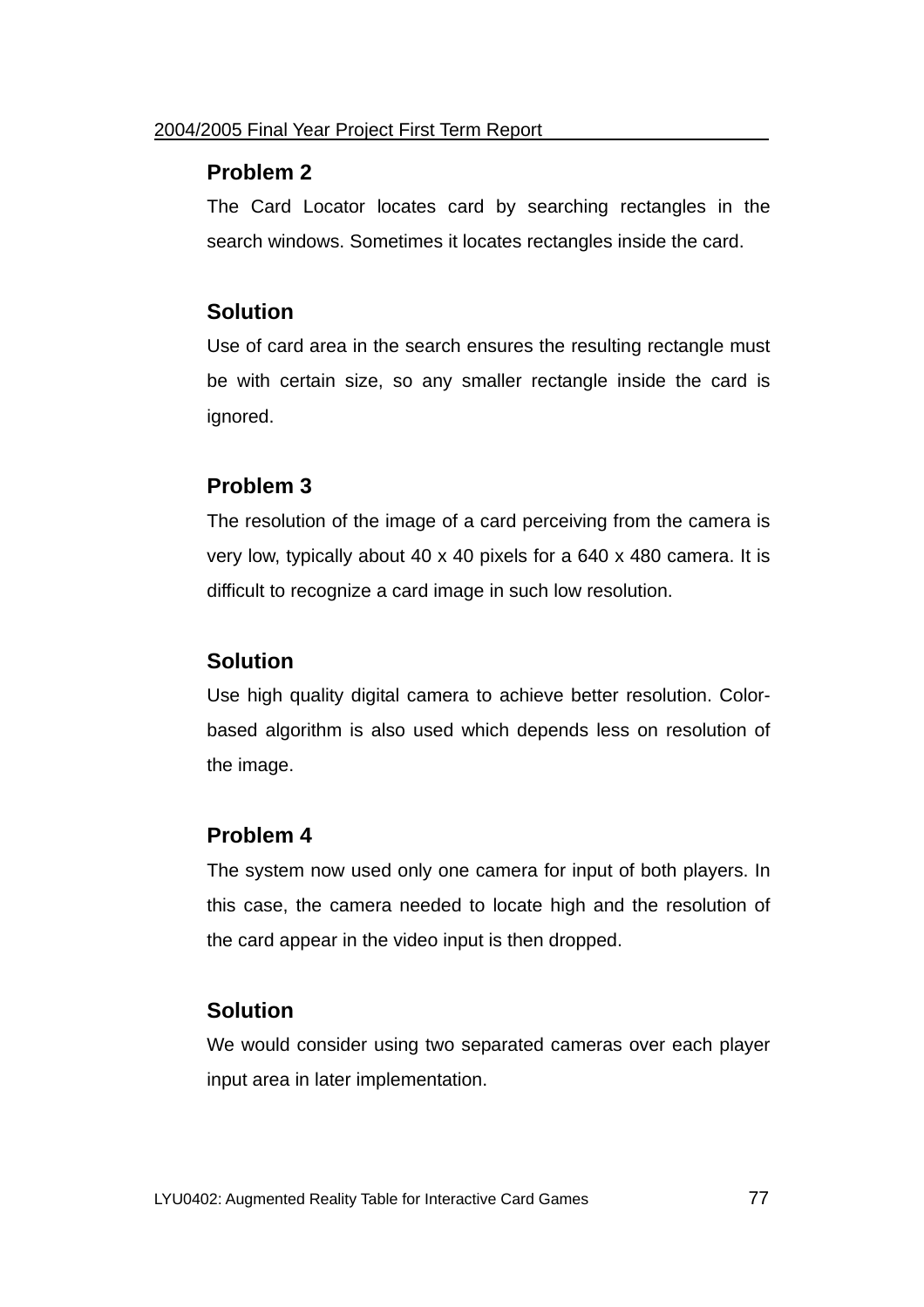**Problem 2**

The Card Locator locates card by searching rectangles in the search windows. Sometimes it locates rectangles inside the card.

**Solution**

Use of card area in the search ensures the resulting rectangle must be with certain size, so any smaller rectangle inside the card is ignored.

**Problem 3**

The resolution of the image of a card perceiving from the camera is very low, typically about 40 x 40 pixels for a 640 x 480 camera. It is difficult to recognize a card image in such low resolution.

**Solution**

Use high quality digital camera to achieve better resolution. Color-based algorithm is also used which depends less on resolution of the image.

**Problem 4**

The system now used only one camera for input of both players. In this case, the camera needed to locate high and the resolution of the card appear in the video input is then dropped.

**Solution**

We would consider using two separated cameras over each player input area in later implementation.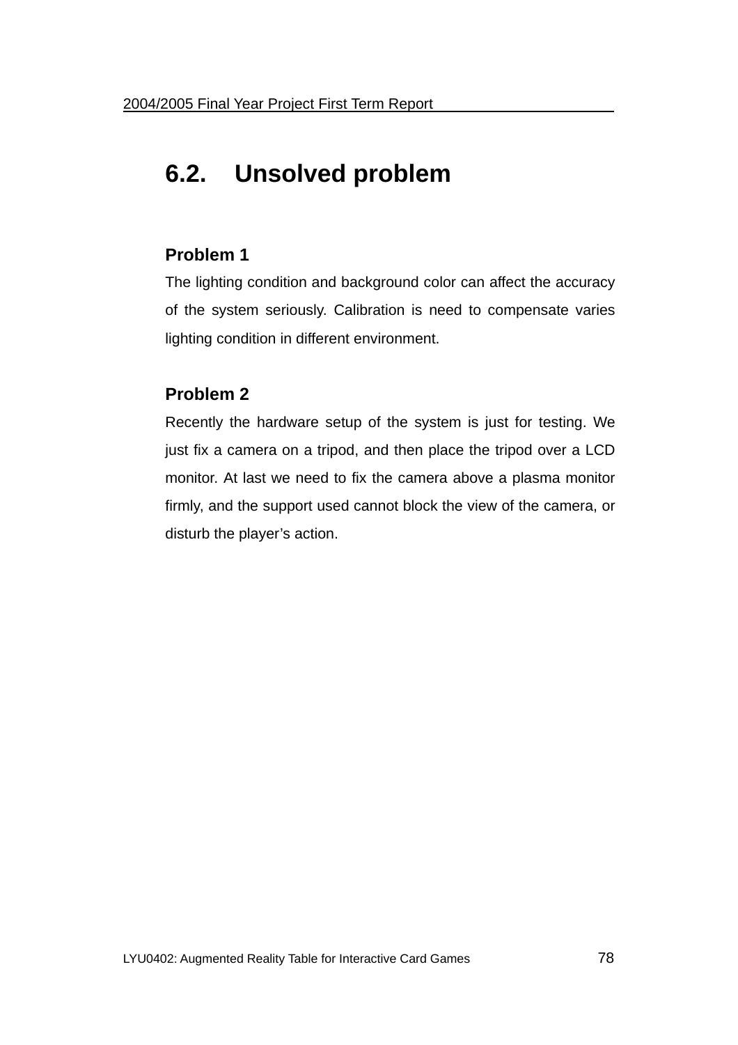## 6.2. Unsolved problem

### Problem 1

The lighting condition and background color can affect the accuracy of the system seriously. Calibration is need to compensate varies lighting condition in different environment.

### Problem 2

Recently the hardware setup of the system is just for testing. We just fix a camera on a tripod, and then place the tripod over a LCD monitor. At last we need to fix the camera above a plasma monitor firmly, and the support used cannot block the view of the camera, or disturb the player's action.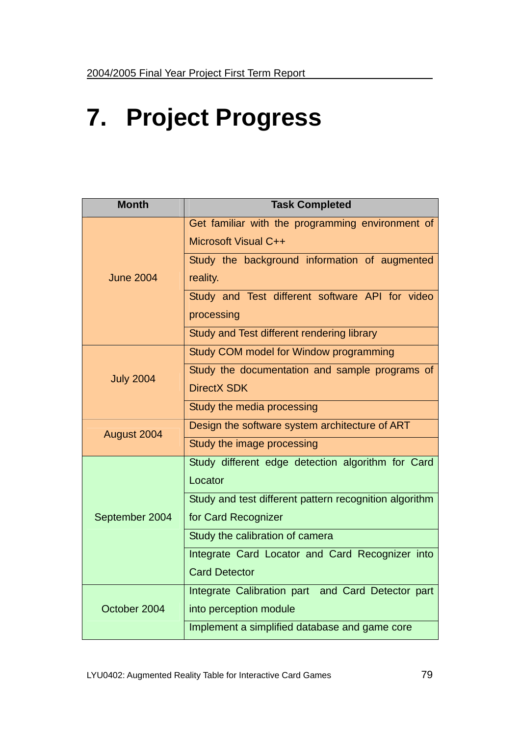# 7. Project Progress

| Month | Task Completed |
|---|---|
| June 2004 | Get familiar with the programming environment of Microsoft Visual C++ |
| | Study the background information of augmented reality. |
| | Study and Test different software API for video processing |
| | Study and Test different rendering library |
| July 2004 | Study COM model for Window programming |
| | Study the documentation and sample programs of DirectX SDK |
| | Study the media processing |
| August 2004 | Design the software system architecture of ART |
| | Study the image processing |
| September 2004 | Study different edge detection algorithm for Card Locator |
| | Study and test different pattern recognition algorithm for Card Recognizer |
| | Study the calibration of camera |
| | Integrate Card Locator and Card Recognizer into Card Detector |
| October 2004 | Integrate Calibration part and Card Detector part into perception module |
| | Implement a simplified database and game core |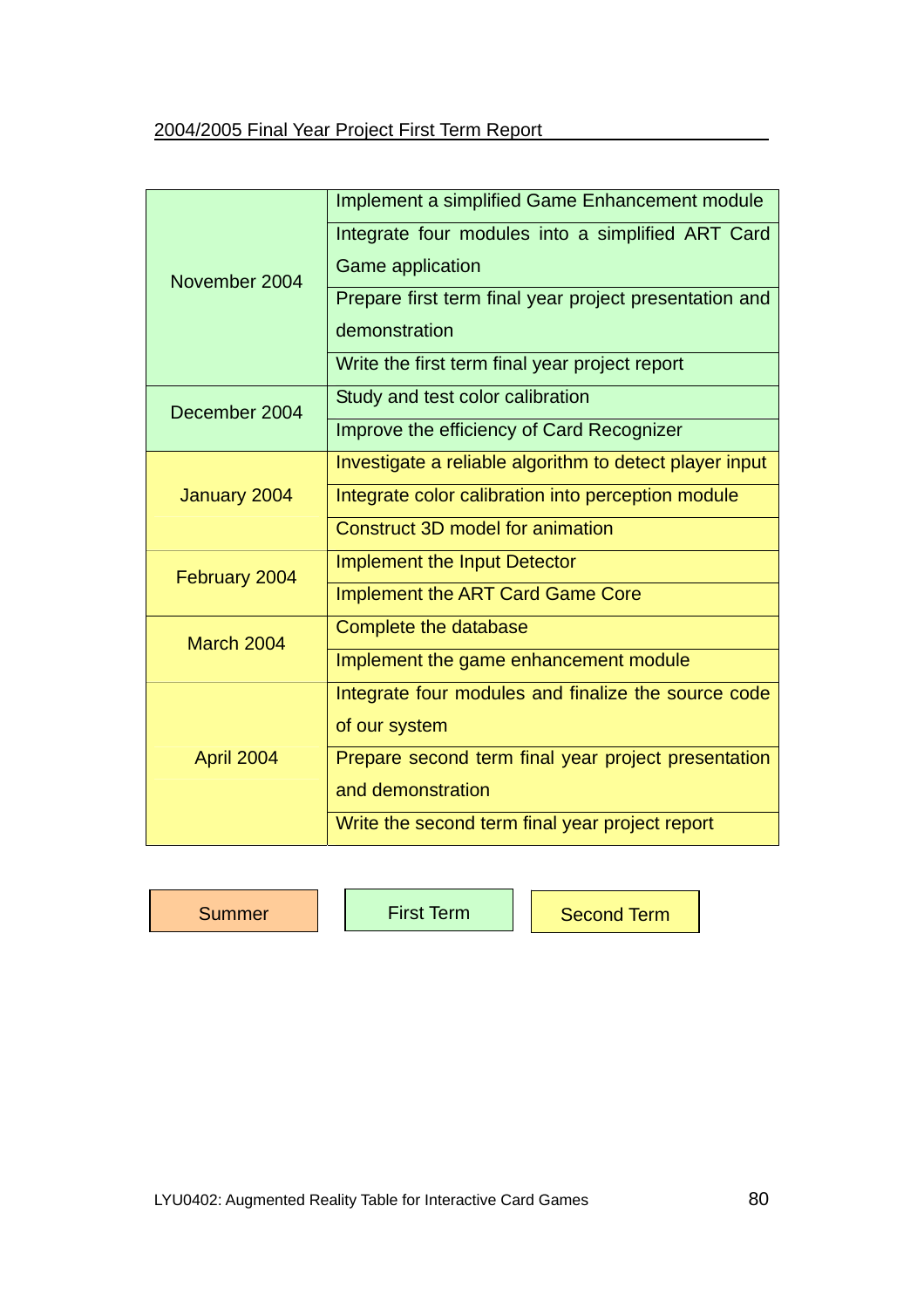| | |
|---|---|
| November 2004 | Implement a simplified Game Enhancement module |
| | Integrate four modules into a simplified ART Card Game application |
| | Prepare first term final year project presentation and demonstration |
| | Write the first term final year project report |
| December 2004 | Study and test color calibration |
| | Improve the efficiency of Card Recognizer |
| January 2004 | Investigate a reliable algorithm to detect player input |
| | Integrate color calibration into perception module |
| | Construct 3D model for animation |
| February 2004 | Implement the Input Detector |
| | Implement the ART Card Game Core |
| March 2004 | Complete the database |
| | Implement the game enhancement module |
| April 2004 | Integrate four modules and finalize the source code of our system |
| | Prepare second term final year project presentation and demonstration |
| | Write the second term final year project report |

| Summer | First Term | Second Term |
|---|---|---|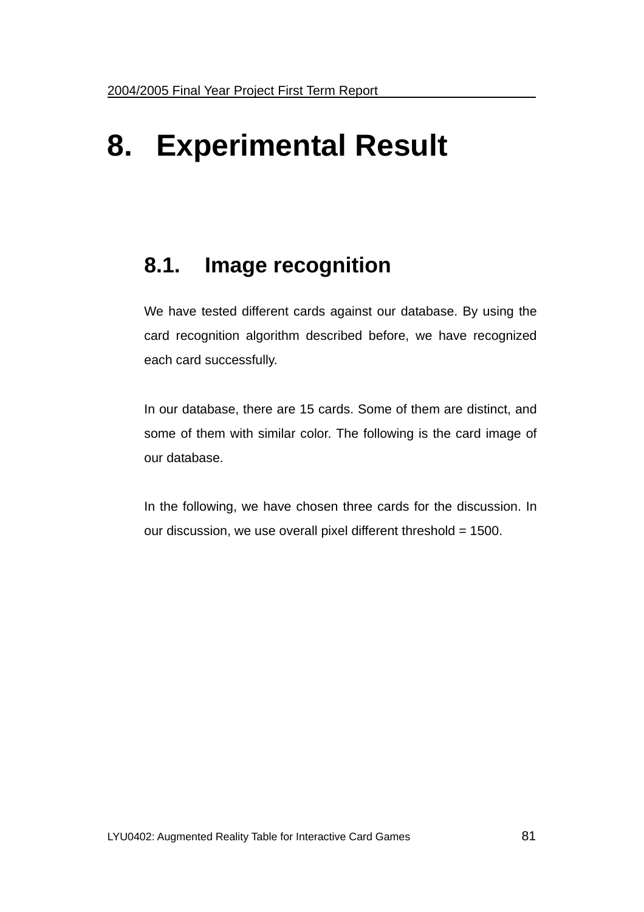# 8. Experimental Result

## 8.1. Image recognition

We have tested different cards against our database. By using the card recognition algorithm described before, we have recognized each card successfully.

In our database, there are 15 cards. Some of them are distinct, and some of them with similar color. The following is the card image of our database.

In the following, we have chosen three cards for the discussion. In our discussion, we use overall pixel different threshold = 1500.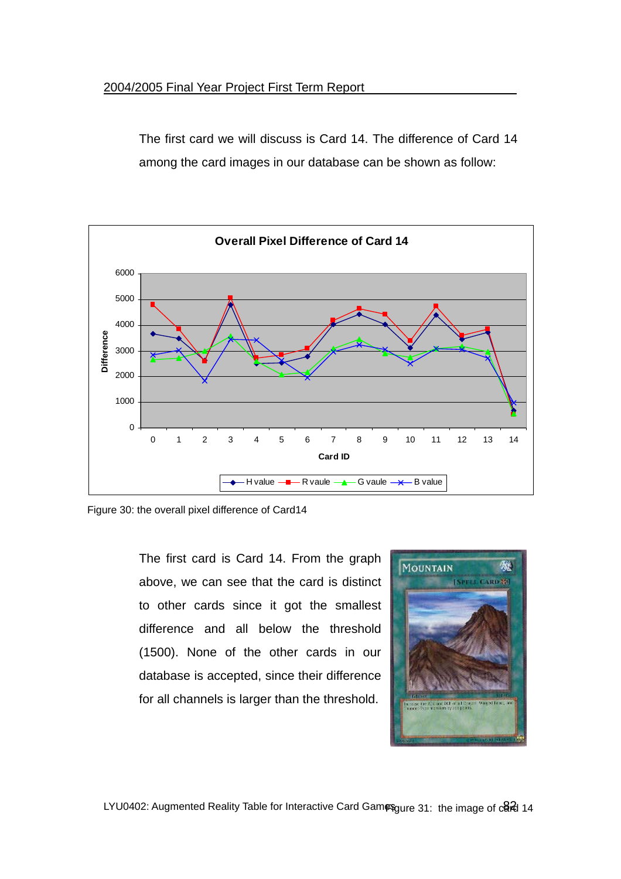The first card we will discuss is Card 14. The difference of Card 14 among the card images in our database can be shown as follow:

Figure 30: the overall pixel difference of Card14

The first card is Card 14. From the graph above, we can see that the card is distinct to other cards since it got the smallest difference and all below the threshold (1500). None of the other cards in our database is accepted, since their difference for all channels is larger than the threshold.

Figure 31: the image of card 14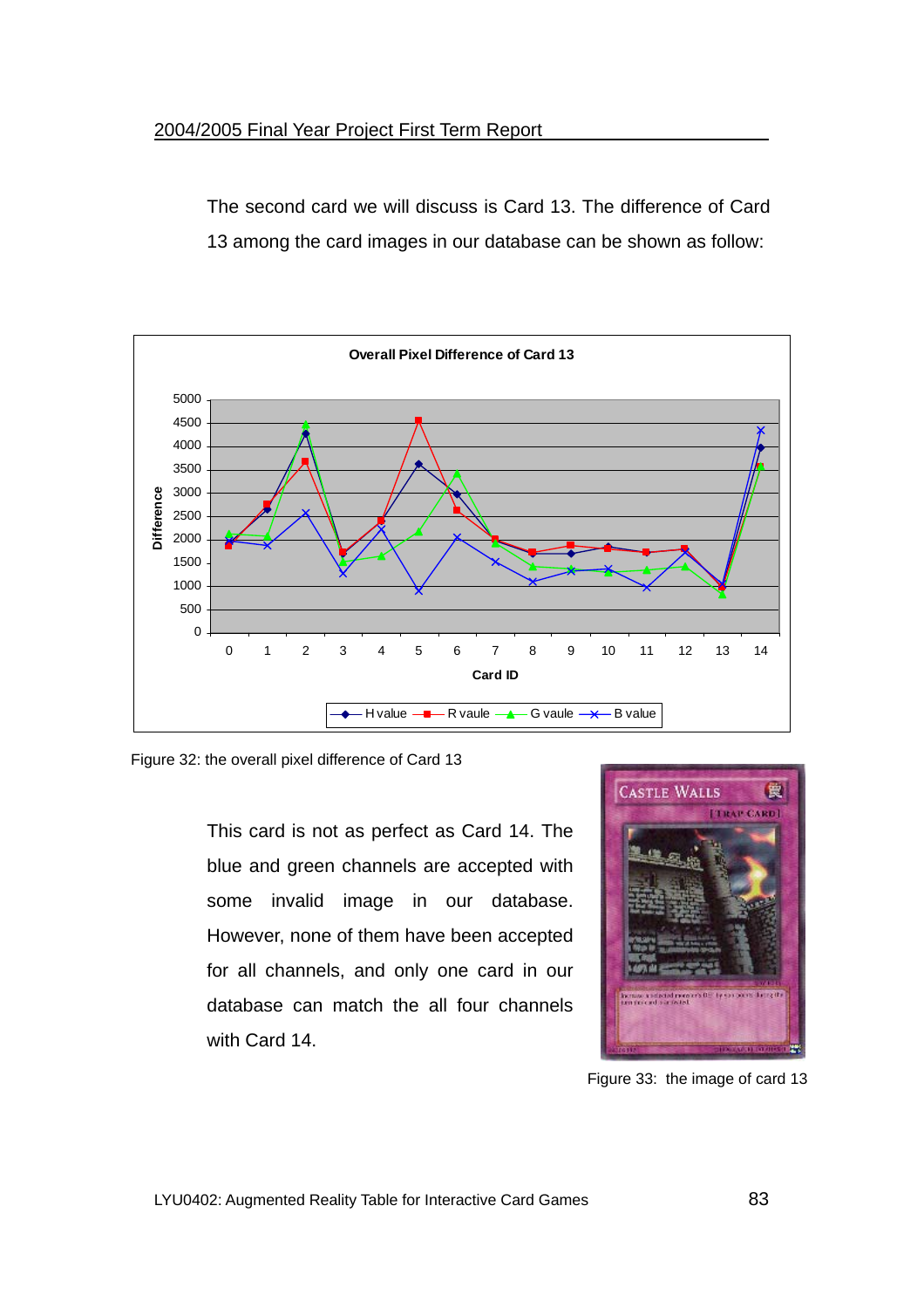The second card we will discuss is Card 13. The difference of Card 13 among the card images in our database can be shown as follow:

Figure 32: the overall pixel difference of Card 13

This card is not as perfect as Card 14. The blue and green channels are accepted with some invalid image in our database. However, none of them have been accepted for all channels, and only one card in our database can match the all four channels with Card 14.

Figure 33: the image of card 13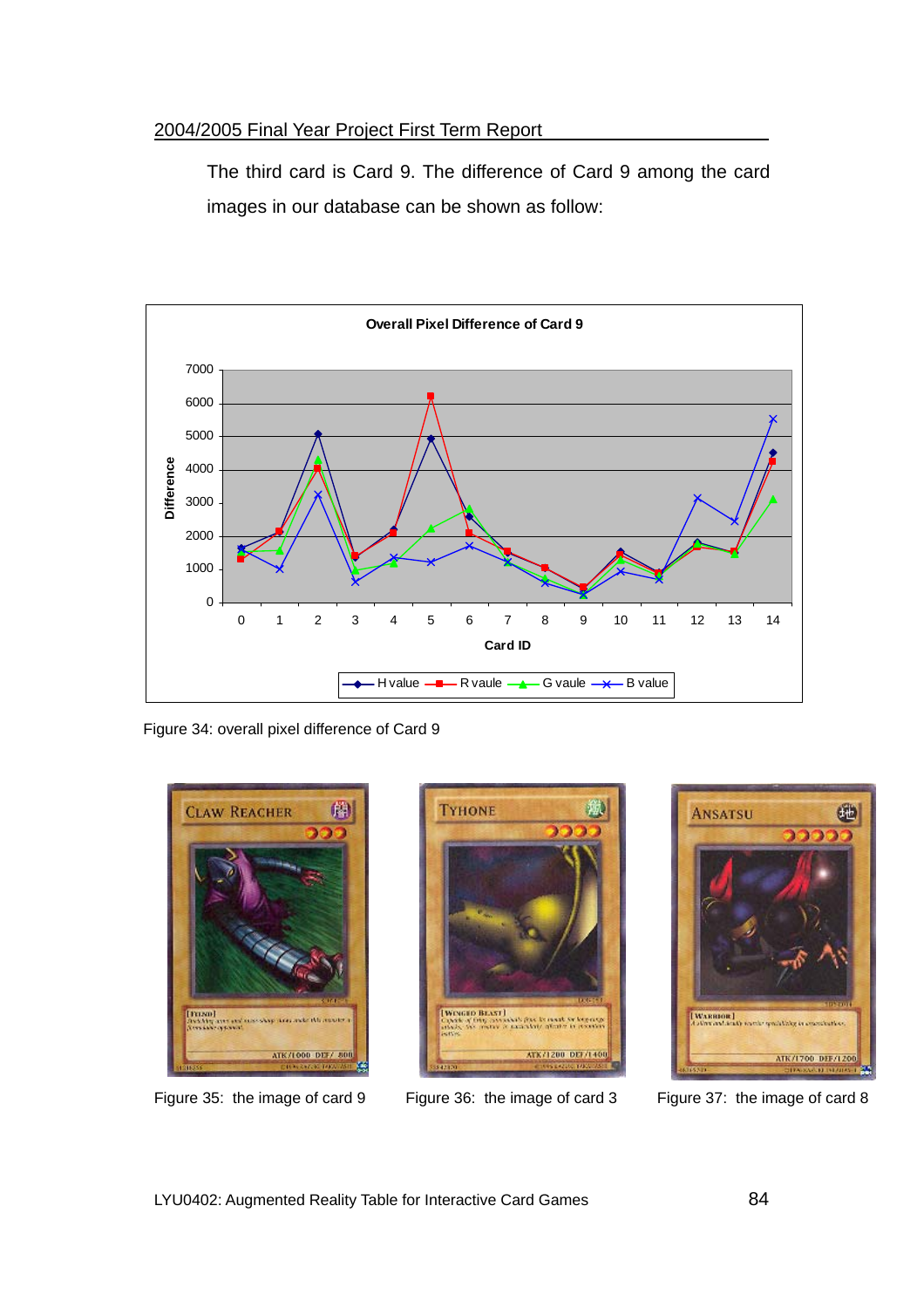The third card is Card 9. The difference of Card 9 among the card images in our database can be shown as follow:

Figure 34: overall pixel difference of Card 9

Figure 35: the image of card 9

Figure 36: the image of card 3

Figure 37: the image of card 8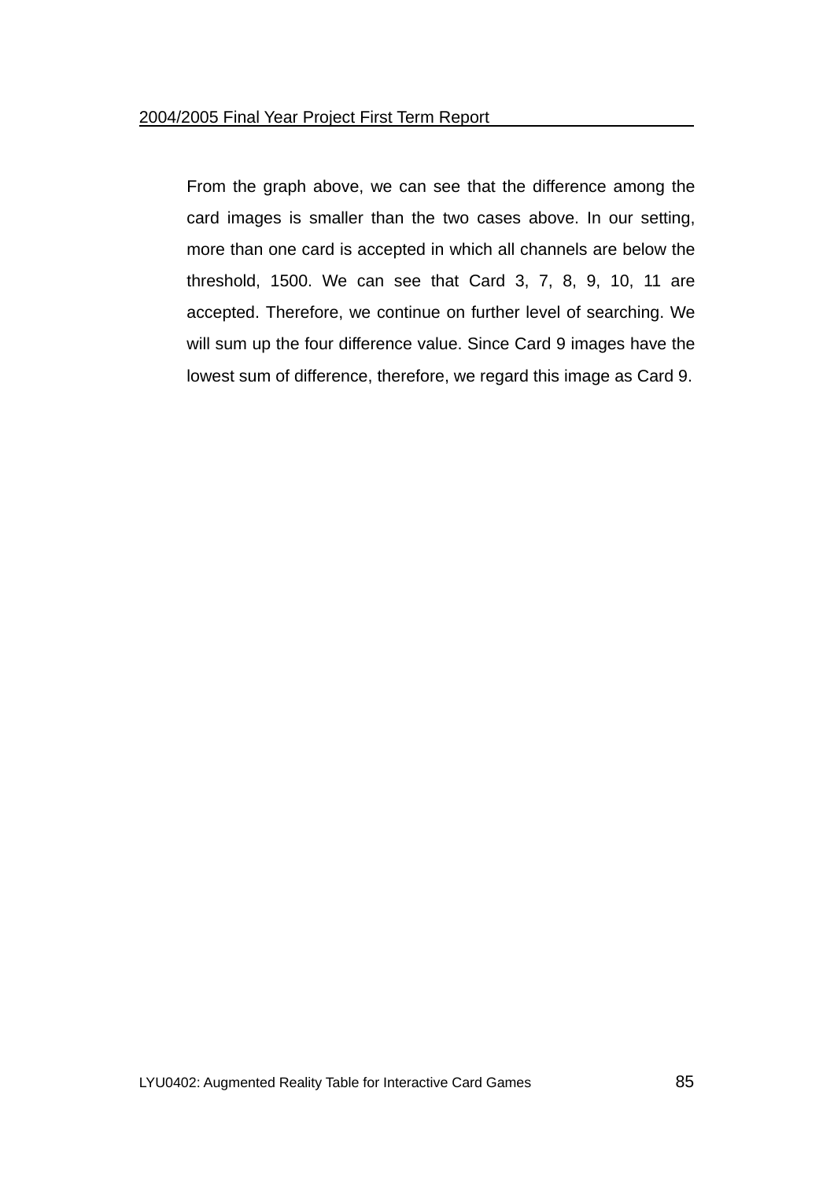From the graph above, we can see that the difference among the card images is smaller than the two cases above. In our setting, more than one card is accepted in which all channels are below the threshold, 1500. We can see that Card 3, 7, 8, 9, 10, 11 are accepted. Therefore, we continue on further level of searching. We will sum up the four difference value. Since Card 9 images have the lowest sum of difference, therefore, we regard this image as Card 9.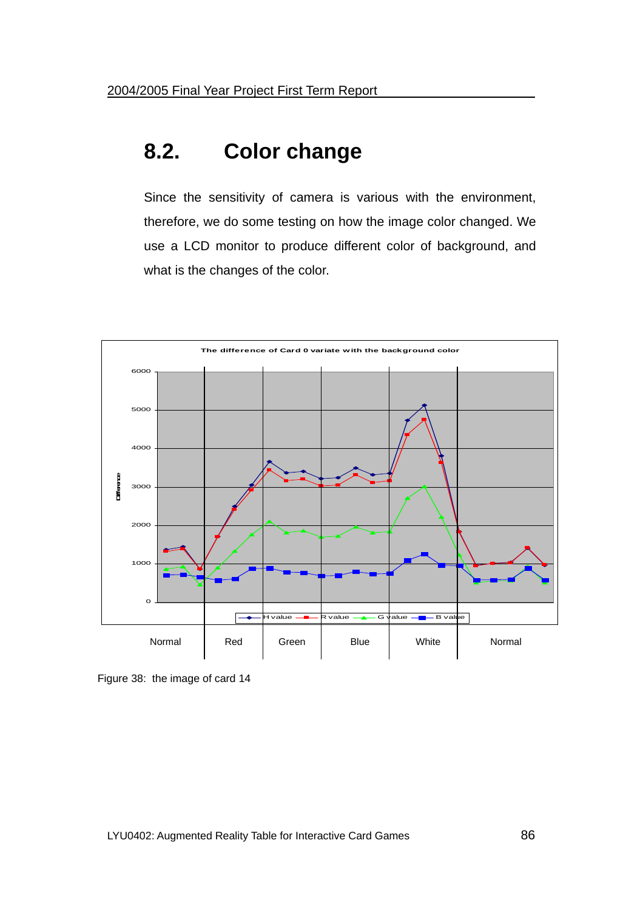## 8.2. Color change

Since the sensitivity of camera is various with the environment, therefore, we do some testing on how the image color changed. We use a LCD monitor to produce different color of background, and what is the changes of the color.

The difference of Card 0 variate with the background color

Normal | Red | Green | Blue | White | Normal

Figure 38: the image of card 14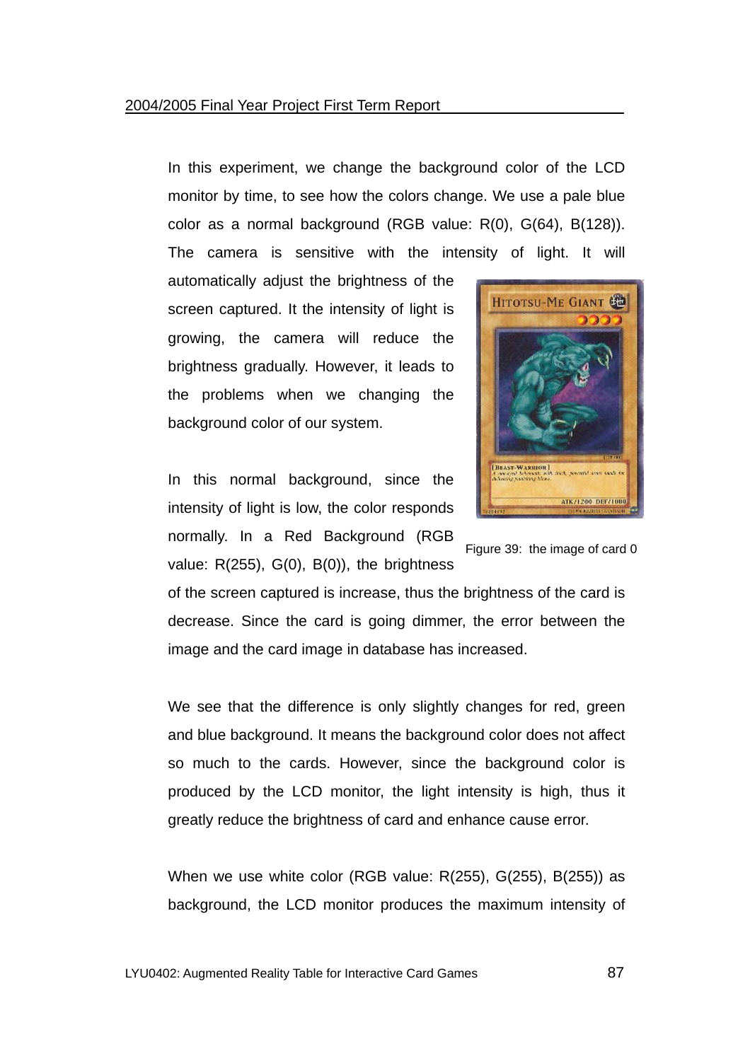In this experiment, we change the background color of the LCD monitor by time, to see how the colors change. We use a pale blue color as a normal background (RGB value: R(0), G(64), B(128)). The camera is sensitive with the intensity of light. It will automatically adjust the brightness of the screen captured. It the intensity of light is growing, the camera will reduce the brightness gradually. However, it leads to the problems when we changing the background color of our system.

Figure 39: the image of card 0

In this normal background, since the intensity of light is low, the color responds normally. In a Red Background (RGB value: R(255), G(0), B(0)), the brightness of the screen captured is increase, thus the brightness of the card is decrease. Since the card is going dimmer, the error between the image and the card image in database has increased.

We see that the difference is only slightly changes for red, green and blue background. It means the background color does not affect so much to the cards. However, since the background color is produced by the LCD monitor, the light intensity is high, thus it greatly reduce the brightness of card and enhance cause error.

When we use white color (RGB value: R(255), G(255), B(255)) as background, the LCD monitor produces the maximum intensity of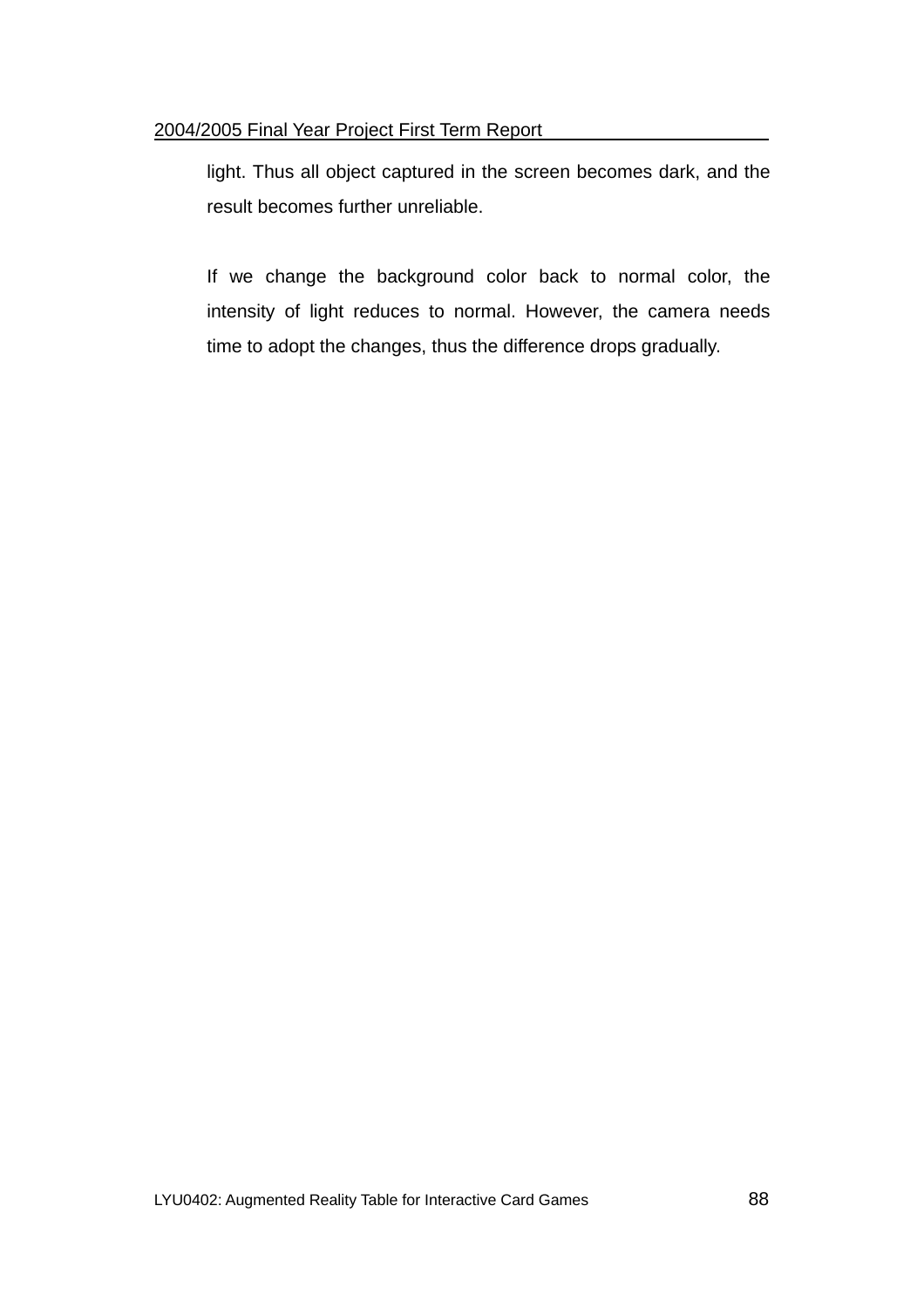light. Thus all object captured in the screen becomes dark, and the result becomes further unreliable.

If we change the background color back to normal color, the intensity of light reduces to normal. However, the camera needs time to adopt the changes, thus the difference drops gradually.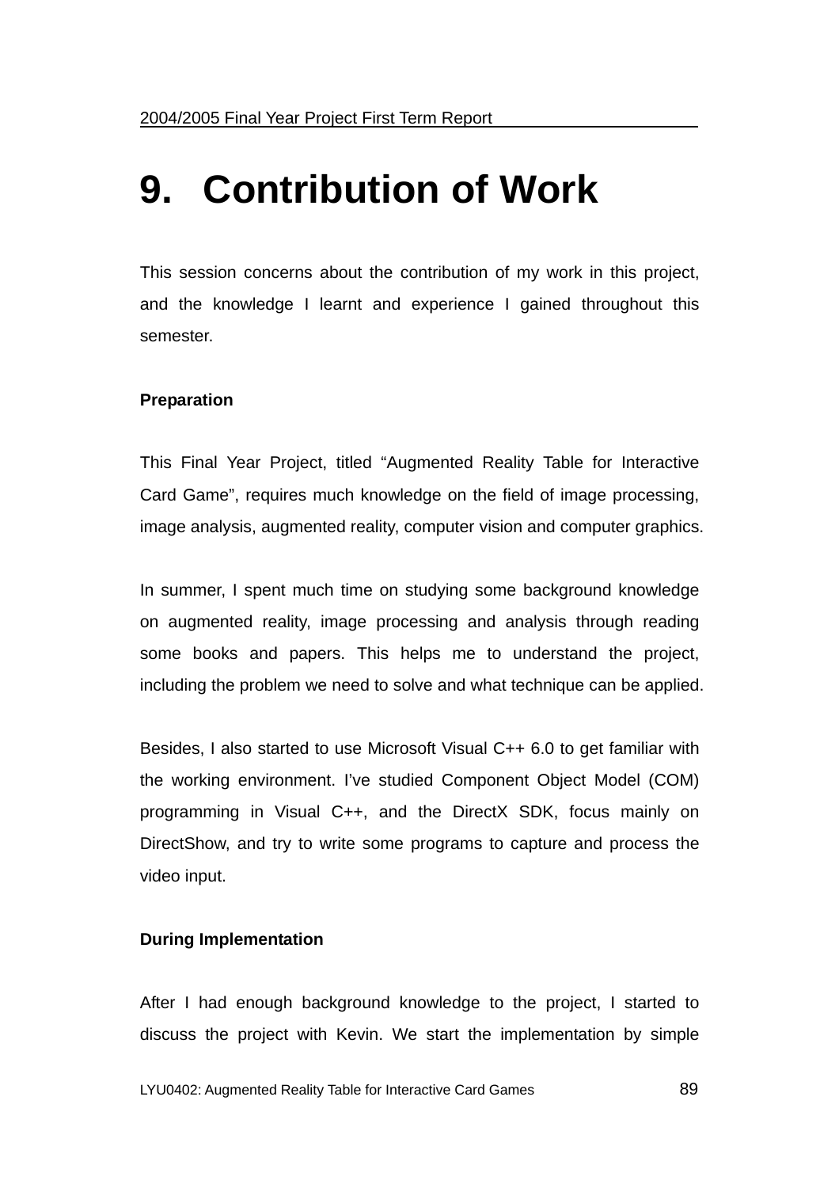# 9. Contribution of Work

This session concerns about the contribution of my work in this project, and the knowledge I learnt and experience I gained throughout this semester.

**Preparation**

This Final Year Project, titled "Augmented Reality Table for Interactive Card Game", requires much knowledge on the field of image processing, image analysis, augmented reality, computer vision and computer graphics.

In summer, I spent much time on studying some background knowledge on augmented reality, image processing and analysis through reading some books and papers. This helps me to understand the project, including the problem we need to solve and what technique can be applied.

Besides, I also started to use Microsoft Visual C++ 6.0 to get familiar with the working environment. I've studied Component Object Model (COM) programming in Visual C++, and the DirectX SDK, focus mainly on DirectShow, and try to write some programs to capture and process the video input.

**During Implementation**

After I had enough background knowledge to the project, I started to discuss the project with Kevin. We start the implementation by simple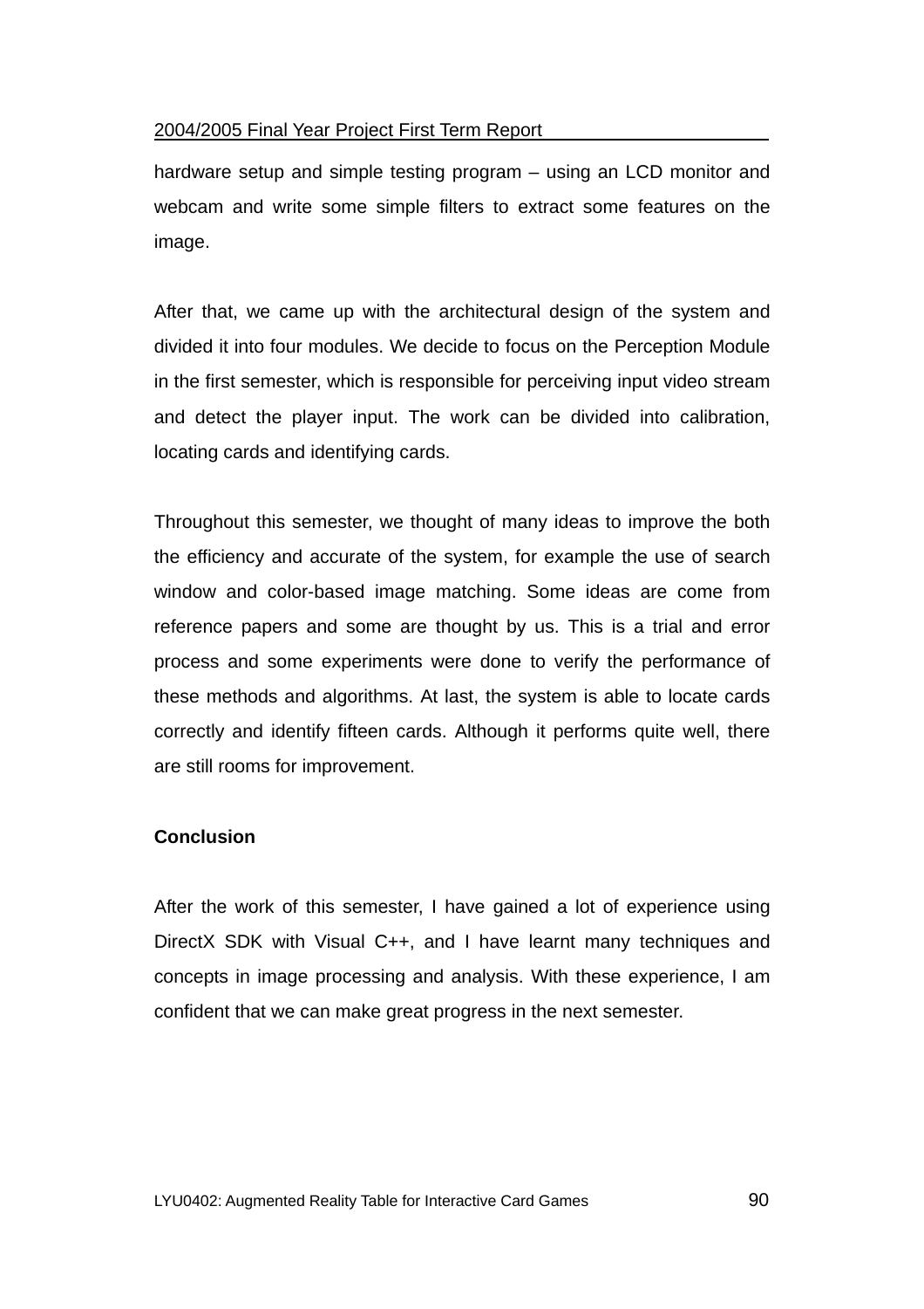hardware setup and simple testing program – using an LCD monitor and webcam and write some simple filters to extract some features on the image.

After that, we came up with the architectural design of the system and divided it into four modules. We decide to focus on the Perception Module in the first semester, which is responsible for perceiving input video stream and detect the player input. The work can be divided into calibration, locating cards and identifying cards.

Throughout this semester, we thought of many ideas to improve the both the efficiency and accurate of the system, for example the use of search window and color-based image matching. Some ideas are come from reference papers and some are thought by us. This is a trial and error process and some experiments were done to verify the performance of these methods and algorithms. At last, the system is able to locate cards correctly and identify fifteen cards. Although it performs quite well, there are still rooms for improvement.

**Conclusion**

After the work of this semester, I have gained a lot of experience using DirectX SDK with Visual C++, and I have learnt many techniques and concepts in image processing and analysis. With these experience, I am confident that we can make great progress in the next semester.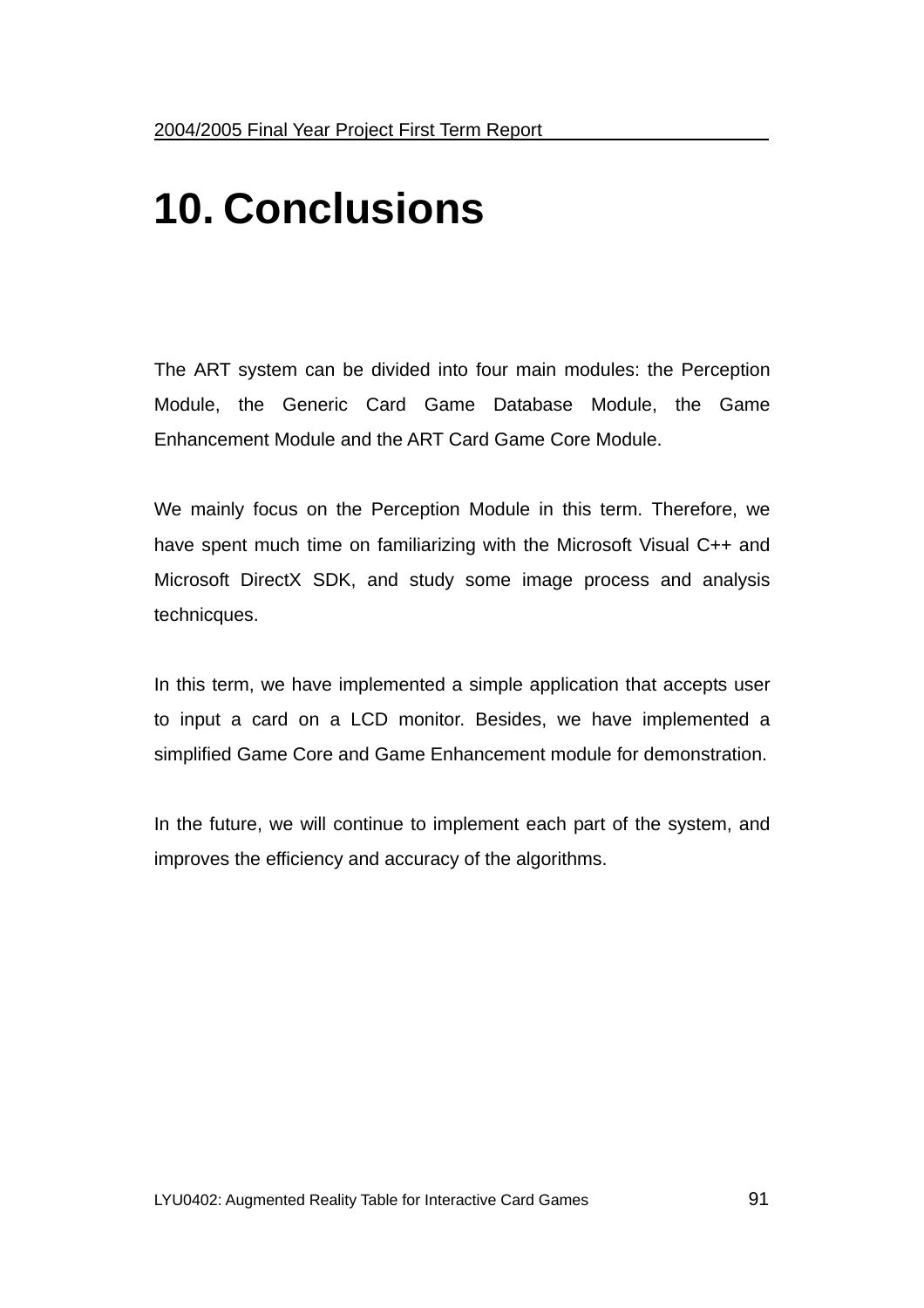# 10. Conclusions

The ART system can be divided into four main modules: the Perception Module, the Generic Card Game Database Module, the Game Enhancement Module and the ART Card Game Core Module.

We mainly focus on the Perception Module in this term. Therefore, we have spent much time on familiarizing with the Microsoft Visual C++ and Microsoft DirectX SDK, and study some image process and analysis technicques.

In this term, we have implemented a simple application that accepts user to input a card on a LCD monitor. Besides, we have implemented a simplified Game Core and Game Enhancement module for demonstration.

In the future, we will continue to implement each part of the system, and improves the efficiency and accuracy of the algorithms.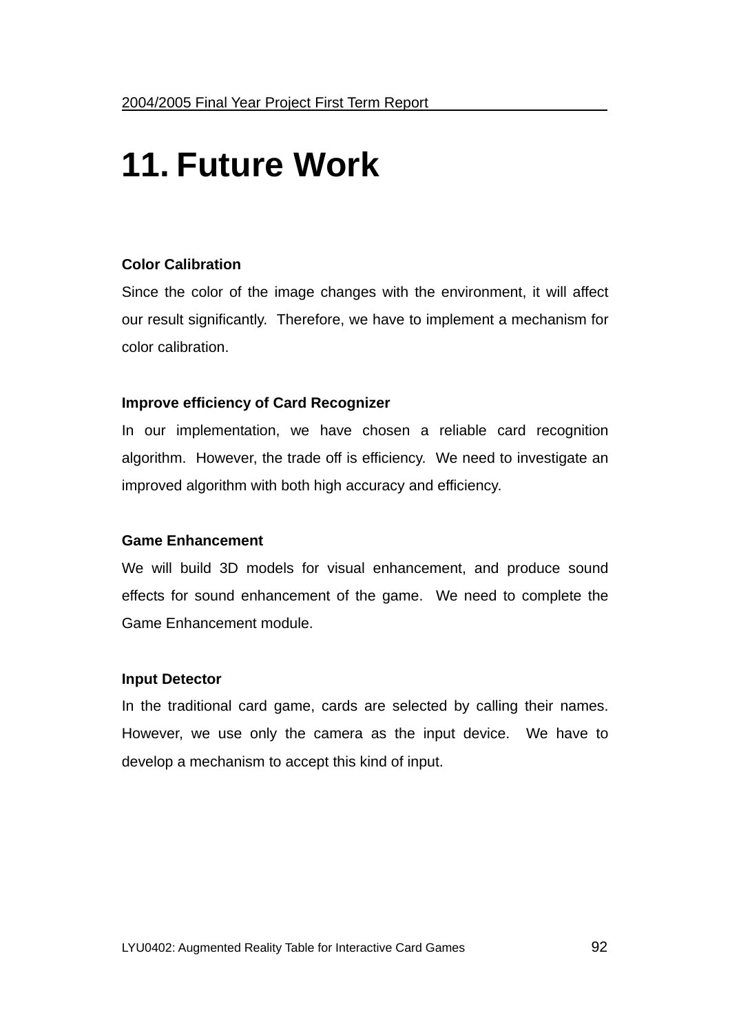# 11. Future Work

**Color Calibration**

Since the color of the image changes with the environment, it will affect our result significantly. Therefore, we have to implement a mechanism for color calibration.

**Improve efficiency of Card Recognizer**

In our implementation, we have chosen a reliable card recognition algorithm. However, the trade off is efficiency. We need to investigate an improved algorithm with both high accuracy and efficiency.

**Game Enhancement**

We will build 3D models for visual enhancement, and produce sound effects for sound enhancement of the game. We need to complete the Game Enhancement module.

**Input Detector**

In the traditional card game, cards are selected by calling their names. However, we use only the camera as the input device. We have to develop a mechanism to accept this kind of input.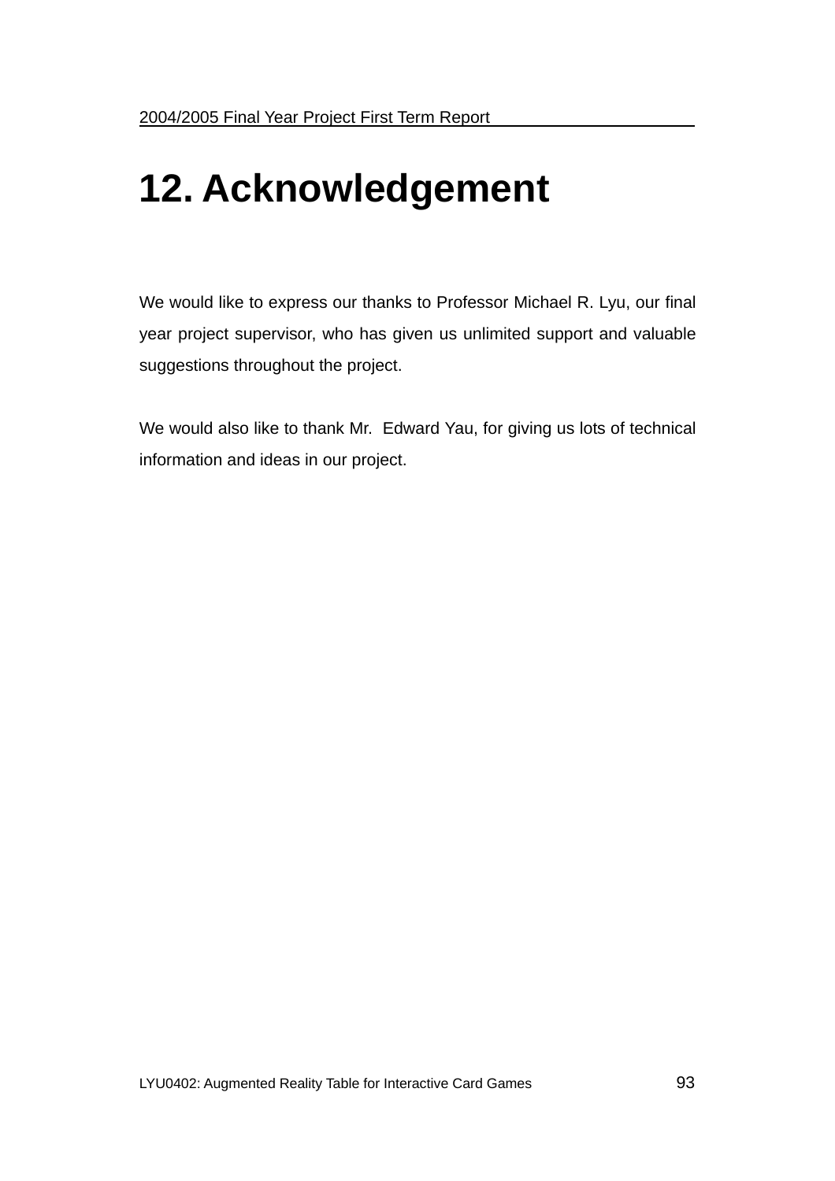# 12. Acknowledgement

We would like to express our thanks to Professor Michael R. Lyu, our final year project supervisor, who has given us unlimited support and valuable suggestions throughout the project.

We would also like to thank Mr. Edward Yau, for giving us lots of technical information and ideas in our project.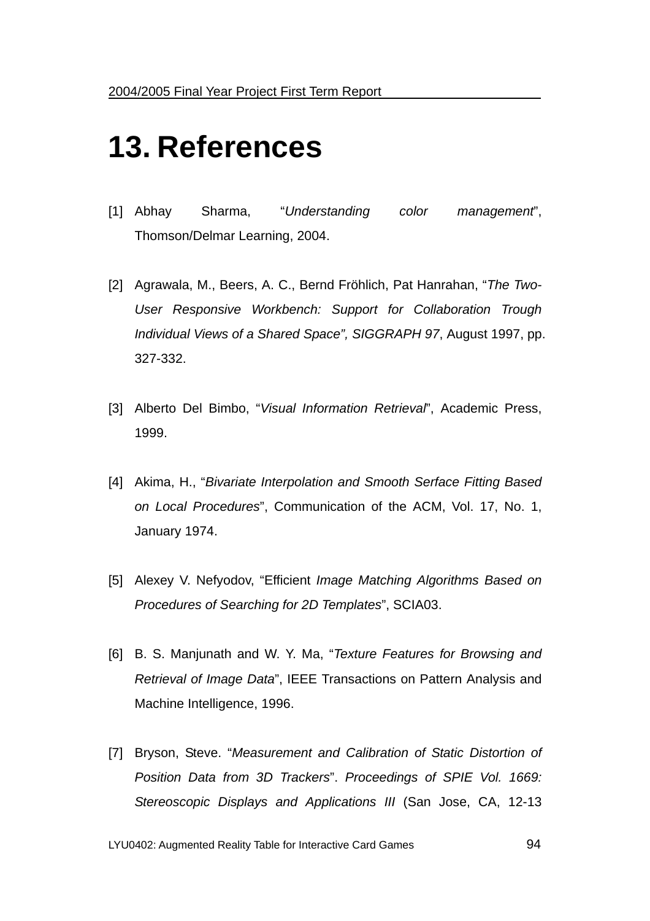# 13. References

[1] Abhay Sharma, "*Understanding color management*", Thomson/Delmar Learning, 2004.

[2] Agrawala, M., Beers, A. C., Bernd Fröhlich, Pat Hanrahan, "*The Two-User Responsive Workbench: Support for Collaboration Trough Individual Views of a Shared Space", SIGGRAPH 97*, August 1997, pp. 327-332.

[3] Alberto Del Bimbo, "*Visual Information Retrieval*", Academic Press, 1999.

[4] Akima, H., "*Bivariate Interpolation and Smooth Serface Fitting Based on Local Procedures*", Communication of the ACM, Vol. 17, No. 1, January 1974.

[5] Alexey V. Nefyodov, "Efficient *Image Matching Algorithms Based on Procedures of Searching for 2D Templates*", SCIA03.

[6] B. S. Manjunath and W. Y. Ma, "*Texture Features for Browsing and Retrieval of Image Data*", IEEE Transactions on Pattern Analysis and Machine Intelligence, 1996.

[7] Bryson, Steve. "*Measurement and Calibration of Static Distortion of Position Data from 3D Trackers*". *Proceedings of SPIE Vol. 1669: Stereoscopic Displays and Applications III* (San Jose, CA, 12-13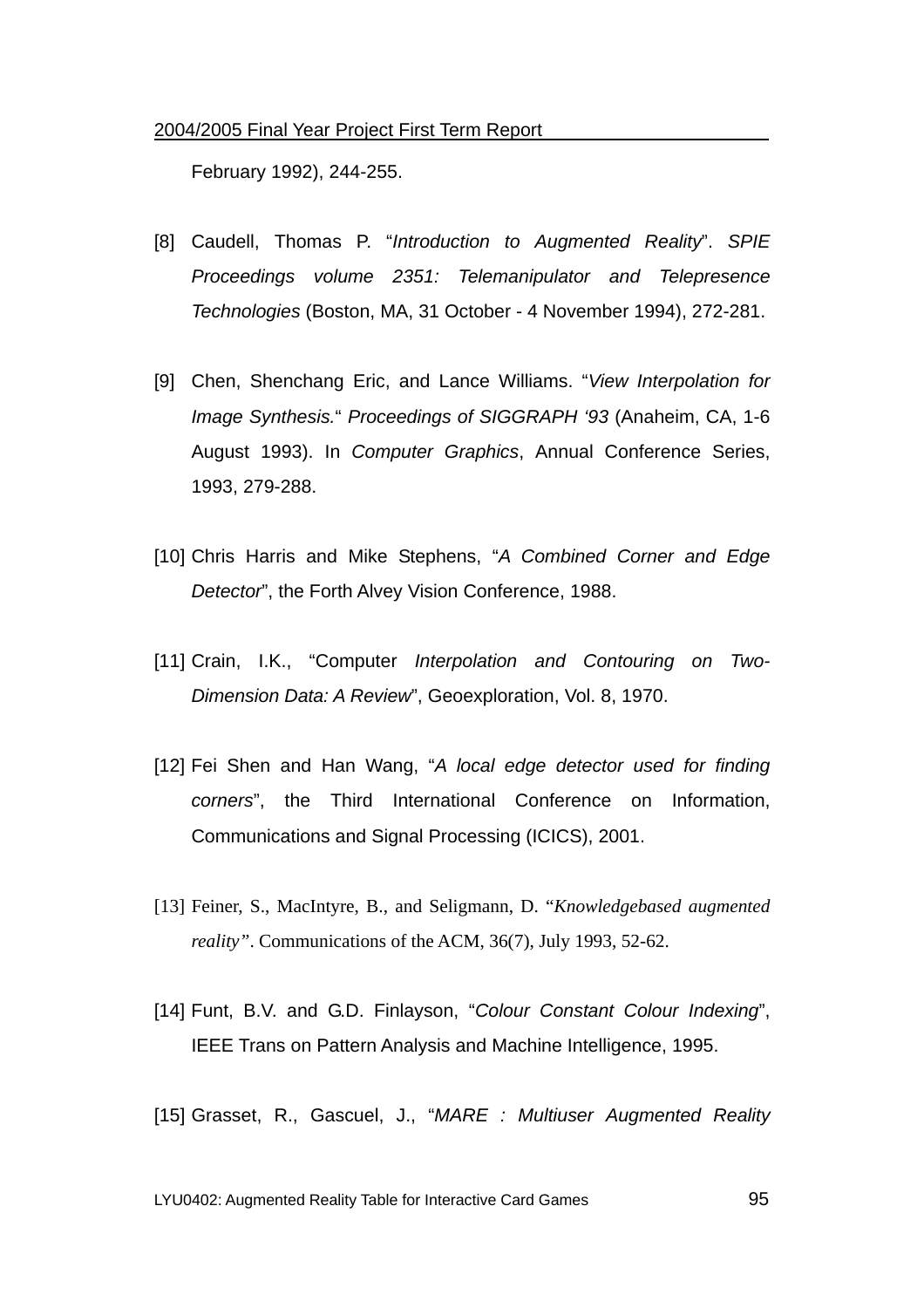February 1992), 244-255.

[8] Caudell, Thomas P. "*Introduction to Augmented Reality*". *SPIE Proceedings volume 2351: Telemanipulator and Telepresence Technologies* (Boston, MA, 31 October - 4 November 1994), 272-281.

[9] Chen, Shenchang Eric, and Lance Williams. "*View Interpolation for Image Synthesis.*" *Proceedings of SIGGRAPH '93* (Anaheim, CA, 1-6 August 1993). In *Computer Graphics*, Annual Conference Series, 1993, 279-288.

[10] Chris Harris and Mike Stephens, "*A Combined Corner and Edge Detector*", the Forth Alvey Vision Conference, 1988.

[11] Crain, I.K., "Computer *Interpolation and Contouring on Two-Dimension Data: A Review*", Geoexploration, Vol. 8, 1970.

[12] Fei Shen and Han Wang, "*A local edge detector used for finding corners*", the Third International Conference on Information, Communications and Signal Processing (ICICS), 2001.

[13] Feiner, S., MacIntyre, B., and Seligmann, D. "*Knowledgebased augmented reality*". Communications of the ACM, 36(7), July 1993, 52-62.

[14] Funt, B.V. and G.D. Finlayson, "*Colour Constant Colour Indexing*", IEEE Trans on Pattern Analysis and Machine Intelligence, 1995.

[15] Grasset, R., Gascuel, J., "*MARE : Multiuser Augmented Reality*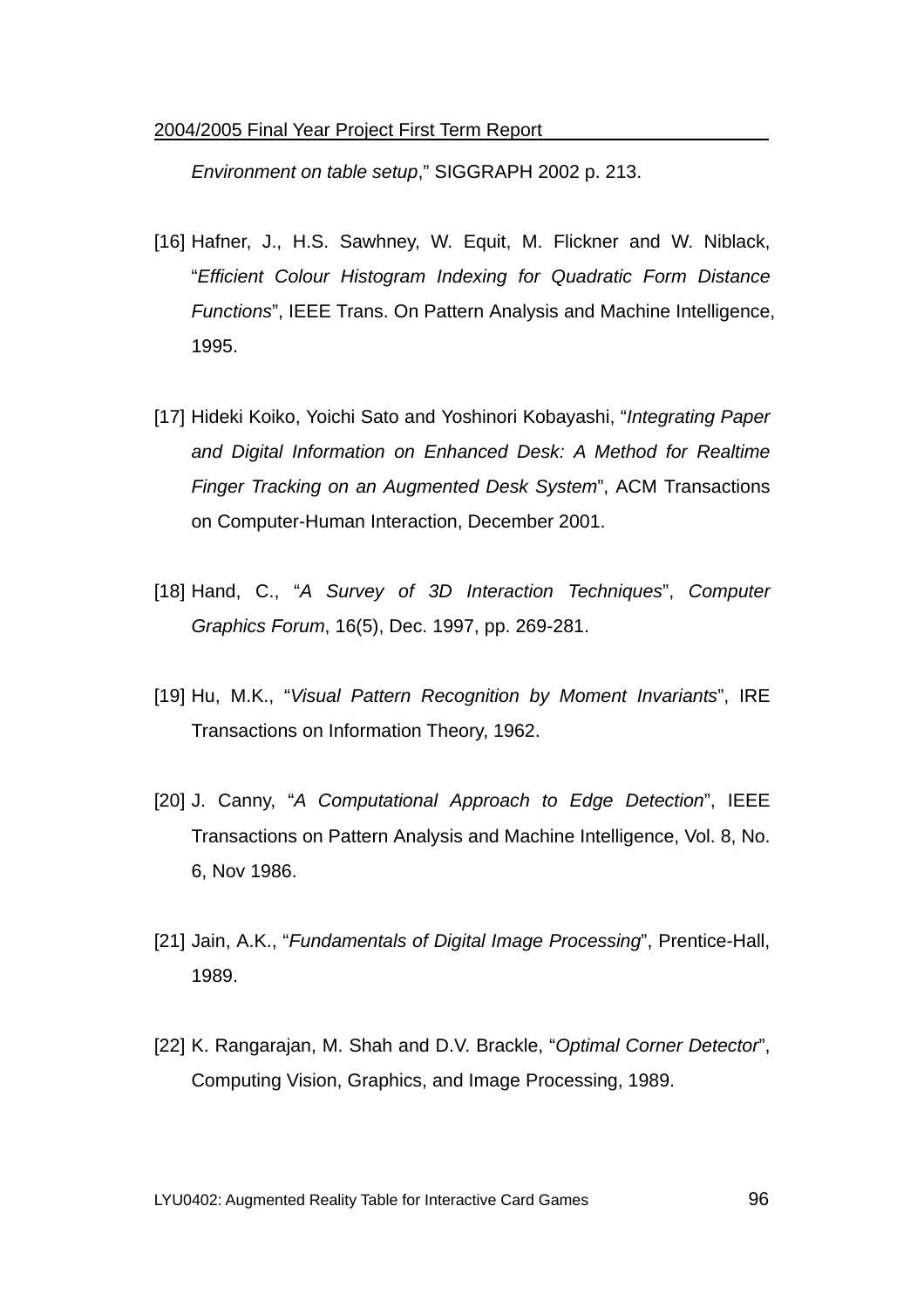*Environment on table setup*," SIGGRAPH 2002 p. 213.

[16] Hafner, J., H.S. Sawhney, W. Equit, M. Flickner and W. Niblack, "*Efficient Colour Histogram Indexing for Quadratic Form Distance Functions*", IEEE Trans. On Pattern Analysis and Machine Intelligence, 1995.

[17] Hideki Koiko, Yoichi Sato and Yoshinori Kobayashi, "*Integrating Paper and Digital Information on Enhanced Desk: A Method for Realtime Finger Tracking on an Augmented Desk System*", ACM Transactions on Computer-Human Interaction, December 2001.

[18] Hand, C., "*A Survey of 3D Interaction Techniques*", *Computer Graphics Forum*, 16(5), Dec. 1997, pp. 269-281.

[19] Hu, M.K., "*Visual Pattern Recognition by Moment Invariants*", IRE Transactions on Information Theory, 1962.

[20] J. Canny, "*A Computational Approach to Edge Detection*", IEEE Transactions on Pattern Analysis and Machine Intelligence, Vol. 8, No. 6, Nov 1986.

[21] Jain, A.K., "*Fundamentals of Digital Image Processing*", Prentice-Hall, 1989.

[22] K. Rangarajan, M. Shah and D.V. Brackle, "*Optimal Corner Detector*", Computing Vision, Graphics, and Image Processing, 1989.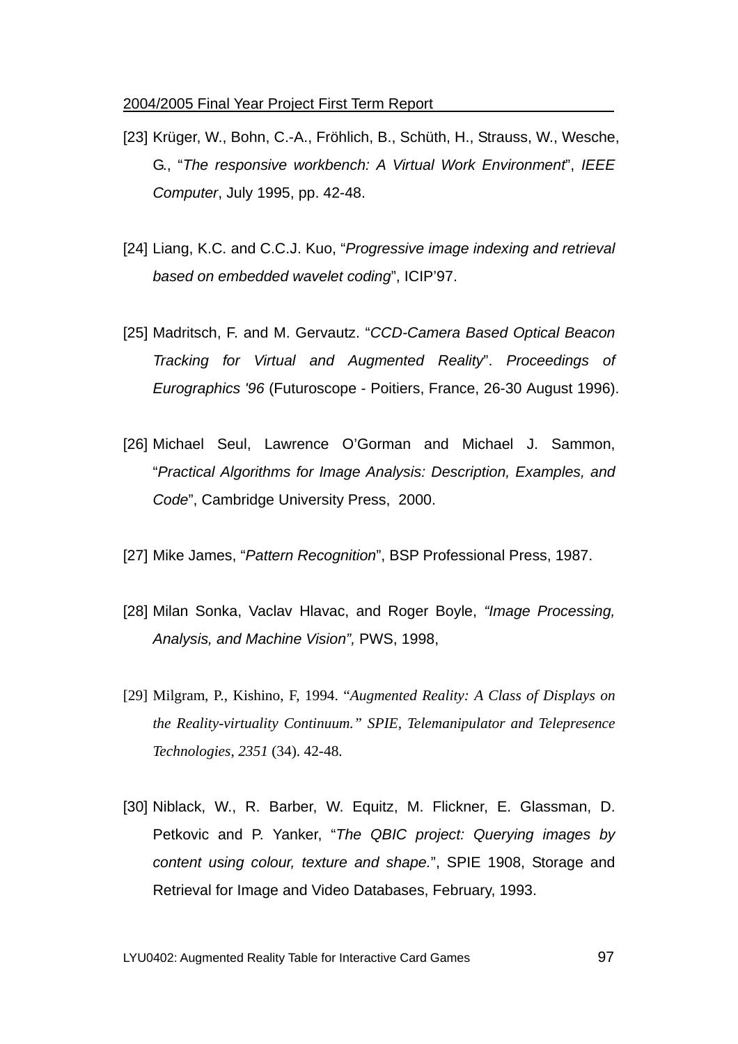[23] Krüger, W., Bohn, C.-A., Fröhlich, B., Schüth, H., Strauss, W., Wesche, G., "*The responsive workbench: A Virtual Work Environment*", *IEEE Computer*, July 1995, pp. 42-48.

[24] Liang, K.C. and C.C.J. Kuo, "*Progressive image indexing and retrieval based on embedded wavelet coding*", ICIP'97.

[25] Madritsch, F. and M. Gervautz. "*CCD-Camera Based Optical Beacon Tracking for Virtual and Augmented Reality*". *Proceedings of Eurographics '96* (Futuroscope - Poitiers, France, 26-30 August 1996).

[26] Michael Seul, Lawrence O'Gorman and Michael J. Sammon, "*Practical Algorithms for Image Analysis: Description, Examples, and Code*", Cambridge University Press, 2000.

[27] Mike James, "*Pattern Recognition*", BSP Professional Press, 1987.

[28] Milan Sonka, Vaclav Hlavac, and Roger Boyle, *"Image Processing, Analysis, and Machine Vision",* PWS, 1998,

[29] Milgram, P., Kishino, F, 1994. "*Augmented Reality: A Class of Displays on the Reality-virtuality Continuum." SPIE, Telemanipulator and Telepresence Technologies*, *2351* (34). 42-48.

[30] Niblack, W., R. Barber, W. Equitz, M. Flickner, E. Glassman, D. Petkovic and P. Yanker, "*The QBIC project: Querying images by content using colour, texture and shape.*", SPIE 1908, Storage and Retrieval for Image and Video Databases, February, 1993.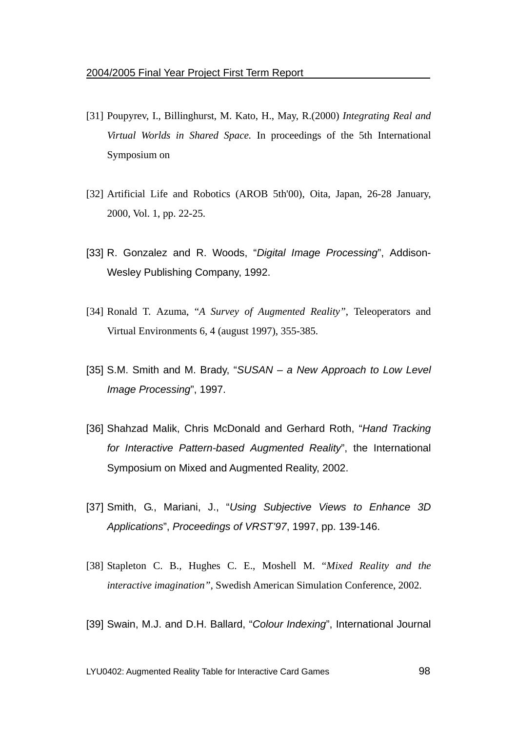[31] Poupyrev, I., Billinghurst, M. Kato, H., May, R.(2000) *Integrating Real and Virtual Worlds in Shared Space.* In proceedings of the 5th International Symposium on

[32] Artificial Life and Robotics (AROB 5th'00), Oita, Japan, 26-28 January, 2000, Vol. 1, pp. 22-25.

[33] R. Gonzalez and R. Woods, "*Digital Image Processing*", Addison-Wesley Publishing Company, 1992.

[34] Ronald T. Azuma, "*A Survey of Augmented Reality*", Teleoperators and Virtual Environments 6, 4 (august 1997), 355-385.

[35] S.M. Smith and M. Brady, "*SUSAN – a New Approach to Low Level Image Processing*", 1997.

[36] Shahzad Malik, Chris McDonald and Gerhard Roth, "*Hand Tracking for Interactive Pattern-based Augmented Reality*", the International Symposium on Mixed and Augmented Reality, 2002.

[37] Smith, G., Mariani, J., "*Using Subjective Views to Enhance 3D Applications*", *Proceedings of VRST'97*, 1997, pp. 139-146.

[38] Stapleton C. B., Hughes C. E., Moshell M. "*Mixed Reality and the interactive imagination*", Swedish American Simulation Conference, 2002.

[39] Swain, M.J. and D.H. Ballard, "*Colour Indexing*", International Journal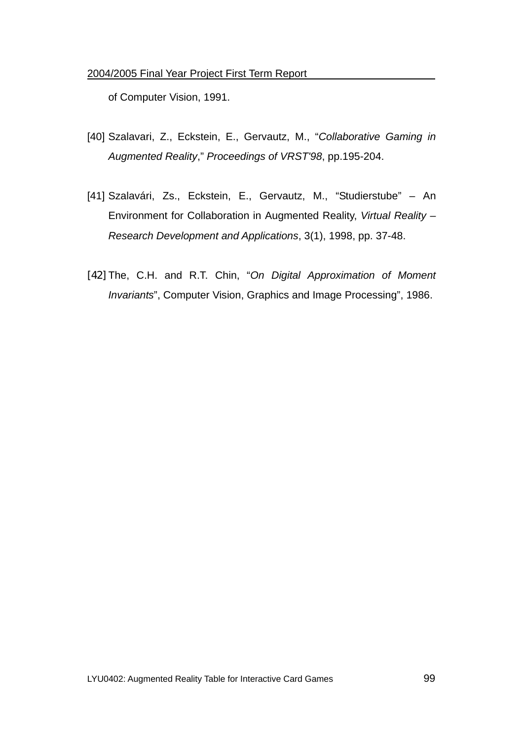of Computer Vision, 1991.

[40] Szalavari, Z., Eckstein, E., Gervautz, M., "*Collaborative Gaming in Augmented Reality*," *Proceedings of VRST'98*, pp.195-204.

[41] Szalavári, Zs., Eckstein, E., Gervautz, M., "Studierstube" – An Environment for Collaboration in Augmented Reality, *Virtual Reality – Research Development and Applications*, 3(1), 1998, pp. 37-48.

[42] The, C.H. and R.T. Chin, "*On Digital Approximation of Moment Invariants*", Computer Vision, Graphics and Image Processing", 1986.